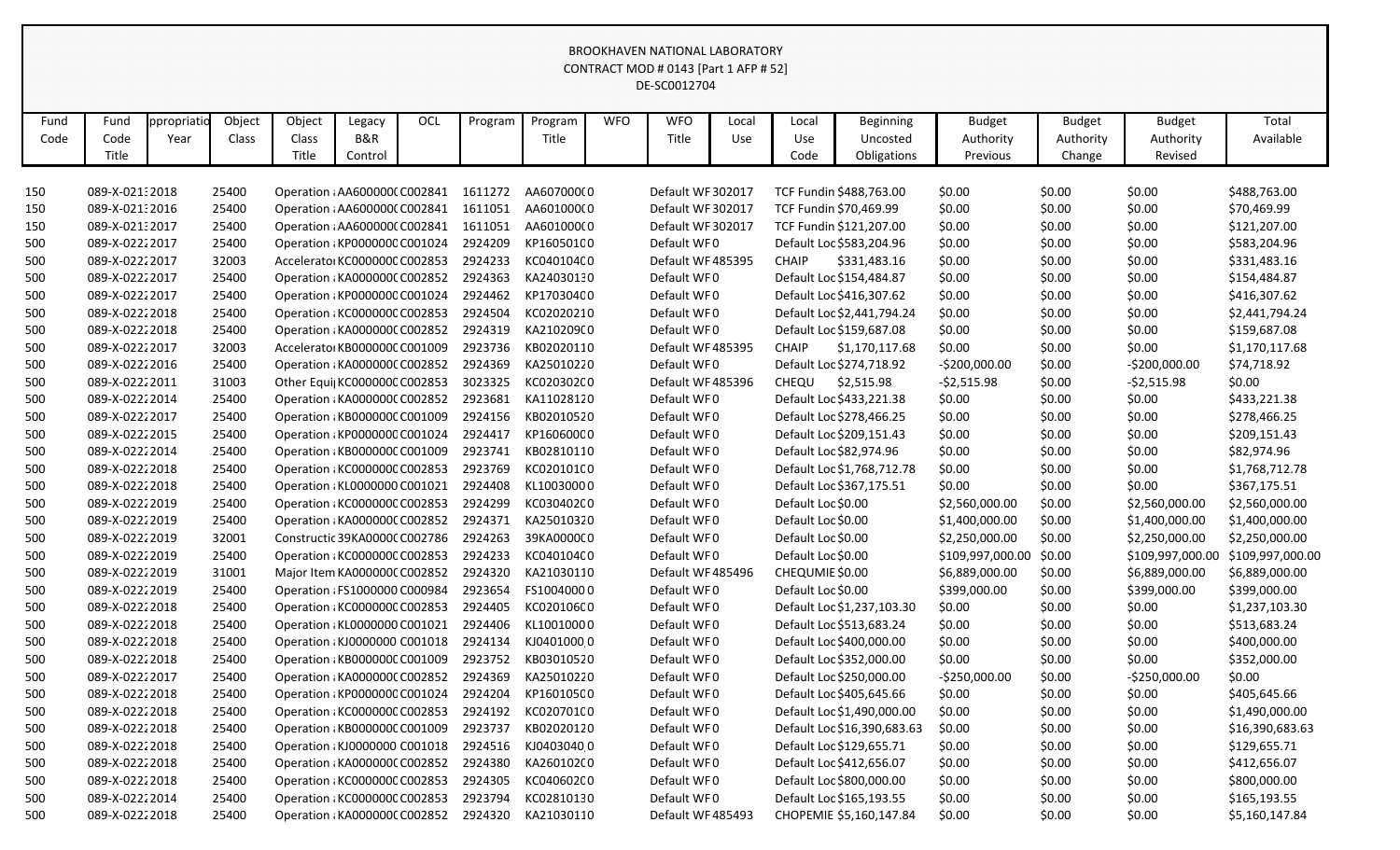BROOKHAVEN NATIONAL LABORATORY
CONTRACT MOD # 0143 [Part 1 AFP # 52]
DE-SC0012704

| Fund Code | Fund Code Title | ppropriatio Year | Object Class | Object Class Title | Legacy B&R Control | OCL | Program | Program Title | WFO | WFO Title | Local Use | Local Use Code | Beginning Uncosted Obligations | Budget Authority Previous | Budget Authority Change | Budget Authority Revised | Total Available |
|---|---|---|---|---|---|---|---|---|---|---|---|---|---|---|---|---|---|
| 150 | 089-X-021:2018 | | 25400 | Operation : | AA600000( | C002841 | 1611272 | AA607000( | 0 | Default WF | 302017 | TCF Fundin | $488,763.00 | $0.00 | $0.00 | $0.00 | $488,763.00 |
| 150 | 089-X-021:2016 | | 25400 | Operation : | AA600000( | C002841 | 1611051 | AA601000( | 0 | Default WF | 302017 | TCF Fundin | $70,469.99 | $0.00 | $0.00 | $0.00 | $70,469.99 |
| 150 | 089-X-021:2017 | | 25400 | Operation : | AA600000( | C002841 | 1611051 | AA601000( | 0 | Default WF | 302017 | TCF Fundin | $121,207.00 | $0.00 | $0.00 | $0.00 | $121,207.00 |
| 500 | 089-X-022:2017 | | 25400 | Operation : | KP000000( | C001024 | 2924209 | KP160501( | 0 | Default WF | 0 | Default Loc | $583,204.96 | $0.00 | $0.00 | $0.00 | $583,204.96 |
| 500 | 089-X-022:2017 | | 32003 | Accelerator | KC000000( | C002853 | 2924233 | KC040104( | 0 | Default WF | 485395 | CHAIP | $331,483.16 | $0.00 | $0.00 | $0.00 | $331,483.16 |
| 500 | 089-X-022:2017 | | 25400 | Operation : | KA000000( | C002852 | 2924363 | KA240301: | 0 | Default WF | 0 | Default Loc | $154,484.87 | $0.00 | $0.00 | $0.00 | $154,484.87 |
| 500 | 089-X-022:2017 | | 25400 | Operation : | KP000000( | C001024 | 2924462 | KP170304( | 0 | Default WF | 0 | Default Loc | $416,307.62 | $0.00 | $0.00 | $0.00 | $416,307.62 |
| 500 | 089-X-022:2018 | | 25400 | Operation : | KC000000( | C002853 | 2924504 | KC020202: | 0 | Default WF | 0 | Default Loc | $2,441,794.24 | $0.00 | $0.00 | $0.00 | $2,441,794.24 |
| 500 | 089-X-022:2018 | | 25400 | Operation : | KA000000( | C002852 | 2924319 | KA210209( | 0 | Default WF | 0 | Default Loc | $159,687.08 | $0.00 | $0.00 | $0.00 | $159,687.08 |
| 500 | 089-X-022:2017 | | 32003 | Accelerator | KB000000( | C001009 | 2923736 | KB020201: | 0 | Default WF | 485395 | CHAIP | $1,170,117.68 | $0.00 | $0.00 | $0.00 | $1,170,117.68 |
| 500 | 089-X-022:2016 | | 25400 | Operation : | KA000000( | C002852 | 2924369 | KA250102: | 0 | Default WF | 0 | Default Loc | $274,718.92 | -$200,000.00 | $0.00 | -$200,000.00 | $74,718.92 |
| 500 | 089-X-022:2011 | | 31003 | Other Equi | KC000000( | C002853 | 3023325 | KC020302( | 0 | Default WF | 485396 | CHEQU | $2,515.98 | -$2,515.98 | $0.00 | -$2,515.98 | $0.00 |
| 500 | 089-X-022:2014 | | 25400 | Operation : | KA000000( | C002852 | 2923681 | KA110281: | 0 | Default WF | 0 | Default Loc | $433,221.38 | $0.00 | $0.00 | $0.00 | $433,221.38 |
| 500 | 089-X-022:2017 | | 25400 | Operation : | KB000000( | C001009 | 2924156 | KB020105: | 0 | Default WF | 0 | Default Loc | $278,466.25 | $0.00 | $0.00 | $0.00 | $278,466.25 |
| 500 | 089-X-022:2015 | | 25400 | Operation : | KP000000( | C001024 | 2924417 | KP160600( | 0 | Default WF | 0 | Default Loc | $209,151.43 | $0.00 | $0.00 | $0.00 | $209,151.43 |
| 500 | 089-X-022:2014 | | 25400 | Operation : | KB000000( | C001009 | 2923741 | KB028101: | 0 | Default WF | 0 | Default Loc | $82,974.96 | $0.00 | $0.00 | $0.00 | $82,974.96 |
| 500 | 089-X-022:2018 | | 25400 | Operation : | KC000000( | C002853 | 2923769 | KC020101( | 0 | Default WF | 0 | Default Loc | $1,768,712.78 | $0.00 | $0.00 | $0.00 | $1,768,712.78 |
| 500 | 089-X-022:2018 | | 25400 | Operation : | KL0000000 | C001021 | 2924408 | KL100300( | 0 | Default WF | 0 | Default Loc | $367,175.51 | $0.00 | $0.00 | $0.00 | $367,175.51 |
| 500 | 089-X-022:2019 | | 25400 | Operation : | KC000000( | C002853 | 2924299 | KC030402( | 0 | Default WF | 0 | Default Loc | $0.00 | $2,560,000.00 | $0.00 | $2,560,000.00 | $2,560,000.00 |
| 500 | 089-X-022:2019 | | 25400 | Operation : | KA000000( | C002852 | 2924371 | KA250103: | 0 | Default WF | 0 | Default Loc | $0.00 | $1,400,000.00 | $0.00 | $1,400,000.00 | $1,400,000.00 |
| 500 | 089-X-022:2019 | | 32001 | Constructic | 39KA0000( | C002786 | 2924263 | 39KA0000( | 0 | Default WF | 0 | Default Loc | $0.00 | $2,250,000.00 | $0.00 | $2,250,000.00 | $2,250,000.00 |
| 500 | 089-X-022:2019 | | 25400 | Operation : | KC000000( | C002853 | 2924233 | KC040104( | 0 | Default WF | 0 | Default Loc | $0.00 | $109,997,000.00 | $0.00 | $109,997,000.00 | $109,997,000.00 |
| 500 | 089-X-022:2019 | | 31001 | Major Item | KA000000( | C002852 | 2924320 | KA210301: | 0 | Default WF | 485496 | CHEQUMIE | $0.00 | $6,889,000.00 | $0.00 | $6,889,000.00 | $6,889,000.00 |
| 500 | 089-X-022:2019 | | 25400 | Operation : | FS1000000 | C000984 | 2923654 | FS100400( | 0 | Default WF | 0 | Default Loc | $0.00 | $399,000.00 | $0.00 | $399,000.00 | $399,000.00 |
| 500 | 089-X-022:2018 | | 25400 | Operation : | KC000000( | C002853 | 2924405 | KC020106( | 0 | Default WF | 0 | Default Loc | $1,237,103.30 | $0.00 | $0.00 | $0.00 | $1,237,103.30 |
| 500 | 089-X-022:2018 | | 25400 | Operation : | KL0000000 | C001021 | 2924406 | KL100100( | 0 | Default WF | 0 | Default Loc | $513,683.24 | $0.00 | $0.00 | $0.00 | $513,683.24 |
| 500 | 089-X-022:2018 | | 25400 | Operation : | KJ0000000 | C001018 | 2924134 | KJ040100( | 0 | Default WF | 0 | Default Loc | $400,000.00 | $0.00 | $0.00 | $0.00 | $400,000.00 |
| 500 | 089-X-022:2018 | | 25400 | Operation : | KB000000( | C001009 | 2923752 | KB030105: | 0 | Default WF | 0 | Default Loc | $352,000.00 | $0.00 | $0.00 | $0.00 | $352,000.00 |
| 500 | 089-X-022:2017 | | 25400 | Operation : | KA000000( | C002852 | 2924369 | KA250102: | 0 | Default WF | 0 | Default Loc | $250,000.00 | -$250,000.00 | $0.00 | -$250,000.00 | $0.00 |
| 500 | 089-X-022:2018 | | 25400 | Operation : | KP000000( | C001024 | 2924204 | KP160105( | 0 | Default WF | 0 | Default Loc | $405,645.66 | $0.00 | $0.00 | $0.00 | $405,645.66 |
| 500 | 089-X-022:2018 | | 25400 | Operation : | KC000000( | C002853 | 2924192 | KC020701( | 0 | Default WF | 0 | Default Loc | $1,490,000.00 | $0.00 | $0.00 | $0.00 | $1,490,000.00 |
| 500 | 089-X-022:2018 | | 25400 | Operation : | KB000000( | C001009 | 2923737 | KB020201: | 0 | Default WF | 0 | Default Loc | $16,390,683.63 | $0.00 | $0.00 | $0.00 | $16,390,683.63 |
| 500 | 089-X-022:2018 | | 25400 | Operation : | KJ0000000 | C001018 | 2924516 | KJ040304( | 0 | Default WF | 0 | Default Loc | $129,655.71 | $0.00 | $0.00 | $0.00 | $129,655.71 |
| 500 | 089-X-022:2018 | | 25400 | Operation : | KA000000( | C002852 | 2924380 | KA260102( | 0 | Default WF | 0 | Default Loc | $412,656.07 | $0.00 | $0.00 | $0.00 | $412,656.07 |
| 500 | 089-X-022:2018 | | 25400 | Operation : | KC000000( | C002853 | 2924305 | KC040602( | 0 | Default WF | 0 | Default Loc | $800,000.00 | $0.00 | $0.00 | $0.00 | $800,000.00 |
| 500 | 089-X-022:2014 | | 25400 | Operation : | KC000000( | C002853 | 2923794 | KC028101: | 0 | Default WF | 0 | Default Loc | $165,193.55 | $0.00 | $0.00 | $0.00 | $165,193.55 |
| 500 | 089-X-022:2018 | | 25400 | Operation : | KA000000( | C002852 | 2924320 | KA210301: | 0 | Default WF | 485493 | CHOPEMIE | $5,160,147.84 | $0.00 | $0.00 | $0.00 | $5,160,147.84 |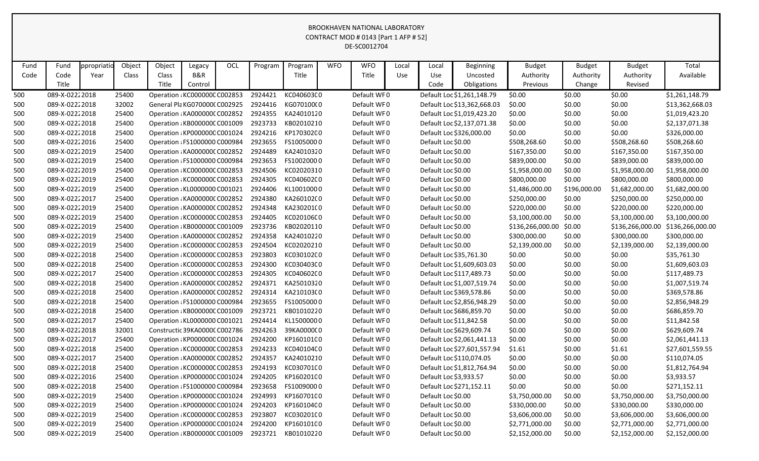BROOKHAVEN NATIONAL LABORATORY
CONTRACT MOD # 0143 [Part 1 AFP # 52]
DE-SC0012704

| Fund Code | Fund Code Title | ppropriatio Year | Object Class | Object Class Title | Legacy B&R Control | OCL | Program | Program Title | WFO | WFO Title | Local Use | Local Use Code | Beginning Uncosted Obligations | Budget Authority Previous | Budget Authority Change | Budget Authority Revised | Total Available |
|---|---|---|---|---|---|---|---|---|---|---|---|---|---|---|---|---|---|
| 500 | 089-X-0222 | 2018 | 25400 | Operation a | KC0000000 | C002853 | 2924421 | KC0406030 | 0 | Default WF | 0 | Default Loc | $1,261,148.79 | $0.00 | $0.00 | $0.00 | $1,261,148.79 |
| 500 | 089-X-0222 | 2018 | 32002 | General Pla | KG0700000 | C002925 | 2924416 | KG0701000 | 0 | Default WF | 0 | Default Loc | $13,362,668.03 | $0.00 | $0.00 | $0.00 | $13,362,668.03 |
| 500 | 089-X-0222 | 2018 | 25400 | Operation a | KA0000000 | C002852 | 2924355 | KA2401012 | 0 | Default WF | 0 | Default Loc | $1,019,423.20 | $0.00 | $0.00 | $0.00 | $1,019,423.20 |
| 500 | 089-X-0222 | 2018 | 25400 | Operation a | KB0000000 | C001009 | 2923733 | KB0201021 | 0 | Default WF | 0 | Default Loc | $2,137,071.38 | $0.00 | $0.00 | $0.00 | $2,137,071.38 |
| 500 | 089-X-0222 | 2018 | 25400 | Operation a | KP0000000 | C001024 | 2924216 | KP1703020 | 0 | Default WF | 0 | Default Loc | $326,000.00 | $0.00 | $0.00 | $0.00 | $326,000.00 |
| 500 | 089-X-0222 | 2016 | 25400 | Operation a | FS1000000 | C000984 | 2923655 | FS1005000 | 0 | Default WF | 0 | Default Loc | $0.00 | $508,268.60 | $0.00 | $508,268.60 | $508,268.60 |
| 500 | 089-X-0222 | 2019 | 25400 | Operation a | KA0000000 | C002852 | 2924489 | KA2401032 | 0 | Default WF | 0 | Default Loc | $0.00 | $167,350.00 | $0.00 | $167,350.00 | $167,350.00 |
| 500 | 089-X-0222 | 2019 | 25400 | Operation a | FS1000000 | C000984 | 2923653 | FS1002000 | 0 | Default WF | 0 | Default Loc | $0.00 | $839,000.00 | $0.00 | $839,000.00 | $839,000.00 |
| 500 | 089-X-0222 | 2019 | 25400 | Operation a | KC0000000 | C002853 | 2924506 | KC0202031 | 0 | Default WF | 0 | Default Loc | $0.00 | $1,958,000.00 | $0.00 | $1,958,000.00 | $1,958,000.00 |
| 500 | 089-X-0222 | 2019 | 25400 | Operation a | KC0000000 | C002853 | 2924305 | KC0406020 | 0 | Default WF | 0 | Default Loc | $0.00 | $800,000.00 | $0.00 | $800,000.00 | $800,000.00 |
| 500 | 089-X-0222 | 2019 | 25400 | Operation a | KL0000000 | C001021 | 2924406 | KL1001000 | 0 | Default WF | 0 | Default Loc | $0.00 | $1,486,000.00 | $196,000.00 | $1,682,000.00 | $1,682,000.00 |
| 500 | 089-X-0222 | 2017 | 25400 | Operation a | KA0000000 | C002852 | 2924380 | KA2601020 | 0 | Default WF | 0 | Default Loc | $0.00 | $250,000.00 | $0.00 | $250,000.00 | $250,000.00 |
| 500 | 089-X-0222 | 2019 | 25400 | Operation a | KA0000000 | C002852 | 2924348 | KA2302010 | 0 | Default WF | 0 | Default Loc | $0.00 | $220,000.00 | $0.00 | $220,000.00 | $220,000.00 |
| 500 | 089-X-0222 | 2019 | 25400 | Operation a | KC0000000 | C002853 | 2924405 | KC0201060 | 0 | Default WF | 0 | Default Loc | $0.00 | $3,100,000.00 | $0.00 | $3,100,000.00 | $3,100,000.00 |
| 500 | 089-X-0222 | 2019 | 25400 | Operation a | KB0000000 | C001009 | 2923736 | KB0202011 | 0 | Default WF | 0 | Default Loc | $0.00 | $136,266,000.00 | $0.00 | $136,266,000.00 | $136,266,000.00 |
| 500 | 089-X-0222 | 2019 | 25400 | Operation a | KA0000000 | C002852 | 2924358 | KA2401022 | 0 | Default WF | 0 | Default Loc | $0.00 | $300,000.00 | $0.00 | $300,000.00 | $300,000.00 |
| 500 | 089-X-0222 | 2019 | 25400 | Operation a | KC0000000 | C002853 | 2924504 | KC0202021 | 0 | Default WF | 0 | Default Loc | $0.00 | $2,139,000.00 | $0.00 | $2,139,000.00 | $2,139,000.00 |
| 500 | 089-X-0222 | 2018 | 25400 | Operation a | KC0000000 | C002853 | 2923803 | KC0301020 | 0 | Default WF | 0 | Default Loc | $35,761.30 | $0.00 | $0.00 | $0.00 | $35,761.30 |
| 500 | 089-X-0222 | 2018 | 25400 | Operation a | KC0000000 | C002853 | 2924300 | KC0304030 | 0 | Default WF | 0 | Default Loc | $1,609,603.03 | $0.00 | $0.00 | $0.00 | $1,609,603.03 |
| 500 | 089-X-0222 | 2017 | 25400 | Operation a | KC0000000 | C002853 | 2924305 | KC0406020 | 0 | Default WF | 0 | Default Loc | $117,489.73 | $0.00 | $0.00 | $0.00 | $117,489.73 |
| 500 | 089-X-0222 | 2018 | 25400 | Operation a | KA0000000 | C002852 | 2924371 | KA2501032 | 0 | Default WF | 0 | Default Loc | $1,007,519.74 | $0.00 | $0.00 | $0.00 | $1,007,519.74 |
| 500 | 089-X-0222 | 2018 | 25400 | Operation a | KA0000000 | C002852 | 2924314 | KA2101030 | 0 | Default WF | 0 | Default Loc | $369,578.86 | $0.00 | $0.00 | $0.00 | $369,578.86 |
| 500 | 089-X-0222 | 2018 | 25400 | Operation a | FS1000000 | C000984 | 2923655 | FS1005000 | 0 | Default WF | 0 | Default Loc | $2,856,948.29 | $0.00 | $0.00 | $0.00 | $2,856,948.29 |
| 500 | 089-X-0222 | 2018 | 25400 | Operation a | KB0000000 | C001009 | 2923721 | KB0101022 | 0 | Default WF | 0 | Default Loc | $686,859.70 | $0.00 | $0.00 | $0.00 | $686,859.70 |
| 500 | 089-X-0222 | 2017 | 25400 | Operation a | KL0000000 | C001021 | 2924414 | KL1500000 | 0 | Default WF | 0 | Default Loc | $11,842.58 | $0.00 | $0.00 | $0.00 | $11,842.58 |
| 500 | 089-X-0222 | 2018 | 32001 | Constructic | 39KA0000 | C002786 | 2924263 | 39KA0000 | 0 | Default WF | 0 | Default Loc | $629,609.74 | $0.00 | $0.00 | $0.00 | $629,609.74 |
| 500 | 089-X-0222 | 2017 | 25400 | Operation a | KP0000000 | C001024 | 2924200 | KP1601010 | 0 | Default WF | 0 | Default Loc | $2,061,441.13 | $0.00 | $0.00 | $0.00 | $2,061,441.13 |
| 500 | 089-X-0222 | 2018 | 25400 | Operation a | KC0000000 | C002853 | 2924233 | KC0401040 | 0 | Default WF | 0 | Default Loc | $27,601,557.94 | $1.61 | $0.00 | $1.61 | $27,601,559.55 |
| 500 | 089-X-0222 | 2017 | 25400 | Operation a | KA0000000 | C002852 | 2924357 | KA2401021 | 0 | Default WF | 0 | Default Loc | $110,074.05 | $0.00 | $0.00 | $0.00 | $110,074.05 |
| 500 | 089-X-0222 | 2018 | 25400 | Operation a | KC0000000 | C002853 | 2924193 | KC0307010 | 0 | Default WF | 0 | Default Loc | $1,812,764.94 | $0.00 | $0.00 | $0.00 | $1,812,764.94 |
| 500 | 089-X-0222 | 2016 | 25400 | Operation a | KP0000000 | C001024 | 2924205 | KP1602010 | 0 | Default WF | 0 | Default Loc | $3,933.57 | $0.00 | $0.00 | $0.00 | $3,933.57 |
| 500 | 089-X-0222 | 2018 | 25400 | Operation a | FS1000000 | C000984 | 2923658 | FS1009000 | 0 | Default WF | 0 | Default Loc | $271,152.11 | $0.00 | $0.00 | $0.00 | $271,152.11 |
| 500 | 089-X-0222 | 2019 | 25400 | Operation a | KP0000000 | C001024 | 2924993 | KP1607010 | 0 | Default WF | 0 | Default Loc | $0.00 | $3,750,000.00 | $0.00 | $3,750,000.00 | $3,750,000.00 |
| 500 | 089-X-0222 | 2019 | 25400 | Operation a | KP0000000 | C001024 | 2924203 | KP1601040 | 0 | Default WF | 0 | Default Loc | $0.00 | $330,000.00 | $0.00 | $330,000.00 | $330,000.00 |
| 500 | 089-X-0222 | 2019 | 25400 | Operation a | KC0000000 | C002853 | 2923807 | KC0302010 | 0 | Default WF | 0 | Default Loc | $0.00 | $3,606,000.00 | $0.00 | $3,606,000.00 | $3,606,000.00 |
| 500 | 089-X-0222 | 2019 | 25400 | Operation a | KP0000000 | C001024 | 2924200 | KP1601010 | 0 | Default WF | 0 | Default Loc | $0.00 | $2,771,000.00 | $0.00 | $2,771,000.00 | $2,771,000.00 |
| 500 | 089-X-0222 | 2019 | 25400 | Operation a | KB0000000 | C001009 | 2923721 | KB0101022 | 0 | Default WF | 0 | Default Loc | $0.00 | $2,152,000.00 | $0.00 | $2,152,000.00 | $2,152,000.00 |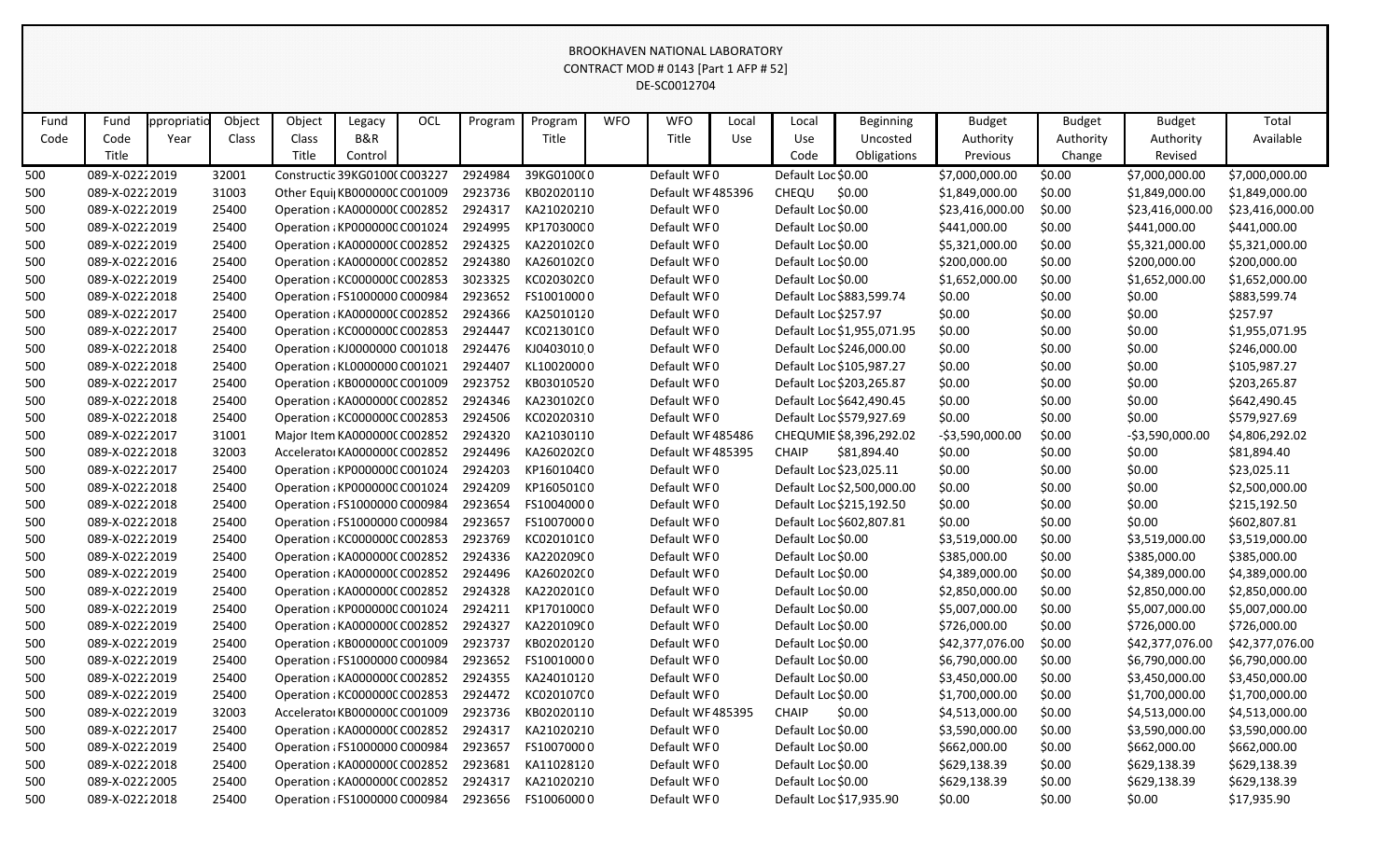BROOKHAVEN NATIONAL LABORATORY
CONTRACT MOD # 0143 [Part 1 AFP # 52]
DE-SC0012704

| Fund Code | Fund Code Title | ppropriatio Year | Object Class | Object Class Title | Legacy B&R Control | OCL | Program | Program Title | WFO | WFO Title | Local Use | Local Use Code | Beginning Uncosted Obligations | Budget Authority Previous | Budget Authority Change | Budget Authority Revised | Total Available |
|---|---|---|---|---|---|---|---|---|---|---|---|---|---|---|---|---|---|
| 500 | 089-X-0222 | 2019 | 32001 | Constructic | 39KG0100( | C003227 | 2924984 | 39KG0100( | 0 | Default WF | 0 | | Default Loc | $0.00 | $7,000,000.00 | $0.00 | $7,000,000.00 | $7,000,000.00 |
| 500 | 089-X-0222 | 2019 | 31003 | Other Equi | KB000000C | C001009 | 2923736 | KB0202011 | 0 | Default WF | 485396 | CHEQU | $0.00 | $1,849,000.00 | $0.00 | $1,849,000.00 | $1,849,000.00 |
| 500 | 089-X-0222 | 2019 | 25400 | Operation | KA000000C | C002852 | 2924317 | KA2102021 | 0 | Default WF | 0 | Default Loc | $0.00 | $23,416,000.00 | $0.00 | $23,416,000.00 | $23,416,000.00 |
| 500 | 089-X-0222 | 2019 | 25400 | Operation | KP000000C | C001024 | 2924995 | KP170300C | 0 | Default WF | 0 | Default Loc | $0.00 | $441,000.00 | $0.00 | $441,000.00 | $441,000.00 |
| 500 | 089-X-0222 | 2019 | 25400 | Operation | KA000000C | C002852 | 2924325 | KA220102C | 0 | Default WF | 0 | Default Loc | $0.00 | $5,321,000.00 | $0.00 | $5,321,000.00 | $5,321,000.00 |
| 500 | 089-X-0222 | 2016 | 25400 | Operation | KA000000C | C002852 | 2924380 | KA260102C | 0 | Default WF | 0 | Default Loc | $0.00 | $200,000.00 | $0.00 | $200,000.00 | $200,000.00 |
| 500 | 089-X-0222 | 2019 | 25400 | Operation | KC000000C | C002853 | 3023325 | KC020302C | 0 | Default WF | 0 | Default Loc | $0.00 | $1,652,000.00 | $0.00 | $1,652,000.00 | $1,652,000.00 |
| 500 | 089-X-0222 | 2018 | 25400 | Operation | FS1000000 | C000984 | 2923652 | FS1001000 | 0 | Default WF | 0 | Default Loc | $883,599.74 | $0.00 | $0.00 | $0.00 | $883,599.74 |
| 500 | 089-X-0222 | 2017 | 25400 | Operation | KA000000C | C002852 | 2924366 | KA2501012 | 0 | Default WF | 0 | Default Loc | $257.97 | $0.00 | $0.00 | $0.00 | $257.97 |
| 500 | 089-X-0222 | 2017 | 25400 | Operation | KC000000C | C002853 | 2924447 | KC021301C | 0 | Default WF | 0 | Default Loc | $1,955,071.95 | $0.00 | $0.00 | $0.00 | $1,955,071.95 |
| 500 | 089-X-0222 | 2018 | 25400 | Operation | KJ0000000 | C001018 | 2924476 | KJ0403010 | 0 | Default WF | 0 | Default Loc | $246,000.00 | $0.00 | $0.00 | $0.00 | $246,000.00 |
| 500 | 089-X-0222 | 2018 | 25400 | Operation | KL0000000 | C001021 | 2924407 | KL1002000 | 0 | Default WF | 0 | Default Loc | $105,987.27 | $0.00 | $0.00 | $0.00 | $105,987.27 |
| 500 | 089-X-0222 | 2017 | 25400 | Operation | KB000000C | C001009 | 2923752 | KB0301052 | 0 | Default WF | 0 | Default Loc | $203,265.87 | $0.00 | $0.00 | $0.00 | $203,265.87 |
| 500 | 089-X-0222 | 2018 | 25400 | Operation | KA000000C | C002852 | 2924346 | KA230102C | 0 | Default WF | 0 | Default Loc | $642,490.45 | $0.00 | $0.00 | $0.00 | $642,490.45 |
| 500 | 089-X-0222 | 2018 | 25400 | Operation | KC000000C | C002853 | 2924506 | KC0202031 | 0 | Default WF | 0 | Default Loc | $579,927.69 | $0.00 | $0.00 | $0.00 | $579,927.69 |
| 500 | 089-X-0222 | 2017 | 31001 | Major Item | KA000000C | C002852 | 2924320 | KA2103011 | 0 | Default WF | 485486 | CHEQUMIE | $8,396,292.02 | -$3,590,000.00 | $0.00 | -$3,590,000.00 | $4,806,292.02 |
| 500 | 089-X-0222 | 2018 | 32003 | Accelerator | KA000000C | C002852 | 2924496 | KA260202C | 0 | Default WF | 485395 | CHAIP | $81,894.40 | $0.00 | $0.00 | $0.00 | $81,894.40 |
| 500 | 089-X-0222 | 2017 | 25400 | Operation | KP000000C | C001024 | 2924203 | KP160104C | 0 | Default WF | 0 | Default Loc | $23,025.11 | $0.00 | $0.00 | $0.00 | $23,025.11 |
| 500 | 089-X-0222 | 2018 | 25400 | Operation | KP000000C | C001024 | 2924209 | KP160501C | 0 | Default WF | 0 | Default Loc | $2,500,000.00 | $0.00 | $0.00 | $0.00 | $2,500,000.00 |
| 500 | 089-X-0222 | 2018 | 25400 | Operation | FS1000000 | C000984 | 2923654 | FS1004000 | 0 | Default WF | 0 | Default Loc | $215,192.50 | $0.00 | $0.00 | $0.00 | $215,192.50 |
| 500 | 089-X-0222 | 2018 | 25400 | Operation | FS1000000 | C000984 | 2923657 | FS1007000 | 0 | Default WF | 0 | Default Loc | $602,807.81 | $0.00 | $0.00 | $0.00 | $602,807.81 |
| 500 | 089-X-0222 | 2019 | 25400 | Operation | KC000000C | C002853 | 2923769 | KC020101C | 0 | Default WF | 0 | Default Loc | $0.00 | $3,519,000.00 | $0.00 | $3,519,000.00 | $3,519,000.00 |
| 500 | 089-X-0222 | 2019 | 25400 | Operation | KA000000C | C002852 | 2924336 | KA220209C | 0 | Default WF | 0 | Default Loc | $0.00 | $385,000.00 | $0.00 | $385,000.00 | $385,000.00 |
| 500 | 089-X-0222 | 2019 | 25400 | Operation | KA000000C | C002852 | 2924496 | KA260202C | 0 | Default WF | 0 | Default Loc | $0.00 | $4,389,000.00 | $0.00 | $4,389,000.00 | $4,389,000.00 |
| 500 | 089-X-0222 | 2019 | 25400 | Operation | KA000000C | C002852 | 2924328 | KA220201C | 0 | Default WF | 0 | Default Loc | $0.00 | $2,850,000.00 | $0.00 | $2,850,000.00 | $2,850,000.00 |
| 500 | 089-X-0222 | 2019 | 25400 | Operation | KP000000C | C001024 | 2924211 | KP170100C | 0 | Default WF | 0 | Default Loc | $0.00 | $5,007,000.00 | $0.00 | $5,007,000.00 | $5,007,000.00 |
| 500 | 089-X-0222 | 2019 | 25400 | Operation | KA000000C | C002852 | 2924327 | KA220109C | 0 | Default WF | 0 | Default Loc | $0.00 | $726,000.00 | $0.00 | $726,000.00 | $726,000.00 |
| 500 | 089-X-0222 | 2019 | 25400 | Operation | KB000000C | C001009 | 2923737 | KB0202012 | 0 | Default WF | 0 | Default Loc | $0.00 | $42,377,076.00 | $0.00 | $42,377,076.00 | $42,377,076.00 |
| 500 | 089-X-0222 | 2019 | 25400 | Operation | FS1000000 | C000984 | 2923652 | FS1001000 | 0 | Default WF | 0 | Default Loc | $0.00 | $6,790,000.00 | $0.00 | $6,790,000.00 | $6,790,000.00 |
| 500 | 089-X-0222 | 2019 | 25400 | Operation | KA000000C | C002852 | 2924355 | KA2401012 | 0 | Default WF | 0 | Default Loc | $0.00 | $3,450,000.00 | $0.00 | $3,450,000.00 | $3,450,000.00 |
| 500 | 089-X-0222 | 2019 | 25400 | Operation | KC000000C | C002853 | 2924472 | KC020107C | 0 | Default WF | 0 | Default Loc | $0.00 | $1,700,000.00 | $0.00 | $1,700,000.00 | $1,700,000.00 |
| 500 | 089-X-0222 | 2019 | 32003 | Accelerator | KB000000C | C001009 | 2923736 | KB0202011 | 0 | Default WF | 485395 | CHAIP | $0.00 | $4,513,000.00 | $0.00 | $4,513,000.00 | $4,513,000.00 |
| 500 | 089-X-0222 | 2017 | 25400 | Operation | KA000000C | C002852 | 2924317 | KA2102021 | 0 | Default WF | 0 | Default Loc | $0.00 | $3,590,000.00 | $0.00 | $3,590,000.00 | $3,590,000.00 |
| 500 | 089-X-0222 | 2019 | 25400 | Operation | FS1000000 | C000984 | 2923657 | FS1007000 | 0 | Default WF | 0 | Default Loc | $0.00 | $662,000.00 | $0.00 | $662,000.00 | $662,000.00 |
| 500 | 089-X-0222 | 2018 | 25400 | Operation | KA000000C | C002852 | 2923681 | KA1102812 | 0 | Default WF | 0 | Default Loc | $0.00 | $629,138.39 | $0.00 | $629,138.39 | $629,138.39 |
| 500 | 089-X-0222 | 2005 | 25400 | Operation | KA000000C | C002852 | 2924317 | KA2102021 | 0 | Default WF | 0 | Default Loc | $0.00 | $629,138.39 | $0.00 | $629,138.39 | $629,138.39 |
| 500 | 089-X-0222 | 2018 | 25400 | Operation | FS1000000 | C000984 | 2923656 | FS1006000 | 0 | Default WF | 0 | Default Loc | $17,935.90 | $0.00 | $0.00 | $0.00 | $17,935.90 |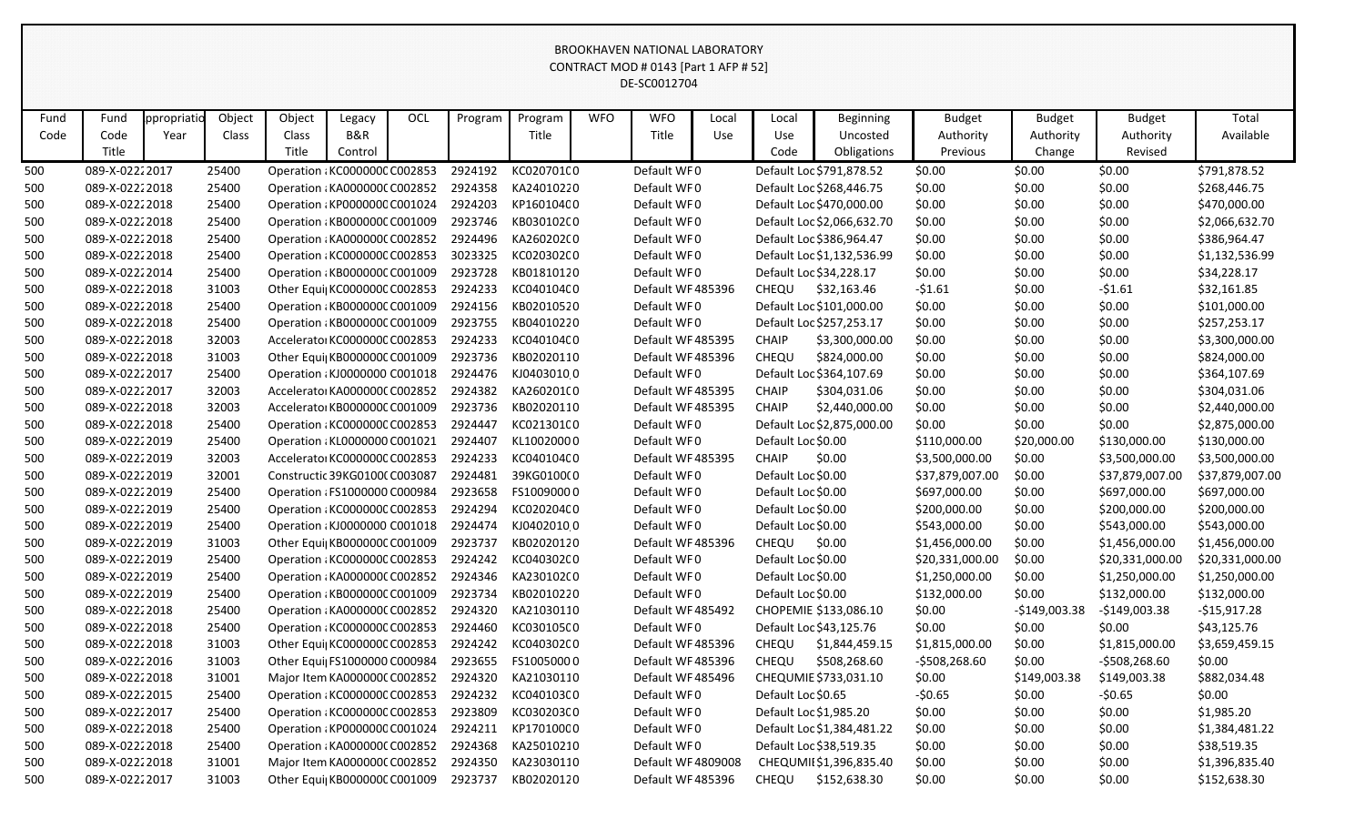BROOKHAVEN NATIONAL LABORATORY
CONTRACT MOD # 0143 [Part 1 AFP # 52]
DE-SC0012704

| Fund Code | Fund Code Title | ppropriatio Year | Object Class | Object Class Title | Legacy B&R Control | OCL | Program | Program Title | WFO | WFO Title | Local Use | Local Use Code | Beginning Uncosted Obligations | Budget Authority Previous | Budget Authority Change | Budget Authority Revised | Total Available |
|---|---|---|---|---|---|---|---|---|---|---|---|---|---|---|---|---|---|
| 500 | 089-X-022 | 2017 | 25400 | Operation | KC000000C | C002853 | 2924192 | KC020701C | 0 | Default WF | 0 | Default Loc | $791,878.52 | $0.00 | $0.00 | $0.00 | $791,878.52 |
| 500 | 089-X-022 | 2018 | 25400 | Operation | KA000000C | C002852 | 2924358 | KA24010220 | | Default WF | 0 | Default Loc | $268,446.75 | $0.00 | $0.00 | $0.00 | $268,446.75 |
| 500 | 089-X-022 | 2018 | 25400 | Operation | KP000000C | C001024 | 2924203 | KP160104C | 0 | Default WF | 0 | Default Loc | $470,000.00 | $0.00 | $0.00 | $0.00 | $470,000.00 |
| 500 | 089-X-022 | 2018 | 25400 | Operation | KB000000C | C001009 | 2923746 | KB030102C | 0 | Default WF | 0 | Default Loc | $2,066,632.70 | $0.00 | $0.00 | $0.00 | $2,066,632.70 |
| 500 | 089-X-022 | 2018 | 25400 | Operation | KA000000C | C002852 | 2924496 | KA260202C | 0 | Default WF | 0 | Default Loc | $386,964.47 | $0.00 | $0.00 | $0.00 | $386,964.47 |
| 500 | 089-X-022 | 2018 | 25400 | Operation | KC000000C | C002853 | 3023325 | KC020302C | 0 | Default WF | 0 | Default Loc | $1,132,536.99 | $0.00 | $0.00 | $0.00 | $1,132,536.99 |
| 500 | 089-X-022 | 2014 | 25400 | Operation | KB000000C | C001009 | 2923728 | KB01810120 | | Default WF | 0 | Default Loc | $34,228.17 | $0.00 | $0.00 | $0.00 | $34,228.17 |
| 500 | 089-X-022 | 2018 | 31003 | Other Equi | KC000000C | C002853 | 2924233 | KC040104C | 0 | Default WF | 485396 | CHEQU | $32,163.46 | -$1.61 | $0.00 | -$1.61 | $32,161.85 |
| 500 | 089-X-022 | 2018 | 25400 | Operation | KB000000C | C001009 | 2924156 | KB02010520 | | Default WF | 0 | Default Loc | $101,000.00 | $0.00 | $0.00 | $0.00 | $101,000.00 |
| 500 | 089-X-022 | 2018 | 25400 | Operation | KB000000C | C001009 | 2923755 | KB04010220 | | Default WF | 0 | Default Loc | $257,253.17 | $0.00 | $0.00 | $0.00 | $257,253.17 |
| 500 | 089-X-022 | 2018 | 32003 | Accelerator | KC000000C | C002853 | 2924233 | KC040104C | 0 | Default WF | 485395 | CHAIP | $3,300,000.00 | $0.00 | $0.00 | $0.00 | $3,300,000.00 |
| 500 | 089-X-022 | 2018 | 31003 | Other Equi | KB000000C | C001009 | 2923736 | KB02020110 | | Default WF | 485396 | CHEQU | $824,000.00 | $0.00 | $0.00 | $0.00 | $824,000.00 |
| 500 | 089-X-022 | 2017 | 25400 | Operation | KJ0000000 | C001018 | 2924476 | KJ0403010 | 0 | Default WF | 0 | Default Loc | $364,107.69 | $0.00 | $0.00 | $0.00 | $364,107.69 |
| 500 | 089-X-022 | 2017 | 32003 | Accelerator | KA000000C | C002852 | 2924382 | KA260201C | 0 | Default WF | 485395 | CHAIP | $304,031.06 | $0.00 | $0.00 | $0.00 | $304,031.06 |
| 500 | 089-X-022 | 2018 | 32003 | Accelerator | KB000000C | C001009 | 2923736 | KB02020110 | | Default WF | 485395 | CHAIP | $2,440,000.00 | $0.00 | $0.00 | $0.00 | $2,440,000.00 |
| 500 | 089-X-022 | 2018 | 25400 | Operation | KC000000C | C002853 | 2924447 | KC021301C | 0 | Default WF | 0 | Default Loc | $2,875,000.00 | $0.00 | $0.00 | $0.00 | $2,875,000.00 |
| 500 | 089-X-022 | 2019 | 25400 | Operation | KL0000000 | C001021 | 2924407 | KL1002000 | 0 | Default WF | 0 | Default Loc | $0.00 | $110,000.00 | $20,000.00 | $130,000.00 | $130,000.00 |
| 500 | 089-X-022 | 2019 | 32003 | Accelerator | KC000000C | C002853 | 2924233 | KC040104C | 0 | Default WF | 485395 | CHAIP | $0.00 | $3,500,000.00 | $0.00 | $3,500,000.00 | $3,500,000.00 |
| 500 | 089-X-022 | 2019 | 32001 | Constructi | 39KG0100C | C003087 | 2924481 | 39KG0100C | 0 | Default WF | 0 | Default Loc | $0.00 | $37,879,007.00 | $0.00 | $37,879,007.00 | $37,879,007.00 |
| 500 | 089-X-022 | 2019 | 25400 | Operation | FS1000000 | C000984 | 2923658 | FS1009000 | 0 | Default WF | 0 | Default Loc | $0.00 | $697,000.00 | $0.00 | $697,000.00 | $697,000.00 |
| 500 | 089-X-022 | 2019 | 25400 | Operation | KC000000C | C002853 | 2924294 | KC020204C | 0 | Default WF | 0 | Default Loc | $0.00 | $200,000.00 | $0.00 | $200,000.00 | $200,000.00 |
| 500 | 089-X-022 | 2019 | 25400 | Operation | KJ0000000 | C001018 | 2924474 | KJ0402010 | 0 | Default WF | 0 | Default Loc | $0.00 | $543,000.00 | $0.00 | $543,000.00 | $543,000.00 |
| 500 | 089-X-022 | 2019 | 31003 | Other Equi | KB000000C | C001009 | 2923737 | KB02020120 | | Default WF | 485396 | CHEQU | $0.00 | $1,456,000.00 | $0.00 | $1,456,000.00 | $1,456,000.00 |
| 500 | 089-X-022 | 2019 | 25400 | Operation | KC000000C | C002853 | 2924242 | KC040302C | 0 | Default WF | 0 | Default Loc | $0.00 | $20,331,000.00 | $0.00 | $20,331,000.00 | $20,331,000.00 |
| 500 | 089-X-022 | 2019 | 25400 | Operation | KA000000C | C002852 | 2924346 | KA230102C | 0 | Default WF | 0 | Default Loc | $0.00 | $1,250,000.00 | $0.00 | $1,250,000.00 | $1,250,000.00 |
| 500 | 089-X-022 | 2019 | 25400 | Operation | KB000000C | C001009 | 2923734 | KB02010220 | | Default WF | 0 | Default Loc | $0.00 | $132,000.00 | $0.00 | $132,000.00 | $132,000.00 |
| 500 | 089-X-022 | 2018 | 25400 | Operation | KA000000C | C002852 | 2924320 | KA21030110 | | Default WF | 485492 | CHOPEMIE | $133,086.10 | $0.00 | -$149,003.38 | -$149,003.38 | -$15,917.28 |
| 500 | 089-X-022 | 2018 | 25400 | Operation | KC000000C | C002853 | 2924460 | KC030105C | 0 | Default WF | 0 | Default Loc | $43,125.76 | $0.00 | $0.00 | $0.00 | $43,125.76 |
| 500 | 089-X-022 | 2018 | 31003 | Other Equi | KC000000C | C002853 | 2924242 | KC040302C | 0 | Default WF | 485396 | CHEQU | $1,844,459.15 | $1,815,000.00 | $0.00 | $1,815,000.00 | $3,659,459.15 |
| 500 | 089-X-022 | 2016 | 31003 | Other Equi | FS1000000 | C000984 | 2923655 | FS1005000 | 0 | Default WF | 485396 | CHEQU | $508,268.60 | -$508,268.60 | $0.00 | -$508,268.60 | $0.00 |
| 500 | 089-X-022 | 2018 | 31001 | Major Item | KA000000C | C002852 | 2924320 | KA21030110 | | Default WF | 485496 | CHEQUMIE | $733,031.10 | $0.00 | $149,003.38 | $149,003.38 | $882,034.48 |
| 500 | 089-X-022 | 2015 | 25400 | Operation | KC000000C | C002853 | 2924232 | KC040103C | 0 | Default WF | 0 | Default Loc | $0.65 | -$0.65 | $0.00 | -$0.65 | $0.00 |
| 500 | 089-X-022 | 2017 | 25400 | Operation | KC000000C | C002853 | 2923809 | KC030203C | 0 | Default WF | 0 | Default Loc | $1,985.20 | $0.00 | $0.00 | $0.00 | $1,985.20 |
| 500 | 089-X-022 | 2018 | 25400 | Operation | KP000000C | C001024 | 2924211 | KP170100C | 0 | Default WF | 0 | Default Loc | $1,384,481.22 | $0.00 | $0.00 | $0.00 | $1,384,481.22 |
| 500 | 089-X-022 | 2018 | 25400 | Operation | KA000000C | C002852 | 2924368 | KA25010210 | | Default WF | 0 | Default Loc | $38,519.35 | $0.00 | $0.00 | $0.00 | $38,519.35 |
| 500 | 089-X-022 | 2018 | 31001 | Major Item | KA000000C | C002852 | 2924350 | KA23030110 | | Default WF | 4809008 | CHEQUMII | $1,396,835.40 | $0.00 | $0.00 | $0.00 | $1,396,835.40 |
| 500 | 089-X-022 | 2017 | 31003 | Other Equi | KB000000C | C001009 | 2923737 | KB02020120 | | Default WF | 485396 | CHEQU | $152,638.30 | $0.00 | $0.00 | $0.00 | $152,638.30 |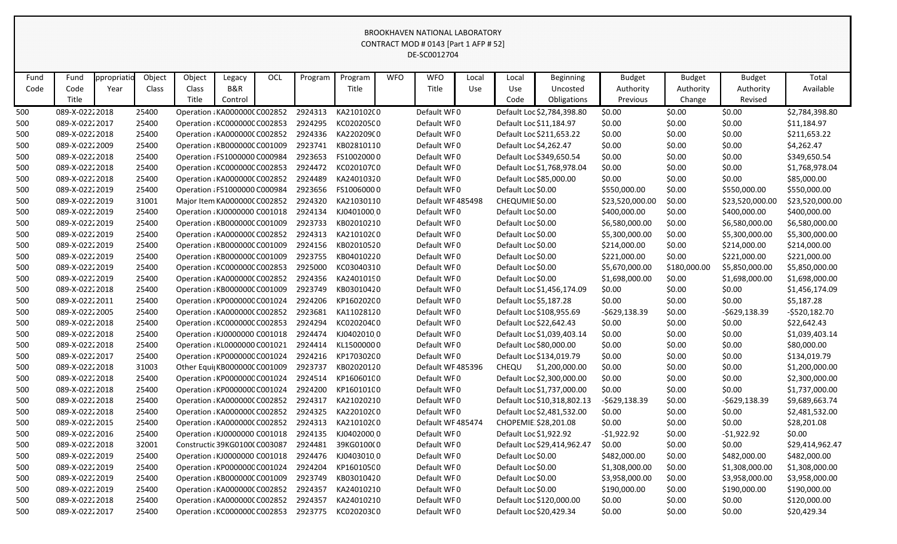BROOKHAVEN NATIONAL LABORATORY
CONTRACT MOD # 0143 [Part 1 AFP # 52]
DE-SC0012704

| Fund Code | Fund Code Title | ppropriatio Year | Object Class | Object Class Title | Legacy B&R Control | OCL | Program | Program Title | WFO | WFO Title | Local Use | Local Use Code | Beginning Uncosted Obligations | Budget Authority Previous | Budget Authority Change | Budget Authority Revised | Total Available |
|---|---|---|---|---|---|---|---|---|---|---|---|---|---|---|---|---|---|
| 500 | 089-X-0222 | 2018 | 25400 | Operation : | KA000000C | C002852 | 2924313 | KA210102C | 0 | Default WF | 0 | Default Loc | $2,784,398.80 | $0.00 | $0.00 | $0.00 | $2,784,398.80 |
| 500 | 089-X-0222 | 2017 | 25400 | Operation : | KC000000C | C002853 | 2924295 | KC020205C | 0 | Default WF | 0 | Default Loc | $11,184.97 | $0.00 | $0.00 | $0.00 | $11,184.97 |
| 500 | 089-X-0222 | 2018 | 25400 | Operation : | KA000000C | C002852 | 2924336 | KA220209C | 0 | Default WF | 0 | Default Loc | $211,653.22 | $0.00 | $0.00 | $0.00 | $211,653.22 |
| 500 | 089-X-0222 | 2009 | 25400 | Operation : | KB000000C | C001009 | 2923741 | KB0281011 | 0 | Default WF | 0 | Default Loc | $4,262.47 | $0.00 | $0.00 | $0.00 | $4,262.47 |
| 500 | 089-X-0222 | 2018 | 25400 | Operation : | FS1000000 | C000984 | 2923653 | FS1002000 | 0 | Default WF | 0 | Default Loc | $349,650.54 | $0.00 | $0.00 | $0.00 | $349,650.54 |
| 500 | 089-X-0222 | 2018 | 25400 | Operation : | KC000000C | C002853 | 2924472 | KC020107C | 0 | Default WF | 0 | Default Loc | $1,768,978.04 | $0.00 | $0.00 | $0.00 | $1,768,978.04 |
| 500 | 089-X-0222 | 2018 | 25400 | Operation : | KA000000C | C002852 | 2924489 | KA2401032 | 0 | Default WF | 0 | Default Loc | $85,000.00 | $0.00 | $0.00 | $0.00 | $85,000.00 |
| 500 | 089-X-0222 | 2019 | 25400 | Operation : | FS1000000 | C000984 | 2923656 | FS1006000 | 0 | Default WF | 0 | Default Loc | $0.00 | $550,000.00 | $0.00 | $550,000.00 | $550,000.00 |
| 500 | 089-X-0222 | 2019 | 31001 | Major Item | KA000000C | C002852 | 2924320 | KA2103011 | 0 | Default WF | 485498 | CHEQUMIE | $0.00 | $23,520,000.00 | $0.00 | $23,520,000.00 | $23,520,000.00 |
| 500 | 089-X-0222 | 2019 | 25400 | Operation : | KJ0000000 | C001018 | 2924134 | KJ0401000 | 0 | Default WF | 0 | Default Loc | $0.00 | $400,000.00 | $0.00 | $400,000.00 | $400,000.00 |
| 500 | 089-X-0222 | 2019 | 25400 | Operation : | KB000000C | C001009 | 2923733 | KB0201021 | 0 | Default WF | 0 | Default Loc | $0.00 | $6,580,000.00 | $0.00 | $6,580,000.00 | $6,580,000.00 |
| 500 | 089-X-0222 | 2019 | 25400 | Operation : | KA000000C | C002852 | 2924313 | KA210102C | 0 | Default WF | 0 | Default Loc | $0.00 | $5,300,000.00 | $0.00 | $5,300,000.00 | $5,300,000.00 |
| 500 | 089-X-0222 | 2019 | 25400 | Operation : | KB000000C | C001009 | 2924156 | KB0201052 | 0 | Default WF | 0 | Default Loc | $0.00 | $214,000.00 | $0.00 | $214,000.00 | $214,000.00 |
| 500 | 089-X-0222 | 2019 | 25400 | Operation : | KB000000C | C001009 | 2923755 | KB0401022 | 0 | Default WF | 0 | Default Loc | $0.00 | $221,000.00 | $0.00 | $221,000.00 | $221,000.00 |
| 500 | 089-X-0222 | 2019 | 25400 | Operation : | KC000000C | C002853 | 2925000 | KC0304031 | 0 | Default WF | 0 | Default Loc | $0.00 | $5,670,000.00 | $180,000.00 | $5,850,000.00 | $5,850,000.00 |
| 500 | 089-X-0222 | 2019 | 25400 | Operation : | KA000000C | C002852 | 2924356 | KA2401019 | 0 | Default WF | 0 | Default Loc | $0.00 | $1,698,000.00 | $0.00 | $1,698,000.00 | $1,698,000.00 |
| 500 | 089-X-0222 | 2018 | 25400 | Operation : | KB000000C | C001009 | 2923749 | KB0301042 | 0 | Default WF | 0 | Default Loc | $1,456,174.09 | $0.00 | $0.00 | $0.00 | $1,456,174.09 |
| 500 | 089-X-0222 | 2011 | 25400 | Operation : | KP000000C | C001024 | 2924206 | KP160202C | 0 | Default WF | 0 | Default Loc | $5,187.28 | $0.00 | $0.00 | $0.00 | $5,187.28 |
| 500 | 089-X-0222 | 2005 | 25400 | Operation : | KA000000C | C002852 | 2923681 | KA1102812 | 0 | Default WF | 0 | Default Loc | $108,955.69 | -$629,138.39 | $0.00 | -$629,138.39 | -$520,182.70 |
| 500 | 089-X-0222 | 2018 | 25400 | Operation : | KC000000C | C002853 | 2924294 | KC020204C | 0 | Default WF | 0 | Default Loc | $22,642.43 | $0.00 | $0.00 | $0.00 | $22,642.43 |
| 500 | 089-X-0222 | 2018 | 25400 | Operation : | KJ0000000 | C001018 | 2924474 | KJ0402010 | 0 | Default WF | 0 | Default Loc | $1,039,403.14 | $0.00 | $0.00 | $0.00 | $1,039,403.14 |
| 500 | 089-X-0222 | 2018 | 25400 | Operation : | KL0000000 | C001021 | 2924414 | KL1500000 | 0 | Default WF | 0 | Default Loc | $80,000.00 | $0.00 | $0.00 | $0.00 | $80,000.00 |
| 500 | 089-X-0222 | 2017 | 25400 | Operation : | KP000000C | C001024 | 2924216 | KP170302C | 0 | Default WF | 0 | Default Loc | $134,019.79 | $0.00 | $0.00 | $0.00 | $134,019.79 |
| 500 | 089-X-0222 | 2018 | 31003 | Other Equi | KB000000C | C001009 | 2923737 | KB0202012 | 0 | Default WF | 485396 | CHEQU | $1,200,000.00 | $0.00 | $0.00 | $0.00 | $1,200,000.00 |
| 500 | 089-X-0222 | 2018 | 25400 | Operation : | KP000000C | C001024 | 2924514 | KP160601C | 0 | Default WF | 0 | Default Loc | $2,300,000.00 | $0.00 | $0.00 | $0.00 | $2,300,000.00 |
| 500 | 089-X-0222 | 2018 | 25400 | Operation : | KP000000C | C001024 | 2924200 | KP160101C | 0 | Default WF | 0 | Default Loc | $1,737,000.00 | $0.00 | $0.00 | $0.00 | $1,737,000.00 |
| 500 | 089-X-0222 | 2018 | 25400 | Operation : | KA000000C | C002852 | 2924317 | KA2102021 | 0 | Default WF | 0 | Default Loc | $10,318,802.13 | -$629,138.39 | $0.00 | -$629,138.39 | $9,689,663.74 |
| 500 | 089-X-0222 | 2018 | 25400 | Operation : | KA000000C | C002852 | 2924325 | KA220102C | 0 | Default WF | 0 | Default Loc | $2,481,532.00 | $0.00 | $0.00 | $0.00 | $2,481,532.00 |
| 500 | 089-X-0222 | 2015 | 25400 | Operation : | KA000000C | C002852 | 2924313 | KA210102C | 0 | Default WF | 485474 | CHOPEMIE | $28,201.08 | $0.00 | $0.00 | $0.00 | $28,201.08 |
| 500 | 089-X-0222 | 2016 | 25400 | Operation : | KJ0000000 | C001018 | 2924135 | KJ0402000 | 0 | Default WF | 0 | Default Loc | $1,922.92 | -$1,922.92 | $0.00 | -$1,922.92 | $0.00 |
| 500 | 089-X-0222 | 2018 | 32001 | Constructic | 39KG0100C | C003087 | 2924481 | 39KG0100C | 0 | Default WF | 0 | Default Loc | $29,414,962.47 | $0.00 | $0.00 | $0.00 | $29,414,962.47 |
| 500 | 089-X-0222 | 2019 | 25400 | Operation : | KJ0000000 | C001018 | 2924476 | KJ0403010 | 0 | Default WF | 0 | Default Loc | $0.00 | $482,000.00 | $0.00 | $482,000.00 | $482,000.00 |
| 500 | 089-X-0222 | 2019 | 25400 | Operation : | KP000000C | C001024 | 2924204 | KP160105C | 0 | Default WF | 0 | Default Loc | $0.00 | $1,308,000.00 | $0.00 | $1,308,000.00 | $1,308,000.00 |
| 500 | 089-X-0222 | 2019 | 25400 | Operation : | KB000000C | C001009 | 2923749 | KB0301042 | 0 | Default WF | 0 | Default Loc | $0.00 | $3,958,000.00 | $0.00 | $3,958,000.00 | $3,958,000.00 |
| 500 | 089-X-0222 | 2019 | 25400 | Operation : | KA000000C | C002852 | 2924357 | KA2401021 | 0 | Default WF | 0 | Default Loc | $0.00 | $190,000.00 | $0.00 | $190,000.00 | $190,000.00 |
| 500 | 089-X-0222 | 2018 | 25400 | Operation : | KA000000C | C002852 | 2924357 | KA2401021 | 0 | Default WF | 0 | Default Loc | $120,000.00 | $0.00 | $0.00 | $0.00 | $120,000.00 |
| 500 | 089-X-0222 | 2017 | 25400 | Operation : | KC000000C | C002853 | 2923775 | KC020203C | 0 | Default WF | 0 | Default Loc | $20,429.34 | $0.00 | $0.00 | $0.00 | $20,429.34 |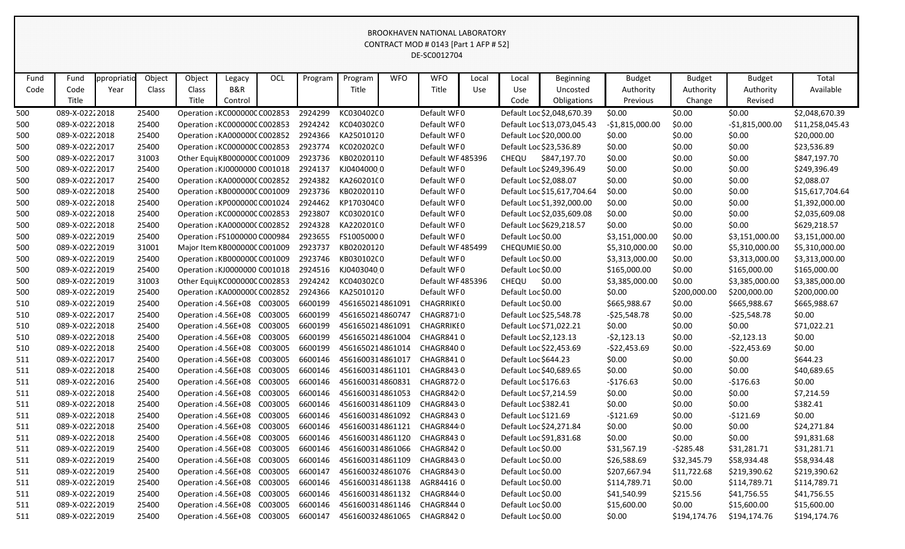BROOKHAVEN NATIONAL LABORATORY
CONTRACT MOD # 0143 [Part 1 AFP # 52]
DE-SC0012704

| Fund Code | Fund Code Title | ppropriatio Year | Object Class | Object Class Title | Legacy B&R Control | OCL | Program | Program Title | WFO | WFO Title | Local Use | Local Use Code | Beginning Uncosted Obligations | Budget Authority Previous | Budget Authority Change | Budget Authority Revised | Total Available |
|---|---|---|---|---|---|---|---|---|---|---|---|---|---|---|---|---|---|
| 500 | 089-X-0222 | 2018 | 25400 | Operation : | KC000000C | C002853 | 2924299 | KC0304020 | 0 | Default WF | 0 | Default Loc | $2,048,670.39 | $0.00 | $0.00 | $0.00 | $2,048,670.39 |
| 500 | 089-X-0222 | 2018 | 25400 | Operation : | KC000000C | C002853 | 2924242 | KC0403020 | 0 | Default WF | 0 | Default Loc | $13,073,045.43 | -$1,815,000.00 | $0.00 | -$1,815,000.00 | $11,258,045.43 |
| 500 | 089-X-0222 | 2018 | 25400 | Operation : | KA000000C | C002852 | 2924366 | KA25010120 | | Default WF | 0 | Default Loc | $20,000.00 | $0.00 | $0.00 | $0.00 | $20,000.00 |
| 500 | 089-X-0222 | 2017 | 25400 | Operation : | KC000000C | C002853 | 2923774 | KC0202020 | 0 | Default WF | 0 | Default Loc | $23,536.89 | $0.00 | $0.00 | $0.00 | $23,536.89 |
| 500 | 089-X-0222 | 2017 | 31003 | Other Equi | KB000000C | C001009 | 2923736 | KB02020110 | | Default WF | 485396 | CHEQU | $847,197.70 | $0.00 | $0.00 | $0.00 | $847,197.70 |
| 500 | 089-X-0222 | 2017 | 25400 | Operation : | KJ0000000 | C001018 | 2924137 | KJ0404000 | 0 | Default WF | 0 | Default Loc | $249,396.49 | $0.00 | $0.00 | $0.00 | $249,396.49 |
| 500 | 089-X-0222 | 2017 | 25400 | Operation : | KA000000C | C002852 | 2924382 | KA2602010 | 0 | Default WF | 0 | Default Loc | $2,088.07 | $0.00 | $0.00 | $0.00 | $2,088.07 |
| 500 | 089-X-0222 | 2018 | 25400 | Operation : | KB000000C | C001009 | 2923736 | KB02020110 | | Default WF | 0 | Default Loc | $15,617,704.64 | $0.00 | $0.00 | $0.00 | $15,617,704.64 |
| 500 | 089-X-0222 | 2018 | 25400 | Operation : | KP000000C | C001024 | 2924462 | KP1703040 | 0 | Default WF | 0 | Default Loc | $1,392,000.00 | $0.00 | $0.00 | $0.00 | $1,392,000.00 |
| 500 | 089-X-0222 | 2018 | 25400 | Operation : | KC000000C | C002853 | 2923807 | KC0302010 | 0 | Default WF | 0 | Default Loc | $2,035,609.08 | $0.00 | $0.00 | $0.00 | $2,035,609.08 |
| 500 | 089-X-0222 | 2018 | 25400 | Operation : | KA000000C | C002852 | 2924328 | KA2202010 | 0 | Default WF | 0 | Default Loc | $629,218.57 | $0.00 | $0.00 | $0.00 | $629,218.57 |
| 500 | 089-X-0222 | 2019 | 25400 | Operation : | FS1000000 | C000984 | 2923655 | FS1005000 | 0 | Default WF | 0 | Default Loc | $0.00 | $3,151,000.00 | $0.00 | $3,151,000.00 | $3,151,000.00 |
| 500 | 089-X-0222 | 2019 | 31001 | Major Item | KB000000C | C001009 | 2923737 | KB02020120 | | Default WF | 485499 | CHEQUMIE | $0.00 | $5,310,000.00 | $0.00 | $5,310,000.00 | $5,310,000.00 |
| 500 | 089-X-0222 | 2019 | 25400 | Operation : | KB000000C | C001009 | 2923746 | KB0301020 | 0 | Default WF | 0 | Default Loc | $0.00 | $3,313,000.00 | $0.00 | $3,313,000.00 | $3,313,000.00 |
| 500 | 089-X-0222 | 2019 | 25400 | Operation : | KJ0000000 | C001018 | 2924516 | KJ0403040 | 0 | Default WF | 0 | Default Loc | $0.00 | $165,000.00 | $0.00 | $165,000.00 | $165,000.00 |
| 500 | 089-X-0222 | 2019 | 31003 | Other Equi | KC000000C | C002853 | 2924242 | KC0403020 | 0 | Default WF | 485396 | CHEQU | $0.00 | $3,385,000.00 | $0.00 | $3,385,000.00 | $3,385,000.00 |
| 500 | 089-X-0222 | 2019 | 25400 | Operation : | KA000000C | C002852 | 2924366 | KA25010120 | | Default WF | 0 | Default Loc | $0.00 | $0.00 | $200,000.00 | $200,000.00 | $200,000.00 |
| 510 | 089-X-0222 | 2019 | 25400 | Operation : | 4.56E+08 | C003005 | 6600199 | 4561650214861091 | | CHAGRRIKE | 0 | Default Loc | $0.00 | $665,988.67 | $0.00 | $665,988.67 | $665,988.67 |
| 510 | 089-X-0222 | 2017 | 25400 | Operation : | 4.56E+08 | C003005 | 6600199 | 4561650214860747 | | CHAGR871 | 0 | Default Loc | $25,548.78 | -$25,548.78 | $0.00 | -$25,548.78 | $0.00 |
| 510 | 089-X-0222 | 2018 | 25400 | Operation : | 4.56E+08 | C003005 | 6600199 | 4561650214861091 | | CHAGRRIKE | 0 | Default Loc | $71,022.21 | $0.00 | $0.00 | $0.00 | $71,022.21 |
| 510 | 089-X-0222 | 2018 | 25400 | Operation : | 4.56E+08 | C003005 | 6600199 | 4561650214861004 | | CHAGR841 | 0 | Default Loc | $2,123.13 | -$2,123.13 | $0.00 | -$2,123.13 | $0.00 |
| 510 | 089-X-0222 | 2018 | 25400 | Operation : | 4.56E+08 | C003005 | 6600199 | 4561650214861014 | | CHAGR840 | 0 | Default Loc | $22,453.69 | -$22,453.69 | $0.00 | -$22,453.69 | $0.00 |
| 511 | 089-X-0222 | 2017 | 25400 | Operation : | 4.56E+08 | C003005 | 6600146 | 4561600314861017 | | CHAGR841 | 0 | Default Loc | $644.23 | $0.00 | $0.00 | $0.00 | $644.23 |
| 511 | 089-X-0222 | 2018 | 25400 | Operation : | 4.56E+08 | C003005 | 6600146 | 4561600314861101 | | CHAGR843 | 0 | Default Loc | $40,689.65 | $0.00 | $0.00 | $0.00 | $40,689.65 |
| 511 | 089-X-0222 | 2016 | 25400 | Operation : | 4.56E+08 | C003005 | 6600146 | 4561600314860831 | | CHAGR872 | 0 | Default Loc | $176.63 | -$176.63 | $0.00 | -$176.63 | $0.00 |
| 511 | 089-X-0222 | 2018 | 25400 | Operation : | 4.56E+08 | C003005 | 6600146 | 4561600314861053 | | CHAGR842 | 0 | Default Loc | $7,214.59 | $0.00 | $0.00 | $0.00 | $7,214.59 |
| 511 | 089-X-0222 | 2018 | 25400 | Operation : | 4.56E+08 | C003005 | 6600146 | 4561600314861109 | | CHAGR843 | 0 | Default Loc | $382.41 | $0.00 | $0.00 | $0.00 | $382.41 |
| 511 | 089-X-0222 | 2018 | 25400 | Operation : | 4.56E+08 | C003005 | 6600146 | 4561600314861092 | | CHAGR843 | 0 | Default Loc | $121.69 | -$121.69 | $0.00 | -$121.69 | $0.00 |
| 511 | 089-X-0222 | 2018 | 25400 | Operation : | 4.56E+08 | C003005 | 6600146 | 4561600314861121 | | CHAGR844 | 0 | Default Loc | $24,271.84 | $0.00 | $0.00 | $0.00 | $24,271.84 |
| 511 | 089-X-0222 | 2018 | 25400 | Operation : | 4.56E+08 | C003005 | 6600146 | 4561600314861120 | | CHAGR843 | 0 | Default Loc | $91,831.68 | $0.00 | $0.00 | $0.00 | $91,831.68 |
| 511 | 089-X-0222 | 2019 | 25400 | Operation : | 4.56E+08 | C003005 | 6600146 | 4561600314861066 | | CHAGR842 | 0 | Default Loc | $0.00 | $31,567.19 | -$285.48 | $31,281.71 | $31,281.71 |
| 511 | 089-X-0222 | 2019 | 25400 | Operation : | 4.56E+08 | C003005 | 6600146 | 4561600314861109 | | CHAGR843 | 0 | Default Loc | $0.00 | $26,588.69 | $32,345.79 | $58,934.48 | $58,934.48 |
| 511 | 089-X-0222 | 2019 | 25400 | Operation : | 4.56E+08 | C003005 | 6600147 | 4561600324861076 | | CHAGR843 | 0 | Default Loc | $0.00 | $207,667.94 | $11,722.68 | $219,390.62 | $219,390.62 |
| 511 | 089-X-0222 | 2019 | 25400 | Operation : | 4.56E+08 | C003005 | 6600146 | 4561600314861138 | | AGR84416 | 0 | Default Loc | $0.00 | $114,789.71 | $0.00 | $114,789.71 | $114,789.71 |
| 511 | 089-X-0222 | 2019 | 25400 | Operation : | 4.56E+08 | C003005 | 6600146 | 4561600314861132 | | CHAGR844 | 0 | Default Loc | $0.00 | $41,540.99 | $215.56 | $41,756.55 | $41,756.55 |
| 511 | 089-X-0222 | 2019 | 25400 | Operation : | 4.56E+08 | C003005 | 6600146 | 4561600314861146 | | CHAGR844 | 0 | Default Loc | $0.00 | $15,600.00 | $0.00 | $15,600.00 | $15,600.00 |
| 511 | 089-X-0222 | 2019 | 25400 | Operation : | 4.56E+08 | C003005 | 6600147 | 4561600324861065 | | CHAGR842 | 0 | Default Loc | $0.00 | $0.00 | $194,174.76 | $194,174.76 | $194,174.76 |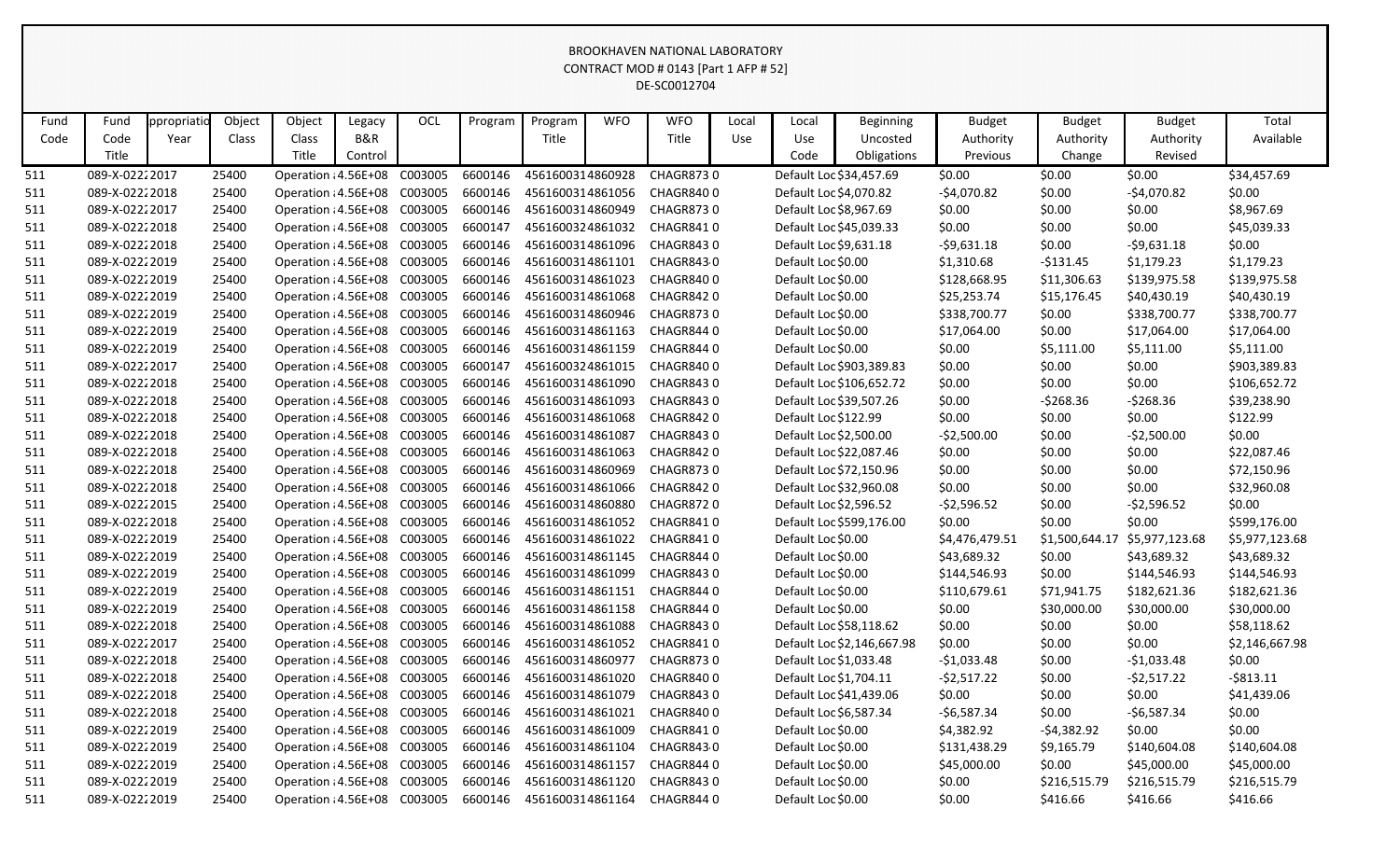BROOKHAVEN NATIONAL LABORATORY
CONTRACT MOD # 0143 [Part 1 AFP # 52]
DE-SC0012704

| Fund Code | Fund Code Title | ppropriatio Year | Object Class | Object Class Title | Legacy B&R Control | OCL | Program | Program Title | WFO | WFO Title | Local Use | Local Use Code | Beginning Uncosted Obligations | Budget Authority Previous | Budget Authority Change | Budget Authority Revised | Total Available |
|---|---|---|---|---|---|---|---|---|---|---|---|---|---|---|---|---|---|
| 511 | 089-X-0222 | 2017 | 25400 | Operation | 4.56E+08 | C003005 | 6600146 | 4561600314860928 | CHAGR873 | 0 | | Default Loc | $34,457.69 | $0.00 | $0.00 | $0.00 | $34,457.69 |
| 511 | 089-X-0222 | 2018 | 25400 | Operation | 4.56E+08 | C003005 | 6600146 | 4561600314861056 | CHAGR840 | 0 | | Default Loc | $4,070.82 | -$4,070.82 | $0.00 | -$4,070.82 | $0.00 |
| 511 | 089-X-0222 | 2017 | 25400 | Operation | 4.56E+08 | C003005 | 6600146 | 4561600314860949 | CHAGR873 | 0 | | Default Loc | $8,967.69 | $0.00 | $0.00 | $0.00 | $8,967.69 |
| 511 | 089-X-0222 | 2018 | 25400 | Operation | 4.56E+08 | C003005 | 6600147 | 4561600324861032 | CHAGR841 | 0 | | Default Loc | $45,039.33 | $0.00 | $0.00 | $0.00 | $45,039.33 |
| 511 | 089-X-0222 | 2018 | 25400 | Operation | 4.56E+08 | C003005 | 6600146 | 4561600314861096 | CHAGR843 | 0 | | Default Loc | $9,631.18 | -$9,631.18 | $0.00 | -$9,631.18 | $0.00 |
| 511 | 089-X-0222 | 2019 | 25400 | Operation | 4.56E+08 | C003005 | 6600146 | 4561600314861101 | CHAGR843 | 0 | | Default Loc | $0.00 | $1,310.68 | -$131.45 | $1,179.23 | $1,179.23 |
| 511 | 089-X-0222 | 2019 | 25400 | Operation | 4.56E+08 | C003005 | 6600146 | 4561600314861023 | CHAGR840 | 0 | | Default Loc | $0.00 | $128,668.95 | $11,306.63 | $139,975.58 | $139,975.58 |
| 511 | 089-X-0222 | 2019 | 25400 | Operation | 4.56E+08 | C003005 | 6600146 | 4561600314861068 | CHAGR842 | 0 | | Default Loc | $0.00 | $25,253.74 | $15,176.45 | $40,430.19 | $40,430.19 |
| 511 | 089-X-0222 | 2019 | 25400 | Operation | 4.56E+08 | C003005 | 6600146 | 4561600314860946 | CHAGR873 | 0 | | Default Loc | $0.00 | $338,700.77 | $0.00 | $338,700.77 | $338,700.77 |
| 511 | 089-X-0222 | 2019 | 25400 | Operation | 4.56E+08 | C003005 | 6600146 | 4561600314861163 | CHAGR844 | 0 | | Default Loc | $0.00 | $17,064.00 | $0.00 | $17,064.00 | $17,064.00 |
| 511 | 089-X-0222 | 2019 | 25400 | Operation | 4.56E+08 | C003005 | 6600146 | 4561600314861159 | CHAGR844 | 0 | | Default Loc | $0.00 | $0.00 | $5,111.00 | $5,111.00 | $5,111.00 |
| 511 | 089-X-0222 | 2017 | 25400 | Operation | 4.56E+08 | C003005 | 6600147 | 4561600324861015 | CHAGR840 | 0 | | Default Loc | $903,389.83 | $0.00 | $0.00 | $0.00 | $903,389.83 |
| 511 | 089-X-0222 | 2018 | 25400 | Operation | 4.56E+08 | C003005 | 6600146 | 4561600314861090 | CHAGR843 | 0 | | Default Loc | $106,652.72 | $0.00 | $0.00 | $0.00 | $106,652.72 |
| 511 | 089-X-0222 | 2018 | 25400 | Operation | 4.56E+08 | C003005 | 6600146 | 4561600314861093 | CHAGR843 | 0 | | Default Loc | $39,507.26 | $0.00 | -$268.36 | -$268.36 | $39,238.90 |
| 511 | 089-X-0222 | 2018 | 25400 | Operation | 4.56E+08 | C003005 | 6600146 | 4561600314861068 | CHAGR842 | 0 | | Default Loc | $122.99 | $0.00 | $0.00 | $0.00 | $122.99 |
| 511 | 089-X-0222 | 2018 | 25400 | Operation | 4.56E+08 | C003005 | 6600146 | 4561600314861087 | CHAGR843 | 0 | | Default Loc | $2,500.00 | -$2,500.00 | $0.00 | -$2,500.00 | $0.00 |
| 511 | 089-X-0222 | 2018 | 25400 | Operation | 4.56E+08 | C003005 | 6600146 | 4561600314861063 | CHAGR842 | 0 | | Default Loc | $22,087.46 | $0.00 | $0.00 | $0.00 | $22,087.46 |
| 511 | 089-X-0222 | 2018 | 25400 | Operation | 4.56E+08 | C003005 | 6600146 | 4561600314860969 | CHAGR873 | 0 | | Default Loc | $72,150.96 | $0.00 | $0.00 | $0.00 | $72,150.96 |
| 511 | 089-X-0222 | 2018 | 25400 | Operation | 4.56E+08 | C003005 | 6600146 | 4561600314861066 | CHAGR842 | 0 | | Default Loc | $32,960.08 | $0.00 | $0.00 | $0.00 | $32,960.08 |
| 511 | 089-X-0222 | 2015 | 25400 | Operation | 4.56E+08 | C003005 | 6600146 | 4561600314860880 | CHAGR872 | 0 | | Default Loc | $2,596.52 | -$2,596.52 | $0.00 | -$2,596.52 | $0.00 |
| 511 | 089-X-0222 | 2018 | 25400 | Operation | 4.56E+08 | C003005 | 6600146 | 4561600314861052 | CHAGR841 | 0 | | Default Loc | $599,176.00 | $0.00 | $0.00 | $0.00 | $599,176.00 |
| 511 | 089-X-0222 | 2019 | 25400 | Operation | 4.56E+08 | C003005 | 6600146 | 4561600314861022 | CHAGR841 | 0 | | Default Loc | $0.00 | $4,476,479.51 | $1,500,644.17 | $5,977,123.68 | $5,977,123.68 |
| 511 | 089-X-0222 | 2019 | 25400 | Operation | 4.56E+08 | C003005 | 6600146 | 4561600314861145 | CHAGR844 | 0 | | Default Loc | $0.00 | $43,689.32 | $0.00 | $43,689.32 | $43,689.32 |
| 511 | 089-X-0222 | 2019 | 25400 | Operation | 4.56E+08 | C003005 | 6600146 | 4561600314861099 | CHAGR843 | 0 | | Default Loc | $0.00 | $144,546.93 | $0.00 | $144,546.93 | $144,546.93 |
| 511 | 089-X-0222 | 2019 | 25400 | Operation | 4.56E+08 | C003005 | 6600146 | 4561600314861151 | CHAGR844 | 0 | | Default Loc | $0.00 | $110,679.61 | $71,941.75 | $182,621.36 | $182,621.36 |
| 511 | 089-X-0222 | 2019 | 25400 | Operation | 4.56E+08 | C003005 | 6600146 | 4561600314861158 | CHAGR844 | 0 | | Default Loc | $0.00 | $0.00 | $30,000.00 | $30,000.00 | $30,000.00 |
| 511 | 089-X-0222 | 2018 | 25400 | Operation | 4.56E+08 | C003005 | 6600146 | 4561600314861088 | CHAGR843 | 0 | | Default Loc | $58,118.62 | $0.00 | $0.00 | $0.00 | $58,118.62 |
| 511 | 089-X-0222 | 2017 | 25400 | Operation | 4.56E+08 | C003005 | 6600146 | 4561600314861052 | CHAGR841 | 0 | | Default Loc | $2,146,667.98 | $0.00 | $0.00 | $0.00 | $2,146,667.98 |
| 511 | 089-X-0222 | 2018 | 25400 | Operation | 4.56E+08 | C003005 | 6600146 | 4561600314860977 | CHAGR873 | 0 | | Default Loc | $1,033.48 | -$1,033.48 | $0.00 | -$1,033.48 | $0.00 |
| 511 | 089-X-0222 | 2018 | 25400 | Operation | 4.56E+08 | C003005 | 6600146 | 4561600314861020 | CHAGR840 | 0 | | Default Loc | $1,704.11 | -$2,517.22 | $0.00 | -$2,517.22 | -$813.11 |
| 511 | 089-X-0222 | 2018 | 25400 | Operation | 4.56E+08 | C003005 | 6600146 | 4561600314861079 | CHAGR843 | 0 | | Default Loc | $41,439.06 | $0.00 | $0.00 | $0.00 | $41,439.06 |
| 511 | 089-X-0222 | 2018 | 25400 | Operation | 4.56E+08 | C003005 | 6600146 | 4561600314861021 | CHAGR840 | 0 | | Default Loc | $6,587.34 | -$6,587.34 | $0.00 | -$6,587.34 | $0.00 |
| 511 | 089-X-0222 | 2019 | 25400 | Operation | 4.56E+08 | C003005 | 6600146 | 4561600314861009 | CHAGR841 | 0 | | Default Loc | $0.00 | $4,382.92 | -$4,382.92 | $0.00 | $0.00 |
| 511 | 089-X-0222 | 2019 | 25400 | Operation | 4.56E+08 | C003005 | 6600146 | 4561600314861104 | CHAGR843 | 0 | | Default Loc | $0.00 | $131,438.29 | $9,165.79 | $140,604.08 | $140,604.08 |
| 511 | 089-X-0222 | 2019 | 25400 | Operation | 4.56E+08 | C003005 | 6600146 | 4561600314861157 | CHAGR844 | 0 | | Default Loc | $0.00 | $45,000.00 | $0.00 | $45,000.00 | $45,000.00 |
| 511 | 089-X-0222 | 2019 | 25400 | Operation | 4.56E+08 | C003005 | 6600146 | 4561600314861120 | CHAGR843 | 0 | | Default Loc | $0.00 | $0.00 | $216,515.79 | $216,515.79 | $216,515.79 |
| 511 | 089-X-0222 | 2019 | 25400 | Operation | 4.56E+08 | C003005 | 6600146 | 4561600314861164 | CHAGR844 | 0 | | Default Loc | $0.00 | $0.00 | $416.66 | $416.66 | $416.66 |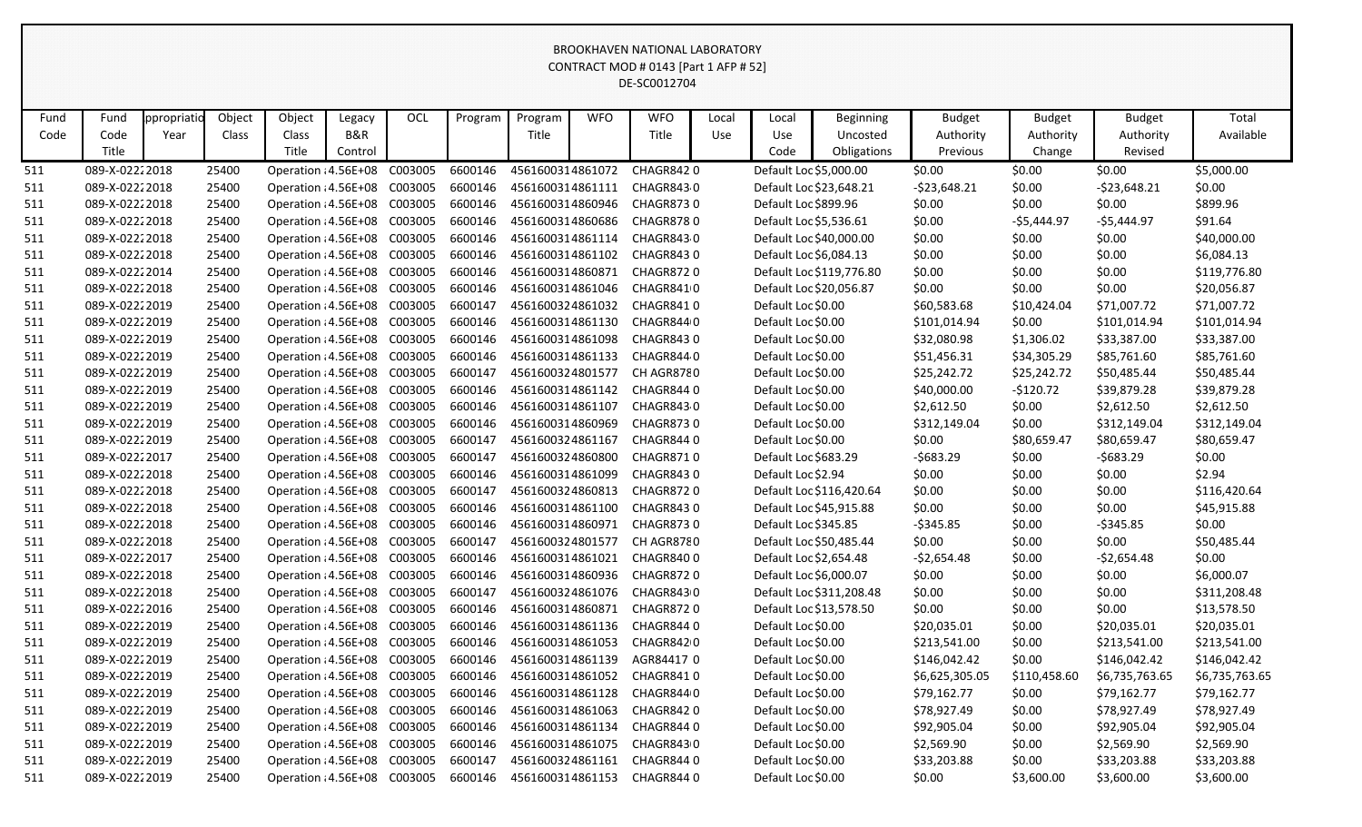BROOKHAVEN NATIONAL LABORATORY
CONTRACT MOD # 0143 [Part 1 AFP # 52]
DE-SC0012704

| Fund Code | Fund Code Title | ppropriatio Year | Object Class | Object Class Title | Legacy B&R Control | OCL | Program | Program Title | WFO | WFO Title | Local Use | Local Use Code | Beginning Uncosted Obligations | Budget Authority Previous | Budget Authority Change | Budget Authority Revised | Total Available |
|---|---|---|---|---|---|---|---|---|---|---|---|---|---|---|---|---|---|
| 511 | 089-X-0222 | 2018 | 25400 | Operation | 4.56E+08 | C003005 | 6600146 | 4561600314861072 | CHAGR842 | 0 | | Default Loc | $5,000.00 | $0.00 | $0.00 | $0.00 | $5,000.00 |
| 511 | 089-X-0222 | 2018 | 25400 | Operation | 4.56E+08 | C003005 | 6600146 | 4561600314861111 | CHAGR843 | 0 | | Default Loc | $23,648.21 | -$23,648.21 | $0.00 | -$23,648.21 | $0.00 |
| 511 | 089-X-0222 | 2018 | 25400 | Operation | 4.56E+08 | C003005 | 6600146 | 4561600314860946 | CHAGR873 | 0 | | Default Loc | $899.96 | $0.00 | $0.00 | $0.00 | $899.96 |
| 511 | 089-X-0222 | 2018 | 25400 | Operation | 4.56E+08 | C003005 | 6600146 | 4561600314860686 | CHAGR878 | 0 | | Default Loc | $5,536.61 | $0.00 | -$5,444.97 | -$5,444.97 | $91.64 |
| 511 | 089-X-0222 | 2018 | 25400 | Operation | 4.56E+08 | C003005 | 6600146 | 4561600314861114 | CHAGR843 | 0 | | Default Loc | $40,000.00 | $0.00 | $0.00 | $0.00 | $40,000.00 |
| 511 | 089-X-0222 | 2018 | 25400 | Operation | 4.56E+08 | C003005 | 6600146 | 4561600314861102 | CHAGR843 | 0 | | Default Loc | $6,084.13 | $0.00 | $0.00 | $0.00 | $6,084.13 |
| 511 | 089-X-0222 | 2014 | 25400 | Operation | 4.56E+08 | C003005 | 6600146 | 4561600314860871 | CHAGR872 | 0 | | Default Loc | $119,776.80 | $0.00 | $0.00 | $0.00 | $119,776.80 |
| 511 | 089-X-0222 | 2018 | 25400 | Operation | 4.56E+08 | C003005 | 6600146 | 4561600314861046 | CHAGR841 | 0 | | Default Loc | $20,056.87 | $0.00 | $0.00 | $0.00 | $20,056.87 |
| 511 | 089-X-0222 | 2019 | 25400 | Operation | 4.56E+08 | C003005 | 6600147 | 4561600324861032 | CHAGR841 | 0 | | Default Loc | $0.00 | $60,583.68 | $10,424.04 | $71,007.72 | $71,007.72 |
| 511 | 089-X-0222 | 2019 | 25400 | Operation | 4.56E+08 | C003005 | 6600146 | 4561600314861130 | CHAGR844 | 0 | | Default Loc | $0.00 | $101,014.94 | $0.00 | $101,014.94 | $101,014.94 |
| 511 | 089-X-0222 | 2019 | 25400 | Operation | 4.56E+08 | C003005 | 6600146 | 4561600314861098 | CHAGR843 | 0 | | Default Loc | $0.00 | $32,080.98 | $1,306.02 | $33,387.00 | $33,387.00 |
| 511 | 089-X-0222 | 2019 | 25400 | Operation | 4.56E+08 | C003005 | 6600146 | 4561600314861133 | CHAGR844 | 0 | | Default Loc | $0.00 | $51,456.31 | $34,305.29 | $85,761.60 | $85,761.60 |
| 511 | 089-X-0222 | 2019 | 25400 | Operation | 4.56E+08 | C003005 | 6600147 | 4561600324801577 | CH AGR878 | 0 | | Default Loc | $0.00 | $25,242.72 | $25,242.72 | $50,485.44 | $50,485.44 |
| 511 | 089-X-0222 | 2019 | 25400 | Operation | 4.56E+08 | C003005 | 6600146 | 4561600314861142 | CHAGR844 | 0 | | Default Loc | $0.00 | $40,000.00 | -$120.72 | $39,879.28 | $39,879.28 |
| 511 | 089-X-0222 | 2019 | 25400 | Operation | 4.56E+08 | C003005 | 6600146 | 4561600314861107 | CHAGR843 | 0 | | Default Loc | $0.00 | $2,612.50 | $0.00 | $2,612.50 | $2,612.50 |
| 511 | 089-X-0222 | 2019 | 25400 | Operation | 4.56E+08 | C003005 | 6600146 | 4561600314860969 | CHAGR873 | 0 | | Default Loc | $0.00 | $312,149.04 | $0.00 | $312,149.04 | $312,149.04 |
| 511 | 089-X-0222 | 2019 | 25400 | Operation | 4.56E+08 | C003005 | 6600147 | 4561600324861167 | CHAGR844 | 0 | | Default Loc | $0.00 | $0.00 | $80,659.47 | $80,659.47 | $80,659.47 |
| 511 | 089-X-0222 | 2017 | 25400 | Operation | 4.56E+08 | C003005 | 6600147 | 4561600324860800 | CHAGR871 | 0 | | Default Loc | $683.29 | -$683.29 | $0.00 | -$683.29 | $0.00 |
| 511 | 089-X-0222 | 2018 | 25400 | Operation | 4.56E+08 | C003005 | 6600146 | 4561600314861099 | CHAGR843 | 0 | | Default Loc | $2.94 | $0.00 | $0.00 | $0.00 | $2.94 |
| 511 | 089-X-0222 | 2018 | 25400 | Operation | 4.56E+08 | C003005 | 6600147 | 4561600324860813 | CHAGR872 | 0 | | Default Loc | $116,420.64 | $0.00 | $0.00 | $0.00 | $116,420.64 |
| 511 | 089-X-0222 | 2018 | 25400 | Operation | 4.56E+08 | C003005 | 6600146 | 4561600314861100 | CHAGR843 | 0 | | Default Loc | $45,915.88 | $0.00 | $0.00 | $0.00 | $45,915.88 |
| 511 | 089-X-0222 | 2018 | 25400 | Operation | 4.56E+08 | C003005 | 6600146 | 4561600314860971 | CHAGR873 | 0 | | Default Loc | $345.85 | -$345.85 | $0.00 | -$345.85 | $0.00 |
| 511 | 089-X-0222 | 2018 | 25400 | Operation | 4.56E+08 | C003005 | 6600147 | 4561600324801577 | CH AGR878 | 0 | | Default Loc | $50,485.44 | $0.00 | $0.00 | $0.00 | $50,485.44 |
| 511 | 089-X-0222 | 2017 | 25400 | Operation | 4.56E+08 | C003005 | 6600146 | 4561600314861021 | CHAGR840 | 0 | | Default Loc | $2,654.48 | -$2,654.48 | $0.00 | -$2,654.48 | $0.00 |
| 511 | 089-X-0222 | 2018 | 25400 | Operation | 4.56E+08 | C003005 | 6600146 | 4561600314860936 | CHAGR872 | 0 | | Default Loc | $6,000.07 | $0.00 | $0.00 | $0.00 | $6,000.07 |
| 511 | 089-X-0222 | 2018 | 25400 | Operation | 4.56E+08 | C003005 | 6600147 | 4561600324861076 | CHAGR843 | 0 | | Default Loc | $311,208.48 | $0.00 | $0.00 | $0.00 | $311,208.48 |
| 511 | 089-X-0222 | 2016 | 25400 | Operation | 4.56E+08 | C003005 | 6600146 | 4561600314860871 | CHAGR872 | 0 | | Default Loc | $13,578.50 | $0.00 | $0.00 | $0.00 | $13,578.50 |
| 511 | 089-X-0222 | 2019 | 25400 | Operation | 4.56E+08 | C003005 | 6600146 | 4561600314861136 | CHAGR844 | 0 | | Default Loc | $0.00 | $20,035.01 | $0.00 | $20,035.01 | $20,035.01 |
| 511 | 089-X-0222 | 2019 | 25400 | Operation | 4.56E+08 | C003005 | 6600146 | 4561600314861053 | CHAGR842 | 0 | | Default Loc | $0.00 | $213,541.00 | $0.00 | $213,541.00 | $213,541.00 |
| 511 | 089-X-0222 | 2019 | 25400 | Operation | 4.56E+08 | C003005 | 6600146 | 4561600314861139 | AGR84417 | 0 | | Default Loc | $0.00 | $146,042.42 | $0.00 | $146,042.42 | $146,042.42 |
| 511 | 089-X-0222 | 2019 | 25400 | Operation | 4.56E+08 | C003005 | 6600146 | 4561600314861052 | CHAGR841 | 0 | | Default Loc | $0.00 | $6,625,305.05 | $110,458.60 | $6,735,763.65 | $6,735,763.65 |
| 511 | 089-X-0222 | 2019 | 25400 | Operation | 4.56E+08 | C003005 | 6600146 | 4561600314861128 | CHAGR844 | 0 | | Default Loc | $0.00 | $79,162.77 | $0.00 | $79,162.77 | $79,162.77 |
| 511 | 089-X-0222 | 2019 | 25400 | Operation | 4.56E+08 | C003005 | 6600146 | 4561600314861063 | CHAGR842 | 0 | | Default Loc | $0.00 | $78,927.49 | $0.00 | $78,927.49 | $78,927.49 |
| 511 | 089-X-0222 | 2019 | 25400 | Operation | 4.56E+08 | C003005 | 6600146 | 4561600314861134 | CHAGR844 | 0 | | Default Loc | $0.00 | $92,905.04 | $0.00 | $92,905.04 | $92,905.04 |
| 511 | 089-X-0222 | 2019 | 25400 | Operation | 4.56E+08 | C003005 | 6600146 | 4561600314861075 | CHAGR843 | 0 | | Default Loc | $0.00 | $2,569.90 | $0.00 | $2,569.90 | $2,569.90 |
| 511 | 089-X-0222 | 2019 | 25400 | Operation | 4.56E+08 | C003005 | 6600147 | 4561600324861161 | CHAGR844 | 0 | | Default Loc | $0.00 | $33,203.88 | $0.00 | $33,203.88 | $33,203.88 |
| 511 | 089-X-0222 | 2019 | 25400 | Operation | 4.56E+08 | C003005 | 6600146 | 4561600314861153 | CHAGR844 | 0 | | Default Loc | $0.00 | $0.00 | $3,600.00 | $3,600.00 | $3,600.00 |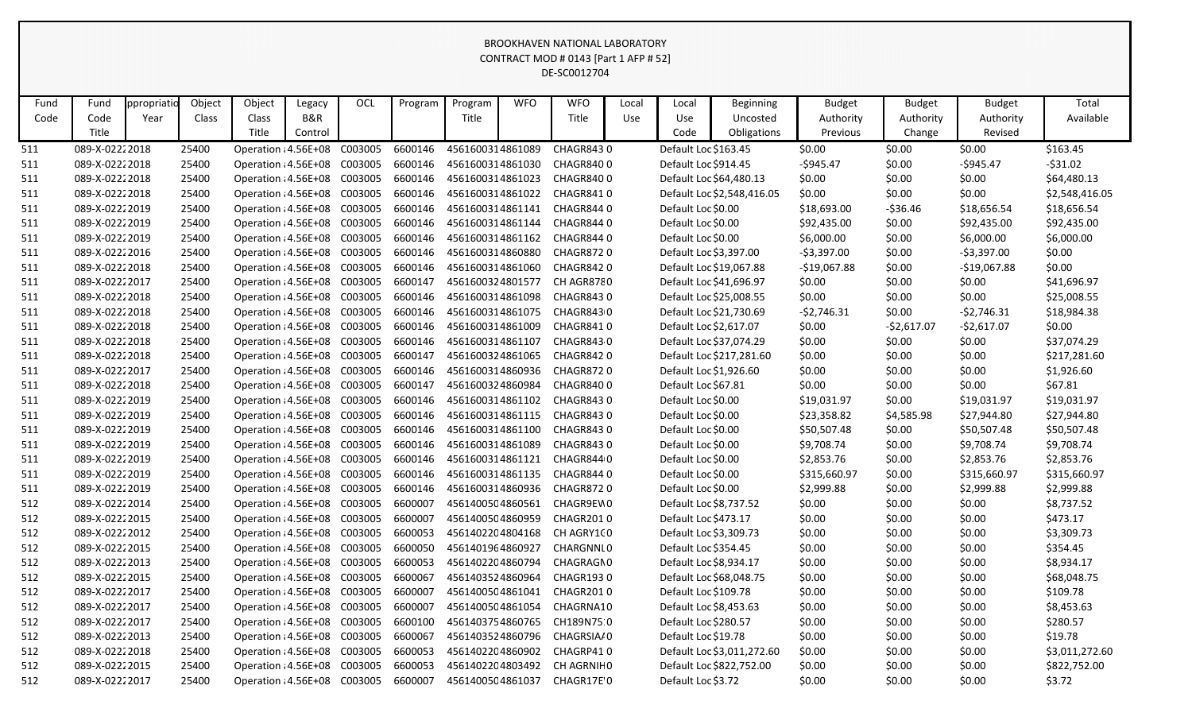BROOKHAVEN NATIONAL LABORATORY
CONTRACT MOD # 0143 [Part 1 AFP # 52]
DE-SC0012704

| Fund Code | Fund Code Title | ppropriatio Year | Object Class | Object Class Title | Legacy B&R Control | OCL | Program | Program Title | WFO | WFO Title | Local Use | Local Use Code | Beginning Uncosted Obligations | Budget Authority Previous | Budget Authority Change | Budget Authority Revised | Total Available |
|---|---|---|---|---|---|---|---|---|---|---|---|---|---|---|---|---|---|
| 511 | 089-X-0222 | 2018 | 25400 | Operation | 4.56E+08 | C003005 | 6600146 | 4561600314861089 | | CHAGR843 | 0 | Default Loc | $163.45 | $0.00 | $0.00 | $0.00 | $163.45 |
| 511 | 089-X-0222 | 2018 | 25400 | Operation | 4.56E+08 | C003005 | 6600146 | 4561600314861030 | | CHAGR840 | 0 | Default Loc | $914.45 | -$945.47 | $0.00 | -$945.47 | -$31.02 |
| 511 | 089-X-0222 | 2018 | 25400 | Operation | 4.56E+08 | C003005 | 6600146 | 4561600314861023 | | CHAGR840 | 0 | Default Loc | $64,480.13 | $0.00 | $0.00 | $0.00 | $64,480.13 |
| 511 | 089-X-0222 | 2018 | 25400 | Operation | 4.56E+08 | C003005 | 6600146 | 4561600314861022 | | CHAGR841 | 0 | Default Loc | $2,548,416.05 | $0.00 | $0.00 | $0.00 | $2,548,416.05 |
| 511 | 089-X-0222 | 2019 | 25400 | Operation | 4.56E+08 | C003005 | 6600146 | 4561600314861141 | | CHAGR844 | 0 | Default Loc | $0.00 | $18,693.00 | -$36.46 | $18,656.54 | $18,656.54 |
| 511 | 089-X-0222 | 2019 | 25400 | Operation | 4.56E+08 | C003005 | 6600146 | 4561600314861144 | | CHAGR844 | 0 | Default Loc | $0.00 | $92,435.00 | $0.00 | $92,435.00 | $92,435.00 |
| 511 | 089-X-0222 | 2019 | 25400 | Operation | 4.56E+08 | C003005 | 6600146 | 4561600314861162 | | CHAGR844 | 0 | Default Loc | $0.00 | $6,000.00 | $0.00 | $6,000.00 | $6,000.00 |
| 511 | 089-X-0222 | 2016 | 25400 | Operation | 4.56E+08 | C003005 | 6600146 | 4561600314860880 | | CHAGR872 | 0 | Default Loc | $3,397.00 | -$3,397.00 | $0.00 | -$3,397.00 | $0.00 |
| 511 | 089-X-0222 | 2018 | 25400 | Operation | 4.56E+08 | C003005 | 6600146 | 4561600314861060 | | CHAGR842 | 0 | Default Loc | $19,067.88 | -$19,067.88 | $0.00 | -$19,067.88 | $0.00 |
| 511 | 089-X-0222 | 2017 | 25400 | Operation | 4.56E+08 | C003005 | 6600147 | 4561600324801577 | | CH AGR878 | 0 | Default Loc | $41,696.97 | $0.00 | $0.00 | $0.00 | $41,696.97 |
| 511 | 089-X-0222 | 2018 | 25400 | Operation | 4.56E+08 | C003005 | 6600146 | 4561600314861098 | | CHAGR843 | 0 | Default Loc | $25,008.55 | $0.00 | $0.00 | $0.00 | $25,008.55 |
| 511 | 089-X-0222 | 2018 | 25400 | Operation | 4.56E+08 | C003005 | 6600146 | 4561600314861075 | | CHAGR843 | 0 | Default Loc | $21,730.69 | -$2,746.31 | $0.00 | -$2,746.31 | $18,984.38 |
| 511 | 089-X-0222 | 2018 | 25400 | Operation | 4.56E+08 | C003005 | 6600146 | 4561600314861009 | | CHAGR841 | 0 | Default Loc | $2,617.07 | $0.00 | -$2,617.07 | -$2,617.07 | $0.00 |
| 511 | 089-X-0222 | 2018 | 25400 | Operation | 4.56E+08 | C003005 | 6600146 | 4561600314861107 | | CHAGR843 | 0 | Default Loc | $37,074.29 | $0.00 | $0.00 | $0.00 | $37,074.29 |
| 511 | 089-X-0222 | 2018 | 25400 | Operation | 4.56E+08 | C003005 | 6600147 | 4561600324861065 | | CHAGR842 | 0 | Default Loc | $217,281.60 | $0.00 | $0.00 | $0.00 | $217,281.60 |
| 511 | 089-X-0222 | 2017 | 25400 | Operation | 4.56E+08 | C003005 | 6600146 | 4561600314860936 | | CHAGR872 | 0 | Default Loc | $1,926.60 | $0.00 | $0.00 | $0.00 | $1,926.60 |
| 511 | 089-X-0222 | 2018 | 25400 | Operation | 4.56E+08 | C003005 | 6600147 | 4561600324860984 | | CHAGR840 | 0 | Default Loc | $67.81 | $0.00 | $0.00 | $0.00 | $67.81 |
| 511 | 089-X-0222 | 2019 | 25400 | Operation | 4.56E+08 | C003005 | 6600146 | 4561600314861102 | | CHAGR843 | 0 | Default Loc | $0.00 | $19,031.97 | $0.00 | $19,031.97 | $19,031.97 |
| 511 | 089-X-0222 | 2019 | 25400 | Operation | 4.56E+08 | C003005 | 6600146 | 4561600314861115 | | CHAGR843 | 0 | Default Loc | $0.00 | $23,358.82 | $4,585.98 | $27,944.80 | $27,944.80 |
| 511 | 089-X-0222 | 2019 | 25400 | Operation | 4.56E+08 | C003005 | 6600146 | 4561600314861100 | | CHAGR843 | 0 | Default Loc | $0.00 | $50,507.48 | $0.00 | $50,507.48 | $50,507.48 |
| 511 | 089-X-0222 | 2019 | 25400 | Operation | 4.56E+08 | C003005 | 6600146 | 4561600314861089 | | CHAGR843 | 0 | Default Loc | $0.00 | $9,708.74 | $0.00 | $9,708.74 | $9,708.74 |
| 511 | 089-X-0222 | 2019 | 25400 | Operation | 4.56E+08 | C003005 | 6600146 | 4561600314861121 | | CHAGR844 | 0 | Default Loc | $0.00 | $2,853.76 | $0.00 | $2,853.76 | $2,853.76 |
| 511 | 089-X-0222 | 2019 | 25400 | Operation | 4.56E+08 | C003005 | 6600146 | 4561600314861135 | | CHAGR844 | 0 | Default Loc | $0.00 | $315,660.97 | $0.00 | $315,660.97 | $315,660.97 |
| 511 | 089-X-0222 | 2019 | 25400 | Operation | 4.56E+08 | C003005 | 6600146 | 4561600314860936 | | CHAGR872 | 0 | Default Loc | $0.00 | $2,999.88 | $0.00 | $2,999.88 | $2,999.88 |
| 512 | 089-X-0222 | 2014 | 25400 | Operation | 4.56E+08 | C003005 | 6600007 | 4561400504860561 | | CHAGR9EW | 0 | Default Loc | $8,737.52 | $0.00 | $0.00 | $0.00 | $8,737.52 |
| 512 | 089-X-0222 | 2015 | 25400 | Operation | 4.56E+08 | C003005 | 6600007 | 4561400504860959 | | CHAGR201 | 0 | Default Loc | $473.17 | $0.00 | $0.00 | $0.00 | $473.17 |
| 512 | 089-X-0222 | 2012 | 25400 | Operation | 4.56E+08 | C003005 | 6600053 | 4561402204804168 | | CH AGRY1C | 0 | Default Loc | $3,309.73 | $0.00 | $0.00 | $0.00 | $3,309.73 |
| 512 | 089-X-0222 | 2015 | 25400 | Operation | 4.56E+08 | C003005 | 6600050 | 4561401964860927 | | CHARGNNL | 0 | Default Loc | $354.45 | $0.00 | $0.00 | $0.00 | $354.45 |
| 512 | 089-X-0222 | 2013 | 25400 | Operation | 4.56E+08 | C003005 | 6600053 | 4561402204860794 | | CHAGRAGN | 0 | Default Loc | $8,934.17 | $0.00 | $0.00 | $0.00 | $8,934.17 |
| 512 | 089-X-0222 | 2015 | 25400 | Operation | 4.56E+08 | C003005 | 6600067 | 4561403524860964 | | CHAGR193 | 0 | Default Loc | $68,048.75 | $0.00 | $0.00 | $0.00 | $68,048.75 |
| 512 | 089-X-0222 | 2017 | 25400 | Operation | 4.56E+08 | C003005 | 6600007 | 4561400504861041 | | CHAGR201 | 0 | Default Loc | $109.78 | $0.00 | $0.00 | $0.00 | $109.78 |
| 512 | 089-X-0222 | 2017 | 25400 | Operation | 4.56E+08 | C003005 | 6600007 | 4561400504861054 | | CHAGRNA1 | 0 | Default Loc | $8,453.63 | $0.00 | $0.00 | $0.00 | $8,453.63 |
| 512 | 089-X-0222 | 2017 | 25400 | Operation | 4.56E+08 | C003005 | 6600100 | 4561403754860765 | | CH189N75 | 0 | Default Loc | $280.57 | $0.00 | $0.00 | $0.00 | $280.57 |
| 512 | 089-X-0222 | 2013 | 25400 | Operation | 4.56E+08 | C003005 | 6600067 | 4561403524860796 | | CHAGRSIA | 0 | Default Loc | $19.78 | $0.00 | $0.00 | $0.00 | $19.78 |
| 512 | 089-X-0222 | 2018 | 25400 | Operation | 4.56E+08 | C003005 | 6600053 | 4561402204860902 | | CHAGRP41 | 0 | Default Loc | $3,011,272.60 | $0.00 | $0.00 | $0.00 | $3,011,272.60 |
| 512 | 089-X-0222 | 2015 | 25400 | Operation | 4.56E+08 | C003005 | 6600053 | 4561402204803492 | | CH AGRNIH | 0 | Default Loc | $822,752.00 | $0.00 | $0.00 | $0.00 | $822,752.00 |
| 512 | 089-X-0222 | 2017 | 25400 | Operation | 4.56E+08 | C003005 | 6600007 | 4561400504861037 | | CHAGR17E | 0 | Default Loc | $3.72 | $0.00 | $0.00 | $0.00 | $3.72 |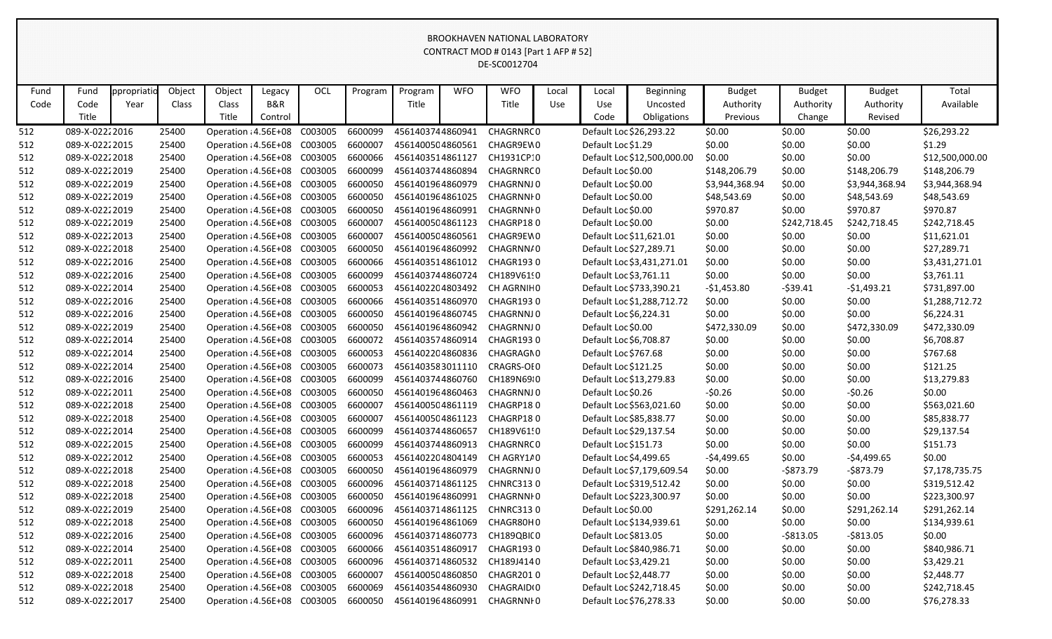BROOKHAVEN NATIONAL LABORATORY
CONTRACT MOD # 0143 [Part 1 AFP # 52]
DE-SC0012704

| Fund Code | Fund Code Title | Appropriation Year | Object Class | Object Class Title | Legacy B&R Control | OCL | Program | Program Title | WFO | WFO Title | Local Use | Local Use Code | Beginning Uncosted Obligations | Budget Authority Previous | Budget Authority Change | Budget Authority Revised | Total Available |
|---|---|---|---|---|---|---|---|---|---|---|---|---|---|---|---|---|---|
| 512 | 089-X-0222 | 2016 | 25400 | Operation | 4.56E+08 | C003005 | 6600099 | 4561403744 | 4860941 | CHAGRNRC | 0 | Default Loc | $26,293.22 | $0.00 | $0.00 | $0.00 | $26,293.22 |
| 512 | 089-X-0222 | 2015 | 25400 | Operation | 4.56E+08 | C003005 | 6600007 | 4561400504 | 4860561 | CHAGR9EW | 0 | Default Loc | $1.29 | $0.00 | $0.00 | $0.00 | $1.29 |
| 512 | 089-X-0222 | 2018 | 25400 | Operation | 4.56E+08 | C003005 | 6600066 | 4561403514 | 4861127 | CH1931CP1 | 0 | Default Loc | $12,500,000.00 | $0.00 | $0.00 | $0.00 | $12,500,000.00 |
| 512 | 089-X-0222 | 2019 | 25400 | Operation | 4.56E+08 | C003005 | 6600099 | 4561403744 | 4860894 | CHAGRNRC | 0 | Default Loc | $0.00 | $148,206.79 | $0.00 | $148,206.79 | $148,206.79 |
| 512 | 089-X-0222 | 2019 | 25400 | Operation | 4.56E+08 | C003005 | 6600050 | 4561401964 | 4860979 | CHAGRNNJ | 0 | Default Loc | $0.00 | $3,944,368.94 | $0.00 | $3,944,368.94 | $3,944,368.94 |
| 512 | 089-X-0222 | 2019 | 25400 | Operation | 4.56E+08 | C003005 | 6600050 | 4561401964 | 4861025 | CHAGRNNH | 0 | Default Loc | $0.00 | $48,543.69 | $0.00 | $48,543.69 | $48,543.69 |
| 512 | 089-X-0222 | 2019 | 25400 | Operation | 4.56E+08 | C003005 | 6600050 | 4561401964 | 4860991 | CHAGRNNH | 0 | Default Loc | $0.00 | $970.87 | $0.00 | $970.87 | $970.87 |
| 512 | 089-X-0222 | 2019 | 25400 | Operation | 4.56E+08 | C003005 | 6600007 | 4561400504 | 4861123 | CHAGRP18 | 0 | Default Loc | $0.00 | $0.00 | $242,718.45 | $242,718.45 | $242,718.45 |
| 512 | 089-X-0222 | 2013 | 25400 | Operation | 4.56E+08 | C003005 | 6600007 | 4561400504 | 4860561 | CHAGR9EW | 0 | Default Loc | $11,621.01 | $0.00 | $0.00 | $0.00 | $11,621.01 |
| 512 | 089-X-0222 | 2018 | 25400 | Operation | 4.56E+08 | C003005 | 6600050 | 4561401964 | 4860992 | CHAGRNNA | 0 | Default Loc | $27,289.71 | $0.00 | $0.00 | $0.00 | $27,289.71 |
| 512 | 089-X-0222 | 2016 | 25400 | Operation | 4.56E+08 | C003005 | 6600066 | 4561403514 | 4861012 | CHAGR193 | 0 | Default Loc | $3,431,271.01 | $0.00 | $0.00 | $0.00 | $3,431,271.01 |
| 512 | 089-X-0222 | 2016 | 25400 | Operation | 4.56E+08 | C003005 | 6600099 | 4561403744 | 4860724 | CH189V619 | 0 | Default Loc | $3,761.11 | $0.00 | $0.00 | $0.00 | $3,761.11 |
| 512 | 089-X-0222 | 2014 | 25400 | Operation | 4.56E+08 | C003005 | 6600053 | 4561402204 | 4803492 | CH AGRNIH | 0 | Default Loc | $733,390.21 | -$1,453.80 | -$39.41 | -$1,493.21 | $731,897.00 |
| 512 | 089-X-0222 | 2016 | 25400 | Operation | 4.56E+08 | C003005 | 6600066 | 4561403514 | 4860970 | CHAGR193 | 0 | Default Loc | $1,288,712.72 | $0.00 | $0.00 | $0.00 | $1,288,712.72 |
| 512 | 089-X-0222 | 2016 | 25400 | Operation | 4.56E+08 | C003005 | 6600050 | 4561401964 | 4860745 | CHAGRNNJ | 0 | Default Loc | $6,224.31 | $0.00 | $0.00 | $0.00 | $6,224.31 |
| 512 | 089-X-0222 | 2019 | 25400 | Operation | 4.56E+08 | C003005 | 6600050 | 4561401964 | 4860942 | CHAGRNNJ | 0 | Default Loc | $0.00 | $472,330.09 | $0.00 | $472,330.09 | $472,330.09 |
| 512 | 089-X-0222 | 2014 | 25400 | Operation | 4.56E+08 | C003005 | 6600072 | 4561403574 | 4860914 | CHAGR193 | 0 | Default Loc | $6,708.87 | $0.00 | $0.00 | $0.00 | $6,708.87 |
| 512 | 089-X-0222 | 2014 | 25400 | Operation | 4.56E+08 | C003005 | 6600053 | 4561402204 | 4860836 | CHAGRAGN | 0 | Default Loc | $767.68 | $0.00 | $0.00 | $0.00 | $767.68 |
| 512 | 089-X-0222 | 2014 | 25400 | Operation | 4.56E+08 | C003005 | 6600073 | 4561403583 | 011110 | CRAGRS-OE | 0 | Default Loc | $121.25 | $0.00 | $0.00 | $0.00 | $121.25 |
| 512 | 089-X-0222 | 2016 | 25400 | Operation | 4.56E+08 | C003005 | 6600099 | 4561403744 | 4860760 | CH189N69 | 0 | Default Loc | $13,279.83 | $0.00 | $0.00 | $0.00 | $13,279.83 |
| 512 | 089-X-0222 | 2011 | 25400 | Operation | 4.56E+08 | C003005 | 6600050 | 4561401964 | 4860463 | CHAGRNNJ | 0 | Default Loc | $0.26 | -$0.26 | $0.00 | -$0.26 | $0.00 |
| 512 | 089-X-0222 | 2018 | 25400 | Operation | 4.56E+08 | C003005 | 6600007 | 4561400504 | 4861119 | CHAGRP18 | 0 | Default Loc | $563,021.60 | $0.00 | $0.00 | $0.00 | $563,021.60 |
| 512 | 089-X-0222 | 2018 | 25400 | Operation | 4.56E+08 | C003005 | 6600007 | 4561400504 | 4861123 | CHAGRP18 | 0 | Default Loc | $85,838.77 | $0.00 | $0.00 | $0.00 | $85,838.77 |
| 512 | 089-X-0222 | 2014 | 25400 | Operation | 4.56E+08 | C003005 | 6600099 | 4561403744 | 4860657 | CH189V615 | 0 | Default Loc | $29,137.54 | $0.00 | $0.00 | $0.00 | $29,137.54 |
| 512 | 089-X-0222 | 2015 | 25400 | Operation | 4.56E+08 | C003005 | 6600099 | 4561403744 | 4860913 | CHAGRNRC | 0 | Default Loc | $151.73 | $0.00 | $0.00 | $0.00 | $151.73 |
| 512 | 089-X-0222 | 2012 | 25400 | Operation | 4.56E+08 | C003005 | 6600053 | 4561402204 | 804149 | CH AGRY1A | 0 | Default Loc | $4,499.65 | -$4,499.65 | $0.00 | -$4,499.65 | $0.00 |
| 512 | 089-X-0222 | 2018 | 25400 | Operation | 4.56E+08 | C003005 | 6600050 | 4561401964 | 4860979 | CHAGRNNJ | 0 | Default Loc | $7,179,609.54 | $0.00 | -$873.79 | -$873.79 | $7,178,735.75 |
| 512 | 089-X-0222 | 2018 | 25400 | Operation | 4.56E+08 | C003005 | 6600096 | 4561403714 | 4861125 | CHNRC313 | 0 | Default Loc | $319,512.42 | $0.00 | $0.00 | $0.00 | $319,512.42 |
| 512 | 089-X-0222 | 2018 | 25400 | Operation | 4.56E+08 | C003005 | 6600050 | 4561401964 | 4860991 | CHAGRNNH | 0 | Default Loc | $223,300.97 | $0.00 | $0.00 | $0.00 | $223,300.97 |
| 512 | 089-X-0222 | 2019 | 25400 | Operation | 4.56E+08 | C003005 | 6600096 | 4561403714 | 4861125 | CHNRC313 | 0 | Default Loc | $0.00 | $291,262.14 | $0.00 | $291,262.14 | $291,262.14 |
| 512 | 089-X-0222 | 2018 | 25400 | Operation | 4.56E+08 | C003005 | 6600050 | 4561401964 | 4861069 | CHAGR80H | 0 | Default Loc | $134,939.61 | $0.00 | $0.00 | $0.00 | $134,939.61 |
| 512 | 089-X-0222 | 2016 | 25400 | Operation | 4.56E+08 | C003005 | 6600096 | 4561403714 | 4860773 | CH189QBI | 0 | Default Loc | $813.05 | $0.00 | -$813.05 | -$813.05 | $0.00 |
| 512 | 089-X-0222 | 2014 | 25400 | Operation | 4.56E+08 | C003005 | 6600066 | 4561403514 | 4860917 | CHAGR193 | 0 | Default Loc | $840,986.71 | $0.00 | $0.00 | $0.00 | $840,986.71 |
| 512 | 089-X-0222 | 2011 | 25400 | Operation | 4.56E+08 | C003005 | 6600096 | 4561403714 | 4860532 | CH189J414 | 0 | Default Loc | $3,429.21 | $0.00 | $0.00 | $0.00 | $3,429.21 |
| 512 | 089-X-0222 | 2018 | 25400 | Operation | 4.56E+08 | C003005 | 6600007 | 4561400504 | 4860850 | CHAGR201 | 0 | Default Loc | $2,448.77 | $0.00 | $0.00 | $0.00 | $2,448.77 |
| 512 | 089-X-0222 | 2018 | 25400 | Operation | 4.56E+08 | C003005 | 6600069 | 4561403544 | 4860930 | CHAGRAID | 0 | Default Loc | $242,718.45 | $0.00 | $0.00 | $0.00 | $242,718.45 |
| 512 | 089-X-0222 | 2017 | 25400 | Operation | 4.56E+08 | C003005 | 6600050 | 4561401964 | 4860991 | CHAGRNNH | 0 | Default Loc | $76,278.33 | $0.00 | $0.00 | $0.00 | $76,278.33 |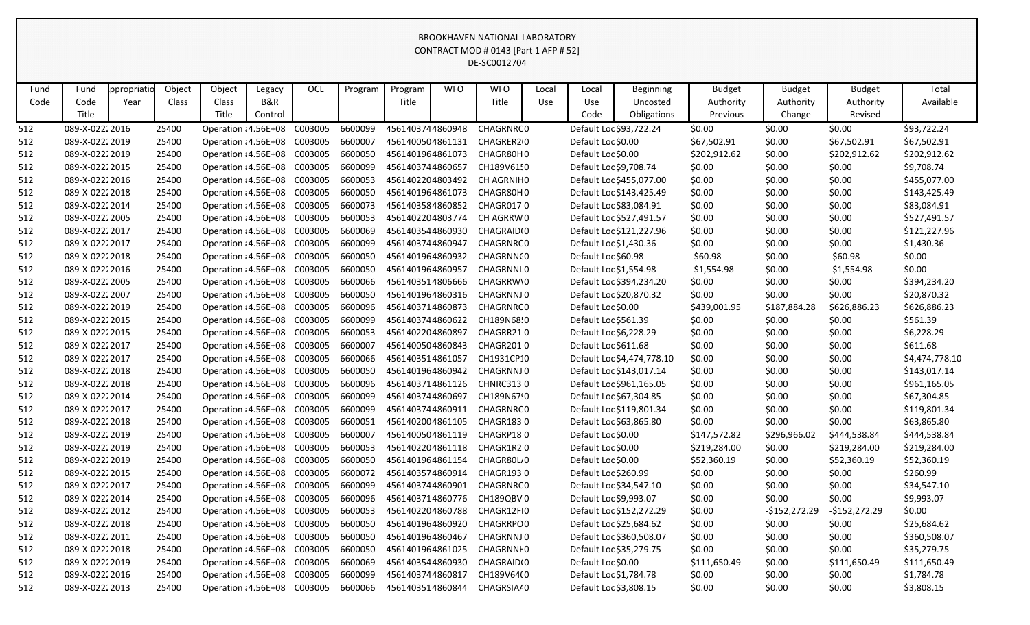BROOKHAVEN NATIONAL LABORATORY
CONTRACT MOD # 0143 [Part 1 AFP # 52]
DE-SC0012704

| Fund Code | Fund Code Title | ppropriatio Year | Object Class | Object Class Title | Legacy B&R Control | OCL | Program | Program Title | WFO | WFO Title | Local Use | Local Use Code | Beginning Uncosted Obligations | Budget Authority Previous | Budget Authority Change | Budget Authority Revised | Total Available |
|---|---|---|---|---|---|---|---|---|---|---|---|---|---|---|---|---|---|
| 512 | 089-X-0222 | 2016 | 25400 | Operation : | 4.56E+08 | C003005 | 6600099 | 4561403744860948 | | CHAGRNRC | 0 | Default Loc | $93,722.24 | $0.00 | $0.00 | $0.00 | $93,722.24 |
| 512 | 089-X-0222 | 2019 | 25400 | Operation : | 4.56E+08 | C003005 | 6600007 | 4561400504861131 | | CHAGRER2 | 0 | Default Loc | $0.00 | $67,502.91 | $0.00 | $67,502.91 | $67,502.91 |
| 512 | 089-X-0222 | 2019 | 25400 | Operation : | 4.56E+08 | C003005 | 6600050 | 4561401964861073 | | CHAGR80H | 0 | Default Loc | $0.00 | $202,912.62 | $0.00 | $202,912.62 | $202,912.62 |
| 512 | 089-X-0222 | 2015 | 25400 | Operation : | 4.56E+08 | C003005 | 6600099 | 4561403744860657 | | CH189V61! | 0 | Default Loc | $9,708.74 | $0.00 | $0.00 | $0.00 | $9,708.74 |
| 512 | 089-X-0222 | 2016 | 25400 | Operation : | 4.56E+08 | C003005 | 6600053 | 4561402204803492 | | CH AGRNIH | 0 | Default Loc | $455,077.00 | $0.00 | $0.00 | $0.00 | $455,077.00 |
| 512 | 089-X-0222 | 2018 | 25400 | Operation : | 4.56E+08 | C003005 | 6600050 | 4561401964861073 | | CHAGR80H | 0 | Default Loc | $143,425.49 | $0.00 | $0.00 | $0.00 | $143,425.49 |
| 512 | 089-X-0222 | 2014 | 25400 | Operation : | 4.56E+08 | C003005 | 6600073 | 4561403584860852 | | CHAGR017 | 0 | Default Loc | $83,084.91 | $0.00 | $0.00 | $0.00 | $83,084.91 |
| 512 | 089-X-0222 | 2005 | 25400 | Operation : | 4.56E+08 | C003005 | 6600053 | 4561402204803774 | | CH AGRRW | 0 | Default Loc | $527,491.57 | $0.00 | $0.00 | $0.00 | $527,491.57 |
| 512 | 089-X-0222 | 2017 | 25400 | Operation : | 4.56E+08 | C003005 | 6600069 | 4561403544860930 | | CHAGRAID | 0 | Default Loc | $121,227.96 | $0.00 | $0.00 | $0.00 | $121,227.96 |
| 512 | 089-X-0222 | 2017 | 25400 | Operation : | 4.56E+08 | C003005 | 6600099 | 4561403744860947 | | CHAGRNRC | 0 | Default Loc | $1,430.36 | $0.00 | $0.00 | $0.00 | $1,430.36 |
| 512 | 089-X-0222 | 2018 | 25400 | Operation : | 4.56E+08 | C003005 | 6600050 | 4561401964860932 | | CHAGRNN | 0 | Default Loc | $60.98 | -$60.98 | $0.00 | -$60.98 | $0.00 |
| 512 | 089-X-0222 | 2016 | 25400 | Operation : | 4.56E+08 | C003005 | 6600050 | 4561401964860957 | | CHAGRNNL | 0 | Default Loc | $1,554.98 | -$1,554.98 | $0.00 | -$1,554.98 | $0.00 |
| 512 | 089-X-0222 | 2005 | 25400 | Operation : | 4.56E+08 | C003005 | 6600066 | 4561403514806666 | | CHAGRRW | 0 | Default Loc | $394,234.20 | $0.00 | $0.00 | $0.00 | $394,234.20 |
| 512 | 089-X-0222 | 2007 | 25400 | Operation : | 4.56E+08 | C003005 | 6600050 | 4561401964860316 | | CHAGRNN | 0 | Default Loc | $20,870.32 | $0.00 | $0.00 | $0.00 | $20,870.32 |
| 512 | 089-X-0222 | 2019 | 25400 | Operation : | 4.56E+08 | C003005 | 6600096 | 4561403714860873 | | CHAGRNRC | 0 | Default Loc | $0.00 | $439,001.95 | $187,884.28 | $626,886.23 | $626,886.23 |
| 512 | 089-X-0222 | 2015 | 25400 | Operation : | 4.56E+08 | C003005 | 6600099 | 4561403744860622 | | CH189N68! | 0 | Default Loc | $561.39 | $0.00 | $0.00 | $0.00 | $561.39 |
| 512 | 089-X-0222 | 2015 | 25400 | Operation : | 4.56E+08 | C003005 | 6600053 | 4561402204860897 | | CHAGRR21 | 0 | Default Loc | $6,228.29 | $0.00 | $0.00 | $0.00 | $6,228.29 |
| 512 | 089-X-0222 | 2017 | 25400 | Operation : | 4.56E+08 | C003005 | 6600007 | 4561400504860843 | | CHAGR201 | 0 | Default Loc | $611.68 | $0.00 | $0.00 | $0.00 | $611.68 |
| 512 | 089-X-0222 | 2017 | 25400 | Operation : | 4.56E+08 | C003005 | 6600066 | 4561403514861057 | | CH1931CP: | 0 | Default Loc | $4,474,778.10 | $0.00 | $0.00 | $0.00 | $4,474,778.10 |
| 512 | 089-X-0222 | 2018 | 25400 | Operation : | 4.56E+08 | C003005 | 6600050 | 4561401964860942 | | CHAGRNN | 0 | Default Loc | $143,017.14 | $0.00 | $0.00 | $0.00 | $143,017.14 |
| 512 | 089-X-0222 | 2018 | 25400 | Operation : | 4.56E+08 | C003005 | 6600096 | 4561403714861126 | | CHNRC313 | 0 | Default Loc | $961,165.05 | $0.00 | $0.00 | $0.00 | $961,165.05 |
| 512 | 089-X-0222 | 2014 | 25400 | Operation : | 4.56E+08 | C003005 | 6600099 | 4561403744860697 | | CH189N67! | 0 | Default Loc | $67,304.85 | $0.00 | $0.00 | $0.00 | $67,304.85 |
| 512 | 089-X-0222 | 2017 | 25400 | Operation : | 4.56E+08 | C003005 | 6600099 | 4561403744860911 | | CHAGRNRC | 0 | Default Loc | $119,801.34 | $0.00 | $0.00 | $0.00 | $119,801.34 |
| 512 | 089-X-0222 | 2018 | 25400 | Operation : | 4.56E+08 | C003005 | 6600051 | 4561402004861105 | | CHAGR183 | 0 | Default Loc | $63,865.80 | $0.00 | $0.00 | $0.00 | $63,865.80 |
| 512 | 089-X-0222 | 2019 | 25400 | Operation : | 4.56E+08 | C003005 | 6600007 | 4561400504861119 | | CHAGRP18 | 0 | Default Loc | $0.00 | $147,572.82 | $296,966.02 | $444,538.84 | $444,538.84 |
| 512 | 089-X-0222 | 2019 | 25400 | Operation : | 4.56E+08 | C003005 | 6600053 | 4561402204861118 | | CHAGR1R2 | 0 | Default Loc | $0.00 | $219,284.00 | $0.00 | $219,284.00 | $219,284.00 |
| 512 | 089-X-0222 | 2019 | 25400 | Operation : | 4.56E+08 | C003005 | 6600050 | 4561401964861154 | | CHAGR80L | 0 | Default Loc | $0.00 | $52,360.19 | $0.00 | $52,360.19 | $52,360.19 |
| 512 | 089-X-0222 | 2015 | 25400 | Operation : | 4.56E+08 | C003005 | 6600072 | 4561403574860914 | | CHAGR193 | 0 | Default Loc | $260.99 | $0.00 | $0.00 | $0.00 | $260.99 |
| 512 | 089-X-0222 | 2017 | 25400 | Operation : | 4.56E+08 | C003005 | 6600099 | 4561403744860901 | | CHAGRNRC | 0 | Default Loc | $34,547.10 | $0.00 | $0.00 | $0.00 | $34,547.10 |
| 512 | 089-X-0222 | 2014 | 25400 | Operation : | 4.56E+08 | C003005 | 6600096 | 4561403714860776 | | CH189QBV | 0 | Default Loc | $9,993.07 | $0.00 | $0.00 | $0.00 | $9,993.07 |
| 512 | 089-X-0222 | 2012 | 25400 | Operation : | 4.56E+08 | C003005 | 6600053 | 4561402204860788 | | CHAGR12FI | 0 | Default Loc | $152,272.29 | $0.00 | -$152,272.29 | -$152,272.29 | $0.00 |
| 512 | 089-X-0222 | 2018 | 25400 | Operation : | 4.56E+08 | C003005 | 6600050 | 4561401964860920 | | CHAGRPO | 0 | Default Loc | $25,684.62 | $0.00 | $0.00 | $0.00 | $25,684.62 |
| 512 | 089-X-0222 | 2011 | 25400 | Operation : | 4.56E+08 | C003005 | 6600050 | 4561401964860467 | | CHAGRNN | 0 | Default Loc | $360,508.07 | $0.00 | $0.00 | $0.00 | $360,508.07 |
| 512 | 089-X-0222 | 2018 | 25400 | Operation : | 4.56E+08 | C003005 | 6600050 | 4561401964861025 | | CHAGRNNI | 0 | Default Loc | $35,279.75 | $0.00 | $0.00 | $0.00 | $35,279.75 |
| 512 | 089-X-0222 | 2019 | 25400 | Operation : | 4.56E+08 | C003005 | 6600069 | 4561403544860930 | | CHAGRAID | 0 | Default Loc | $0.00 | $111,650.49 | $0.00 | $111,650.49 | $111,650.49 |
| 512 | 089-X-0222 | 2016 | 25400 | Operation : | 4.56E+08 | C003005 | 6600099 | 4561403744860817 | | CH189V64 | 0 | Default Loc | $1,784.78 | $0.00 | $0.00 | $0.00 | $1,784.78 |
| 512 | 089-X-0222 | 2013 | 25400 | Operation : | 4.56E+08 | C003005 | 6600066 | 4561403514860844 | | CHAGRSIA | 0 | Default Loc | $3,808.15 | $0.00 | $0.00 | $0.00 | $3,808.15 |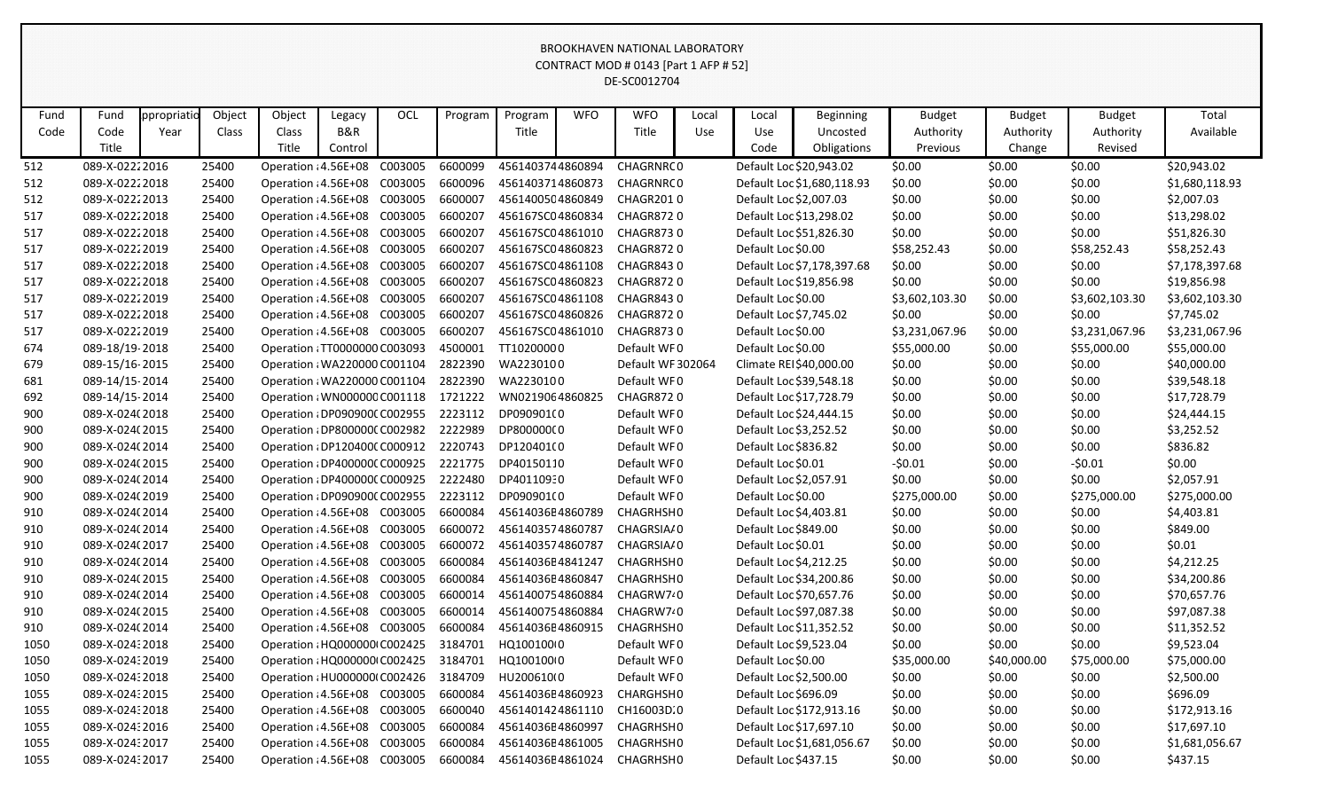BROOKHAVEN NATIONAL LABORATORY
CONTRACT MOD # 0143 [Part 1 AFP # 52]
DE-SC0012704

| Fund Code | Fund Code Title | ppropriatio Year | Object Class | Object Class Title | Legacy B&R Control | OCL | Program | Program Title | WFO | WFO Title | Local Use | Local Use Code | Beginning Uncosted Obligations | Budget Authority Previous | Budget Authority Change | Budget Authority Revised | Total Available |
|---|---|---|---|---|---|---|---|---|---|---|---|---|---|---|---|---|---|
| 512 | 089-X-022: | 2016 | 25400 | Operation : | 4.56E+08 | C003005 | 6600099 | 456140374 | 4860894 | CHAGRNRC | 0 | Default Loc | $20,943.02 | $0.00 | $0.00 | $0.00 | $20,943.02 |
| 512 | 089-X-022: | 2018 | 25400 | Operation : | 4.56E+08 | C003005 | 6600096 | 456140371 | 4860873 | CHAGRNRC | 0 | Default Loc | $1,680,118.93 | $0.00 | $0.00 | $0.00 | $1,680,118.93 |
| 512 | 089-X-022: | 2013 | 25400 | Operation : | 4.56E+08 | C003005 | 6600007 | 456140050 | 4860849 | CHAGR201 | 0 | Default Loc | $2,007.03 | $0.00 | $0.00 | $0.00 | $2,007.03 |
| 517 | 089-X-022: | 2018 | 25400 | Operation : | 4.56E+08 | C003005 | 6600207 | 456167SC0 | 4860834 | CHAGR872 | 0 | Default Loc | $13,298.02 | $0.00 | $0.00 | $0.00 | $13,298.02 |
| 517 | 089-X-022: | 2018 | 25400 | Operation : | 4.56E+08 | C003005 | 6600207 | 456167SC0 | 4861010 | CHAGR873 | 0 | Default Loc | $51,826.30 | $0.00 | $0.00 | $0.00 | $51,826.30 |
| 517 | 089-X-022: | 2019 | 25400 | Operation : | 4.56E+08 | C003005 | 6600207 | 456167SC0 | 4860823 | CHAGR872 | 0 | Default Loc | $0.00 | $58,252.43 | $0.00 | $58,252.43 | $58,252.43 |
| 517 | 089-X-022: | 2018 | 25400 | Operation : | 4.56E+08 | C003005 | 6600207 | 456167SC0 | 4861108 | CHAGR843 | 0 | Default Loc | $7,178,397.68 | $0.00 | $0.00 | $0.00 | $7,178,397.68 |
| 517 | 089-X-022: | 2018 | 25400 | Operation : | 4.56E+08 | C003005 | 6600207 | 456167SC0 | 4860823 | CHAGR872 | 0 | Default Loc | $19,856.98 | $0.00 | $0.00 | $0.00 | $19,856.98 |
| 517 | 089-X-022: | 2019 | 25400 | Operation : | 4.56E+08 | C003005 | 6600207 | 456167SC0 | 4861108 | CHAGR843 | 0 | Default Loc | $0.00 | $3,602,103.30 | $0.00 | $3,602,103.30 | $3,602,103.30 |
| 517 | 089-X-022: | 2018 | 25400 | Operation : | 4.56E+08 | C003005 | 6600207 | 456167SC0 | 4860826 | CHAGR872 | 0 | Default Loc | $7,745.02 | $0.00 | $0.00 | $0.00 | $7,745.02 |
| 517 | 089-X-022: | 2019 | 25400 | Operation : | 4.56E+08 | C003005 | 6600207 | 456167SC0 | 4861010 | CHAGR873 | 0 | Default Loc | $0.00 | $3,231,067.96 | $0.00 | $3,231,067.96 | $3,231,067.96 |
| 674 | 089-18/19- | 2018 | 25400 | Operation : | TT0000000 | C003093 | 4500001 | TT1020000 | 0 | Default WF | 0 | Default Loc | $0.00 | $55,000.00 | $0.00 | $55,000.00 | $55,000.00 |
| 679 | 089-15/16- | 2015 | 25400 | Operation : | WA220000 | C001104 | 2822390 | WA2230100 | 0 | Default WF | 302064 | Climate REI | $40,000.00 | $0.00 | $0.00 | $0.00 | $40,000.00 |
| 681 | 089-14/15- | 2014 | 25400 | Operation : | WA220000 | C001104 | 2822390 | WA2230100 | 0 | Default WF | 0 | Default Loc | $39,548.18 | $0.00 | $0.00 | $0.00 | $39,548.18 |
| 692 | 089-14/15- | 2014 | 25400 | Operation : | WN000000 | C001118 | 1721222 | WN0219064 | 4860825 | CHAGR872 | 0 | Default Loc | $17,728.79 | $0.00 | $0.00 | $0.00 | $17,728.79 |
| 900 | 089-X-024( | 2018 | 25400 | Operation : | DP090900( | C002955 | 2223112 | DP090901( | 0 | Default WF | 0 | Default Loc | $24,444.15 | $0.00 | $0.00 | $0.00 | $24,444.15 |
| 900 | 089-X-024( | 2015 | 25400 | Operation : | DP800000( | C002982 | 2222989 | DP800000( | 0 | Default WF | 0 | Default Loc | $3,252.52 | $0.00 | $0.00 | $0.00 | $3,252.52 |
| 900 | 089-X-024( | 2014 | 25400 | Operation : | DP120400( | C000912 | 2220743 | DP120401( | 0 | Default WF | 0 | Default Loc | $836.82 | $0.00 | $0.00 | $0.00 | $836.82 |
| 900 | 089-X-024( | 2015 | 25400 | Operation : | DP400000( | C000925 | 2221775 | DP4015011 | 0 | Default WF | 0 | Default Loc | $0.01 | -$0.01 | $0.00 | -$0.01 | $0.00 |
| 900 | 089-X-024( | 2014 | 25400 | Operation : | DP400000( | C000925 | 2222480 | DP4011093 | 0 | Default WF | 0 | Default Loc | $2,057.91 | $0.00 | $0.00 | $0.00 | $2,057.91 |
| 900 | 089-X-024( | 2019 | 25400 | Operation : | DP090900( | C002955 | 2223112 | DP090901( | 0 | Default WF | 0 | Default Loc | $0.00 | $275,000.00 | $0.00 | $275,000.00 | $275,000.00 |
| 910 | 089-X-024( | 2014 | 25400 | Operation : | 4.56E+08 | C003005 | 6600084 | 45614036E | 4860789 | CHAGRHSH | 0 | Default Loc | $4,403.81 | $0.00 | $0.00 | $0.00 | $4,403.81 |
| 910 | 089-X-024( | 2014 | 25400 | Operation : | 4.56E+08 | C003005 | 6600072 | 456140357 | 4860787 | CHAGRSIA/ | 0 | Default Loc | $849.00 | $0.00 | $0.00 | $0.00 | $849.00 |
| 910 | 089-X-024( | 2017 | 25400 | Operation : | 4.56E+08 | C003005 | 6600072 | 456140357 | 4860787 | CHAGRSIA/ | 0 | Default Loc | $0.01 | $0.00 | $0.00 | $0.00 | $0.01 |
| 910 | 089-X-024( | 2014 | 25400 | Operation : | 4.56E+08 | C003005 | 6600084 | 45614036E | 4841247 | CHAGRHSH | 0 | Default Loc | $4,212.25 | $0.00 | $0.00 | $0.00 | $4,212.25 |
| 910 | 089-X-024( | 2015 | 25400 | Operation : | 4.56E+08 | C003005 | 6600084 | 45614036E | 4860847 | CHAGRHSH | 0 | Default Loc | $34,200.86 | $0.00 | $0.00 | $0.00 | $34,200.86 |
| 910 | 089-X-024( | 2014 | 25400 | Operation : | 4.56E+08 | C003005 | 6600014 | 456140075 | 4860884 | CHAGRW7 | 0 | Default Loc | $70,657.76 | $0.00 | $0.00 | $0.00 | $70,657.76 |
| 910 | 089-X-024( | 2015 | 25400 | Operation : | 4.56E+08 | C003005 | 6600014 | 456140075 | 4860884 | CHAGRW7 | 0 | Default Loc | $97,087.38 | $0.00 | $0.00 | $0.00 | $97,087.38 |
| 910 | 089-X-024( | 2014 | 25400 | Operation : | 4.56E+08 | C003005 | 6600084 | 45614036E | 4860915 | CHAGRHSH | 0 | Default Loc | $11,352.52 | $0.00 | $0.00 | $0.00 | $11,352.52 |
| 1050 | 089-X-024: | 2018 | 25400 | Operation : | HQ000000( | C002425 | 3184701 | HQ100100( | 0 | Default WF | 0 | Default Loc | $9,523.04 | $0.00 | $0.00 | $0.00 | $9,523.04 |
| 1050 | 089-X-024: | 2019 | 25400 | Operation : | HQ000000( | C002425 | 3184701 | HQ100100( | 0 | Default WF | 0 | Default Loc | $0.00 | $35,000.00 | $40,000.00 | $75,000.00 | $75,000.00 |
| 1050 | 089-X-024: | 2018 | 25400 | Operation : | HU000000( | C002426 | 3184709 | HU200610( | 0 | Default WF | 0 | Default Loc | $2,500.00 | $0.00 | $0.00 | $0.00 | $2,500.00 |
| 1055 | 089-X-024: | 2015 | 25400 | Operation : | 4.56E+08 | C003005 | 6600084 | 45614036E | 4860923 | CHARGHSH | 0 | Default Loc | $696.09 | $0.00 | $0.00 | $0.00 | $696.09 |
| 1055 | 089-X-024: | 2018 | 25400 | Operation : | 4.56E+08 | C003005 | 6600040 | 456140142 | 4861110 | CH16003D: | 0 | Default Loc | $172,913.16 | $0.00 | $0.00 | $0.00 | $172,913.16 |
| 1055 | 089-X-024: | 2016 | 25400 | Operation : | 4.56E+08 | C003005 | 6600084 | 45614036E | 4860997 | CHAGRHSH | 0 | Default Loc | $17,697.10 | $0.00 | $0.00 | $0.00 | $17,697.10 |
| 1055 | 089-X-024: | 2017 | 25400 | Operation : | 4.56E+08 | C003005 | 6600084 | 45614036E | 4861005 | CHAGRHSH | 0 | Default Loc | $1,681,056.67 | $0.00 | $0.00 | $0.00 | $1,681,056.67 |
| 1055 | 089-X-024: | 2017 | 25400 | Operation : | 4.56E+08 | C003005 | 6600084 | 45614036E | 4861024 | CHAGRHSH | 0 | Default Loc | $437.15 | $0.00 | $0.00 | $0.00 | $437.15 |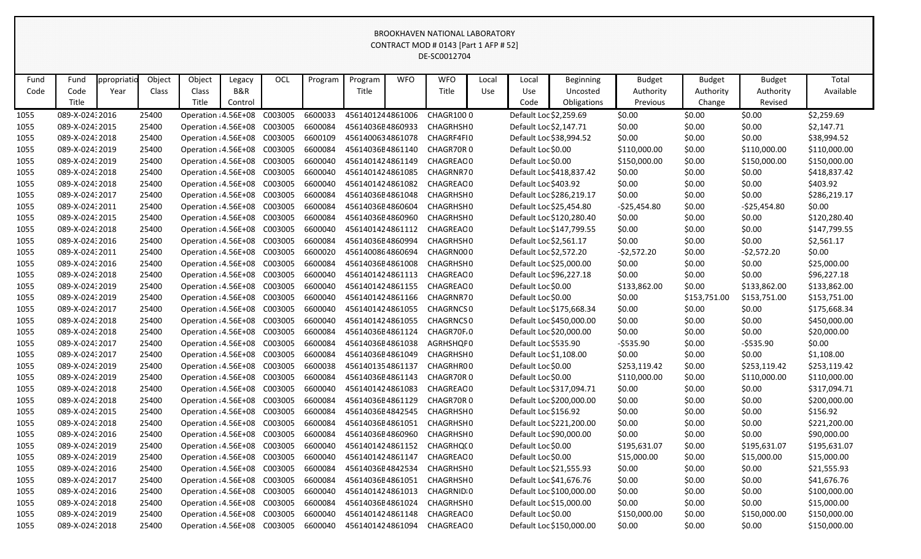BROOKHAVEN NATIONAL LABORATORY
CONTRACT MOD # 0143 [Part 1 AFP # 52]
DE-SC0012704

| Fund Code | Fund Code Title | ppropriatio Year | Object Class | Object Class Title | Legacy B&R Control | OCL | Program | Program Title | WFO | WFO Title | Local Use | Local Use Code | Beginning Uncosted Obligations | Budget Authority Previous | Budget Authority Change | Budget Authority Revised | Total Available |
|---|---|---|---|---|---|---|---|---|---|---|---|---|---|---|---|---|---|
| 1055 | 089-X-024: | 2016 | 25400 | Operation : | 4.56E+08 | C003005 | 6600033 | 456140124 | 4861006 | CHAGR100 | 0 | Default Loc | $2,259.69 | $0.00 | $0.00 | $0.00 | $2,259.69 |
| 1055 | 089-X-024: | 2015 | 25400 | Operation : | 4.56E+08 | C003005 | 6600084 | 45614036E | 4860933 | CHAGRHSH | 0 | Default Loc | $2,147.71 | $0.00 | $0.00 | $0.00 | $2,147.71 |
| 1055 | 089-X-024: | 2018 | 25400 | Operation : | 4.56E+08 | C003005 | 6600109 | 456140063 | 4861078 | CHAGRF4FI | 0 | Default Loc | $38,994.52 | $0.00 | $0.00 | $0.00 | $38,994.52 |
| 1055 | 089-X-024: | 2019 | 25400 | Operation : | 4.56E+08 | C003005 | 6600084 | 45614036E | 4861140 | CHAGR70R | 0 | Default Loc | $0.00 | $110,000.00 | $0.00 | $110,000.00 | $110,000.00 |
| 1055 | 089-X-024: | 2019 | 25400 | Operation : | 4.56E+08 | C003005 | 6600040 | 456140142 | 4861149 | CHAGREAC | 0 | Default Loc | $0.00 | $150,000.00 | $0.00 | $150,000.00 | $150,000.00 |
| 1055 | 089-X-024: | 2018 | 25400 | Operation : | 4.56E+08 | C003005 | 6600040 | 456140142 | 4861085 | CHAGRNR7 | 0 | Default Loc | $418,837.42 | $0.00 | $0.00 | $0.00 | $418,837.42 |
| 1055 | 089-X-024: | 2018 | 25400 | Operation : | 4.56E+08 | C003005 | 6600040 | 456140142 | 4861082 | CHAGREAC | 0 | Default Loc | $403.92 | $0.00 | $0.00 | $0.00 | $403.92 |
| 1055 | 089-X-024: | 2017 | 25400 | Operation : | 4.56E+08 | C003005 | 6600084 | 45614036E | 4861048 | CHAGRHSH | 0 | Default Loc | $286,219.17 | $0.00 | $0.00 | $0.00 | $286,219.17 |
| 1055 | 089-X-024: | 2011 | 25400 | Operation : | 4.56E+08 | C003005 | 6600084 | 45614036E | 4860604 | CHAGRHSH | 0 | Default Loc | $25,454.80 | -$25,454.80 | $0.00 | -$25,454.80 | $0.00 |
| 1055 | 089-X-024: | 2015 | 25400 | Operation : | 4.56E+08 | C003005 | 6600084 | 45614036E | 4860960 | CHAGRHSH | 0 | Default Loc | $120,280.40 | $0.00 | $0.00 | $0.00 | $120,280.40 |
| 1055 | 089-X-024: | 2018 | 25400 | Operation : | 4.56E+08 | C003005 | 6600040 | 456140142 | 4861112 | CHAGREAC | 0 | Default Loc | $147,799.55 | $0.00 | $0.00 | $0.00 | $147,799.55 |
| 1055 | 089-X-024: | 2016 | 25400 | Operation : | 4.56E+08 | C003005 | 6600084 | 45614036E | 4860994 | CHAGRHSH | 0 | Default Loc | $2,561.17 | $0.00 | $0.00 | $0.00 | $2,561.17 |
| 1055 | 089-X-024: | 2011 | 25400 | Operation : | 4.56E+08 | C003005 | 6600020 | 456140086 | 4860694 | CHAGRN00 | 0 | Default Loc | $2,572.20 | -$2,572.20 | $0.00 | -$2,572.20 | $0.00 |
| 1055 | 089-X-024: | 2016 | 25400 | Operation : | 4.56E+08 | C003005 | 6600084 | 45614036E | 4861008 | CHAGRHSH | 0 | Default Loc | $25,000.00 | $0.00 | $0.00 | $0.00 | $25,000.00 |
| 1055 | 089-X-024: | 2018 | 25400 | Operation : | 4.56E+08 | C003005 | 6600040 | 456140142 | 4861113 | CHAGREAC | 0 | Default Loc | $96,227.18 | $0.00 | $0.00 | $0.00 | $96,227.18 |
| 1055 | 089-X-024: | 2019 | 25400 | Operation : | 4.56E+08 | C003005 | 6600040 | 456140142 | 4861155 | CHAGREAC | 0 | Default Loc | $0.00 | $133,862.00 | $0.00 | $133,862.00 | $133,862.00 |
| 1055 | 089-X-024: | 2019 | 25400 | Operation : | 4.56E+08 | C003005 | 6600040 | 456140142 | 4861166 | CHAGRNR7 | 0 | Default Loc | $0.00 | $0.00 | $153,751.00 | $153,751.00 | $153,751.00 |
| 1055 | 089-X-024: | 2017 | 25400 | Operation : | 4.56E+08 | C003005 | 6600040 | 456140142 | 4861055 | CHAGRNCS | 0 | Default Loc | $175,668.34 | $0.00 | $0.00 | $0.00 | $175,668.34 |
| 1055 | 089-X-024: | 2018 | 25400 | Operation : | 4.56E+08 | C003005 | 6600040 | 456140142 | 4861055 | CHAGRNCS | 0 | Default Loc | $450,000.00 | $0.00 | $0.00 | $0.00 | $450,000.00 |
| 1055 | 089-X-024: | 2018 | 25400 | Operation : | 4.56E+08 | C003005 | 6600084 | 45614036E | 4861124 | CHAGR70F | 0 | Default Loc | $20,000.00 | $0.00 | $0.00 | $0.00 | $20,000.00 |
| 1055 | 089-X-024: | 2017 | 25400 | Operation : | 4.56E+08 | C003005 | 6600084 | 45614036E | 4861038 | AGRHSHQF | 0 | Default Loc | $535.90 | -$535.90 | $0.00 | -$535.90 | $0.00 |
| 1055 | 089-X-024: | 2017 | 25400 | Operation : | 4.56E+08 | C003005 | 6600084 | 45614036E | 4861049 | CHAGRHSH | 0 | Default Loc | $1,108.00 | $0.00 | $0.00 | $0.00 | $1,108.00 |
| 1055 | 089-X-024: | 2019 | 25400 | Operation : | 4.56E+08 | C003005 | 6600038 | 456140135 | 4861137 | CHAGRHR0 | 0 | Default Loc | $0.00 | $253,119.42 | $0.00 | $253,119.42 | $253,119.42 |
| 1055 | 089-X-024: | 2019 | 25400 | Operation : | 4.56E+08 | C003005 | 6600084 | 45614036E | 4861143 | CHAGR70R | 0 | Default Loc | $0.00 | $110,000.00 | $0.00 | $110,000.00 | $110,000.00 |
| 1055 | 089-X-024: | 2018 | 25400 | Operation : | 4.56E+08 | C003005 | 6600040 | 456140142 | 4861083 | CHAGREAC | 0 | Default Loc | $317,094.71 | $0.00 | $0.00 | $0.00 | $317,094.71 |
| 1055 | 089-X-024: | 2018 | 25400 | Operation : | 4.56E+08 | C003005 | 6600084 | 45614036E | 4861129 | CHAGR70R | 0 | Default Loc | $200,000.00 | $0.00 | $0.00 | $0.00 | $200,000.00 |
| 1055 | 089-X-024: | 2015 | 25400 | Operation : | 4.56E+08 | C003005 | 6600084 | 45614036E | 4842545 | CHAGRHSH | 0 | Default Loc | $156.92 | $0.00 | $0.00 | $0.00 | $156.92 |
| 1055 | 089-X-024: | 2018 | 25400 | Operation : | 4.56E+08 | C003005 | 6600084 | 45614036E | 4861051 | CHAGRHSH | 0 | Default Loc | $221,200.00 | $0.00 | $0.00 | $0.00 | $221,200.00 |
| 1055 | 089-X-024: | 2016 | 25400 | Operation : | 4.56E+08 | C003005 | 6600084 | 45614036E | 4860960 | CHAGRHSH | 0 | Default Loc | $90,000.00 | $0.00 | $0.00 | $0.00 | $90,000.00 |
| 1055 | 089-X-024: | 2019 | 25400 | Operation : | 4.56E+08 | C003005 | 6600040 | 456140142 | 4861152 | CHAGRHQC | 0 | Default Loc | $0.00 | $195,631.07 | $0.00 | $195,631.07 | $195,631.07 |
| 1055 | 089-X-024: | 2019 | 25400 | Operation : | 4.56E+08 | C003005 | 6600040 | 456140142 | 4861147 | CHAGREAC | 0 | Default Loc | $0.00 | $15,000.00 | $0.00 | $15,000.00 | $15,000.00 |
| 1055 | 089-X-024: | 2016 | 25400 | Operation : | 4.56E+08 | C003005 | 6600084 | 45614036E | 4842534 | CHAGRHSH | 0 | Default Loc | $21,555.93 | $0.00 | $0.00 | $0.00 | $21,555.93 |
| 1055 | 089-X-024: | 2017 | 25400 | Operation : | 4.56E+08 | C003005 | 6600084 | 45614036E | 4861051 | CHAGRHSH | 0 | Default Loc | $41,676.76 | $0.00 | $0.00 | $0.00 | $41,676.76 |
| 1055 | 089-X-024: | 2016 | 25400 | Operation : | 4.56E+08 | C003005 | 6600040 | 456140142 | 4861013 | CHAGRNID | 0 | Default Loc | $100,000.00 | $0.00 | $0.00 | $0.00 | $100,000.00 |
| 1055 | 089-X-024: | 2018 | 25400 | Operation : | 4.56E+08 | C003005 | 6600084 | 45614036E | 4861024 | CHAGRHSH | 0 | Default Loc | $15,000.00 | $0.00 | $0.00 | $0.00 | $15,000.00 |
| 1055 | 089-X-024: | 2019 | 25400 | Operation : | 4.56E+08 | C003005 | 6600040 | 456140142 | 4861148 | CHAGREAC | 0 | Default Loc | $0.00 | $150,000.00 | $0.00 | $150,000.00 | $150,000.00 |
| 1055 | 089-X-024: | 2018 | 25400 | Operation : | 4.56E+08 | C003005 | 6600040 | 456140142 | 4861094 | CHAGREAC | 0 | Default Loc | $150,000.00 | $0.00 | $0.00 | $0.00 | $150,000.00 |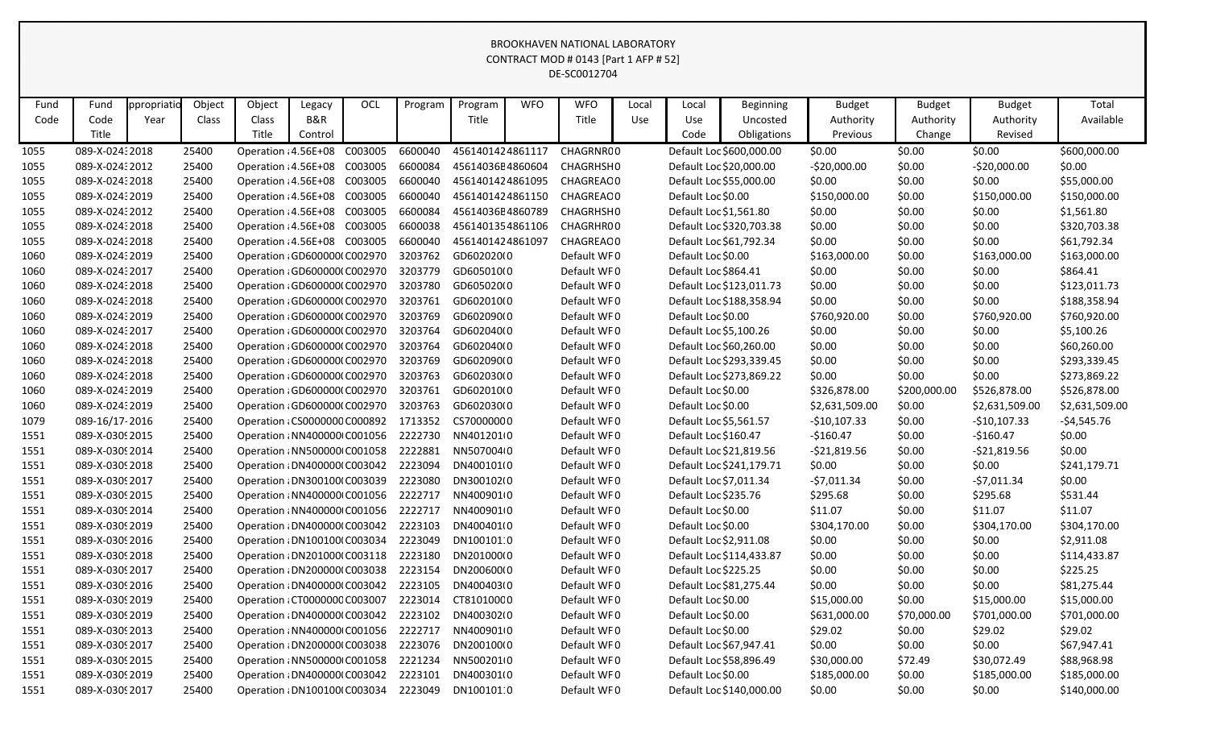# BROOKHAVEN NATIONAL LABORATORY
CONTRACT MOD # 0143 [Part 1 AFP # 52]
DE-SC0012704

| Fund Code | Fund Code Title | ppropriatio Year | Object Class | Object Class Title | Legacy B&R Control | OCL | Program | Program Title | WFO | WFO Title | Local Use | Local Use Code | Beginning Uncosted Obligations | Budget Authority Previous | Budget Authority Change | Budget Authority Revised | Total Available |
|---|---|---|---|---|---|---|---|---|---|---|---|---|---|---|---|---|---|
| 1055 | 089-X-024: | 2018 | 25400 | Operation : | 4.56E+08 | C003005 | 6600040 | 4561401424861117 | | CHAGRNR0 | 0 | Default Loc | $600,000.00 | $0.00 | $0.00 | $0.00 | $600,000.00 |
| 1055 | 089-X-024: | 2012 | 25400 | Operation : | 4.56E+08 | C003005 | 6600084 | 456140361 | 4860604 | CHAGRHSH | 0 | Default Loc | $20,000.00 | -$20,000.00 | $0.00 | -$20,000.00 | $0.00 |
| 1055 | 089-X-024: | 2018 | 25400 | Operation : | 4.56E+08 | C003005 | 6600040 | 4561401424861095 | | CHAGREAC | 0 | Default Loc | $55,000.00 | $0.00 | $0.00 | $0.00 | $55,000.00 |
| 1055 | 089-X-024: | 2019 | 25400 | Operation : | 4.56E+08 | C003005 | 6600040 | 4561401424861150 | | CHAGREAC | 0 | Default Loc | $0.00 | $150,000.00 | $0.00 | $150,000.00 | $150,000.00 |
| 1055 | 089-X-024: | 2012 | 25400 | Operation : | 4.56E+08 | C003005 | 6600084 | 456140361 | 4860789 | CHAGRHSH | 0 | Default Loc | $1,561.80 | $0.00 | $0.00 | $0.00 | $1,561.80 |
| 1055 | 089-X-024: | 2018 | 25400 | Operation : | 4.56E+08 | C003005 | 6600038 | 4561401354861106 | | CHAGRHR0 | 0 | Default Loc | $320,703.38 | $0.00 | $0.00 | $0.00 | $320,703.38 |
| 1055 | 089-X-024: | 2018 | 25400 | Operation : | 4.56E+08 | C003005 | 6600040 | 4561401424861097 | | CHAGREAC | 0 | Default Loc | $61,792.34 | $0.00 | $0.00 | $0.00 | $61,792.34 |
| 1060 | 089-X-024: | 2019 | 25400 | Operation : | GD600000( | C002970 | 3203762 | GD602020( | 0 | Default WF | 0 | Default Loc | $0.00 | $163,000.00 | $0.00 | $163,000.00 | $163,000.00 |
| 1060 | 089-X-024: | 2017 | 25400 | Operation : | GD600000( | C002970 | 3203779 | GD605010( | 0 | Default WF | 0 | Default Loc | $864.41 | $0.00 | $0.00 | $0.00 | $864.41 |
| 1060 | 089-X-024: | 2018 | 25400 | Operation : | GD600000( | C002970 | 3203780 | GD605020( | 0 | Default WF | 0 | Default Loc | $123,011.73 | $0.00 | $0.00 | $0.00 | $123,011.73 |
| 1060 | 089-X-024: | 2018 | 25400 | Operation : | GD600000( | C002970 | 3203761 | GD602010( | 0 | Default WF | 0 | Default Loc | $188,358.94 | $0.00 | $0.00 | $0.00 | $188,358.94 |
| 1060 | 089-X-024: | 2019 | 25400 | Operation : | GD600000( | C002970 | 3203769 | GD602090( | 0 | Default WF | 0 | Default Loc | $0.00 | $760,920.00 | $0.00 | $760,920.00 | $760,920.00 |
| 1060 | 089-X-024: | 2017 | 25400 | Operation : | GD600000( | C002970 | 3203764 | GD602040( | 0 | Default WF | 0 | Default Loc | $5,100.26 | $0.00 | $0.00 | $0.00 | $5,100.26 |
| 1060 | 089-X-024: | 2018 | 25400 | Operation : | GD600000( | C002970 | 3203764 | GD602040( | 0 | Default WF | 0 | Default Loc | $60,260.00 | $0.00 | $0.00 | $0.00 | $60,260.00 |
| 1060 | 089-X-024: | 2018 | 25400 | Operation : | GD600000( | C002970 | 3203769 | GD602090( | 0 | Default WF | 0 | Default Loc | $293,339.45 | $0.00 | $0.00 | $0.00 | $293,339.45 |
| 1060 | 089-X-024: | 2018 | 25400 | Operation : | GD600000( | C002970 | 3203763 | GD602030( | 0 | Default WF | 0 | Default Loc | $273,869.22 | $0.00 | $0.00 | $0.00 | $273,869.22 |
| 1060 | 089-X-024: | 2019 | 25400 | Operation : | GD600000( | C002970 | 3203761 | GD602010( | 0 | Default WF | 0 | Default Loc | $0.00 | $326,878.00 | $200,000.00 | $526,878.00 | $526,878.00 |
| 1060 | 089-X-024: | 2019 | 25400 | Operation : | GD600000( | C002970 | 3203763 | GD602030( | 0 | Default WF | 0 | Default Loc | $0.00 | $2,631,509.00 | $0.00 | $2,631,509.00 | $2,631,509.00 |
| 1079 | 089-16/17- | 2016 | 25400 | Operation : | CS0000000 | C000892 | 1713352 | CS7000000 | 0 | Default WF | 0 | Default Loc | $5,561.57 | -$10,107.33 | $0.00 | -$10,107.33 | -$4,545.76 |
| 1551 | 089-X-030! | 2015 | 25400 | Operation : | NN400000( | C001056 | 2222730 | NN401201( | 0 | Default WF | 0 | Default Loc | $160.47 | -$160.47 | $0.00 | -$160.47 | $0.00 |
| 1551 | 089-X-030! | 2014 | 25400 | Operation : | NN500000( | C001058 | 2222881 | NN507004( | 0 | Default WF | 0 | Default Loc | $21,819.56 | -$21,819.56 | $0.00 | -$21,819.56 | $0.00 |
| 1551 | 089-X-030! | 2018 | 25400 | Operation : | DN400000( | C003042 | 2223094 | DN400101( | 0 | Default WF | 0 | Default Loc | $241,179.71 | $0.00 | $0.00 | $0.00 | $241,179.71 |
| 1551 | 089-X-030! | 2017 | 25400 | Operation : | DN300100( | C003039 | 2223080 | DN300102( | 0 | Default WF | 0 | Default Loc | $7,011.34 | -$7,011.34 | $0.00 | -$7,011.34 | $0.00 |
| 1551 | 089-X-030! | 2015 | 25400 | Operation : | NN400000( | C001056 | 2222717 | NN400901( | 0 | Default WF | 0 | Default Loc | $235.76 | $295.68 | $0.00 | $295.68 | $531.44 |
| 1551 | 089-X-030! | 2014 | 25400 | Operation : | NN400000( | C001056 | 2222717 | NN400901( | 0 | Default WF | 0 | Default Loc | $0.00 | $11.07 | $0.00 | $11.07 | $11.07 |
| 1551 | 089-X-030! | 2019 | 25400 | Operation : | DN400000( | C003042 | 2223103 | DN400401( | 0 | Default WF | 0 | Default Loc | $0.00 | $304,170.00 | $0.00 | $304,170.00 | $304,170.00 |
| 1551 | 089-X-030! | 2016 | 25400 | Operation : | DN100100( | C003034 | 2223049 | DN100101: | 0 | Default WF | 0 | Default Loc | $2,911.08 | $0.00 | $0.00 | $0.00 | $2,911.08 |
| 1551 | 089-X-030! | 2018 | 25400 | Operation : | DN201000( | C003118 | 2223180 | DN201000( | 0 | Default WF | 0 | Default Loc | $114,433.87 | $0.00 | $0.00 | $0.00 | $114,433.87 |
| 1551 | 089-X-030! | 2017 | 25400 | Operation : | DN200000( | C003038 | 2223154 | DN200600( | 0 | Default WF | 0 | Default Loc | $225.25 | $0.00 | $0.00 | $0.00 | $225.25 |
| 1551 | 089-X-030! | 2016 | 25400 | Operation : | DN400000( | C003042 | 2223105 | DN400403( | 0 | Default WF | 0 | Default Loc | $81,275.44 | $0.00 | $0.00 | $0.00 | $81,275.44 |
| 1551 | 089-X-030! | 2019 | 25400 | Operation : | CT0000000 | C003007 | 2223014 | CT8101000 | 0 | Default WF | 0 | Default Loc | $0.00 | $15,000.00 | $0.00 | $15,000.00 | $15,000.00 |
| 1551 | 089-X-030! | 2019 | 25400 | Operation : | DN400000( | C003042 | 2223102 | DN400302( | 0 | Default WF | 0 | Default Loc | $0.00 | $631,000.00 | $70,000.00 | $701,000.00 | $701,000.00 |
| 1551 | 089-X-030! | 2013 | 25400 | Operation : | NN400000( | C001056 | 2222717 | NN400901( | 0 | Default WF | 0 | Default Loc | $0.00 | $29.02 | $0.00 | $29.02 | $29.02 |
| 1551 | 089-X-030! | 2017 | 25400 | Operation : | DN200000( | C003038 | 2223076 | DN200100( | 0 | Default WF | 0 | Default Loc | $67,947.41 | $0.00 | $0.00 | $0.00 | $67,947.41 |
| 1551 | 089-X-030! | 2015 | 25400 | Operation : | NN500000( | C001058 | 2221234 | NN500201( | 0 | Default WF | 0 | Default Loc | $58,896.49 | $30,000.00 | $72.49 | $30,072.49 | $88,968.98 |
| 1551 | 089-X-030! | 2019 | 25400 | Operation : | DN400000( | C003042 | 2223101 | DN400301( | 0 | Default WF | 0 | Default Loc | $0.00 | $185,000.00 | $0.00 | $185,000.00 | $185,000.00 |
| 1551 | 089-X-030! | 2017 | 25400 | Operation : | DN100100( | C003034 | 2223049 | DN100101: | 0 | Default WF | 0 | Default Loc | $140,000.00 | $0.00 | $0.00 | $0.00 | $140,000.00 |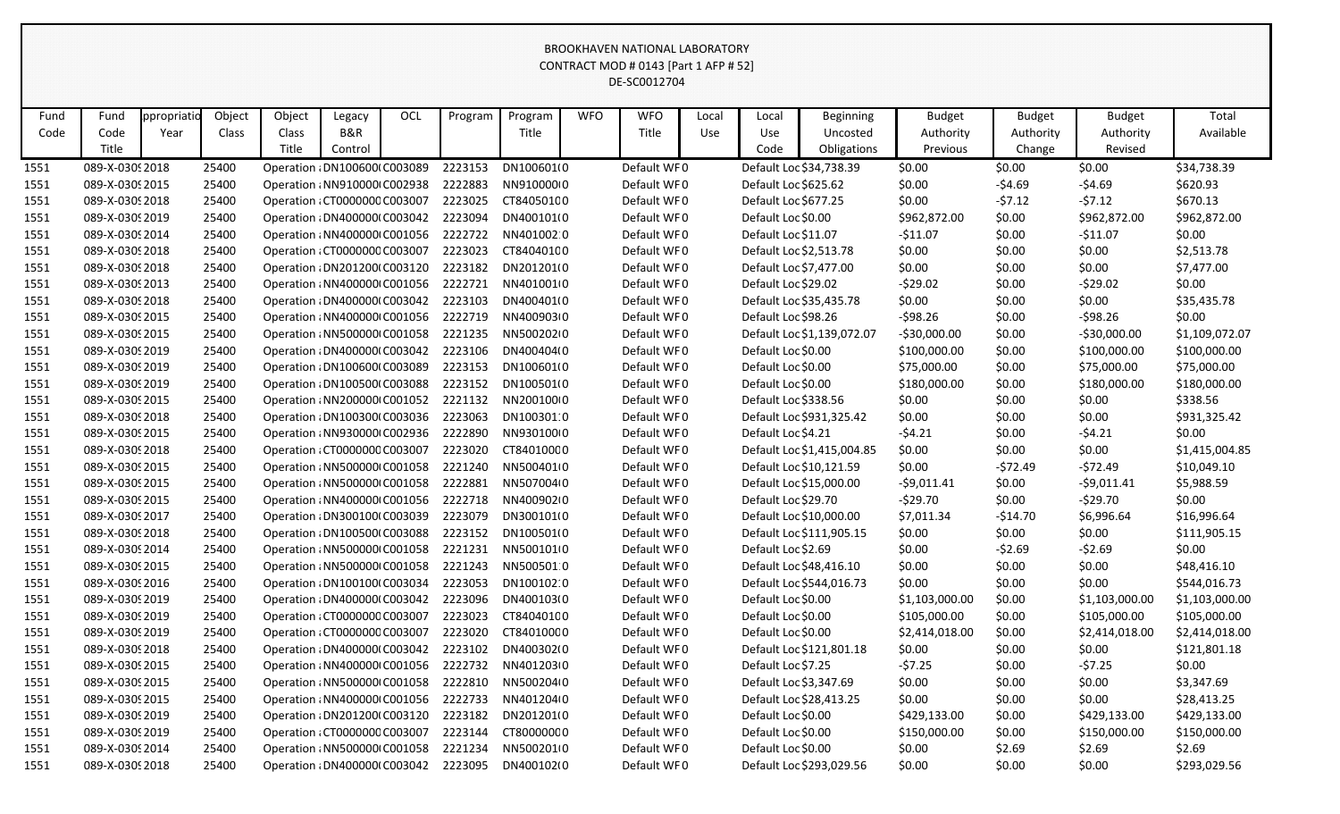BROOKHAVEN NATIONAL LABORATORY
CONTRACT MOD # 0143 [Part 1 AFP # 52]
DE-SC0012704

| Fund Code | Fund Code Title | Appropriation Year | Object Class | Object Class Title | Legacy B&R Control | OCL | Program | Program Title | WFO | WFO Title | Local Use | Local Use Code | Beginning Uncosted Obligations | Budget Authority Previous | Budget Authority Change | Budget Authority Revised | Total Available |
|---|---|---|---|---|---|---|---|---|---|---|---|---|---|---|---|---|---|
| 1551 | 089-X-030 | 2018 | 25400 | Operation | DN100600 | C003089 | 2223153 | DN100601 | 0 | Default WF | 0 | Default Loc | $34,738.39 | $0.00 | $0.00 | $0.00 | $34,738.39 |
| 1551 | 089-X-030 | 2015 | 25400 | Operation | NN910000 | C002938 | 2222883 | NN910000 | 0 | Default WF | 0 | Default Loc | $625.62 | $0.00 | -$4.69 | -$4.69 | $620.93 |
| 1551 | 089-X-030 | 2018 | 25400 | Operation | CT0000000 | C003007 | 2223025 | CT840501 | 0 | Default WF | 0 | Default Loc | $677.25 | $0.00 | -$7.12 | -$7.12 | $670.13 |
| 1551 | 089-X-030 | 2019 | 25400 | Operation | DN400000 | C003042 | 2223094 | DN400101 | 0 | Default WF | 0 | Default Loc | $0.00 | $962,872.00 | $0.00 | $962,872.00 | $962,872.00 |
| 1551 | 089-X-030 | 2014 | 25400 | Operation | NN400000 | C001056 | 2222722 | NN401002 | 0 | Default WF | 0 | Default Loc | $11.07 | -$11.07 | $0.00 | -$11.07 | $0.00 |
| 1551 | 089-X-030 | 2018 | 25400 | Operation | CT0000000 | C003007 | 2223023 | CT840401 | 0 | Default WF | 0 | Default Loc | $2,513.78 | $0.00 | $0.00 | $0.00 | $2,513.78 |
| 1551 | 089-X-030 | 2018 | 25400 | Operation | DN201200 | C003120 | 2223182 | DN201201 | 0 | Default WF | 0 | Default Loc | $7,477.00 | $0.00 | $0.00 | $0.00 | $7,477.00 |
| 1551 | 089-X-030 | 2013 | 25400 | Operation | NN400000 | C001056 | 2222721 | NN401001 | 0 | Default WF | 0 | Default Loc | $29.02 | -$29.02 | $0.00 | -$29.02 | $0.00 |
| 1551 | 089-X-030 | 2018 | 25400 | Operation | DN400000 | C003042 | 2223103 | DN400401 | 0 | Default WF | 0 | Default Loc | $35,435.78 | $0.00 | $0.00 | $0.00 | $35,435.78 |
| 1551 | 089-X-030 | 2015 | 25400 | Operation | NN400000 | C001056 | 2222719 | NN400903 | 0 | Default WF | 0 | Default Loc | $98.26 | -$98.26 | $0.00 | -$98.26 | $0.00 |
| 1551 | 089-X-030 | 2015 | 25400 | Operation | NN500000 | C001058 | 2221235 | NN500202 | 0 | Default WF | 0 | Default Loc | $1,139,072.07 | -$30,000.00 | $0.00 | -$30,000.00 | $1,109,072.07 |
| 1551 | 089-X-030 | 2019 | 25400 | Operation | DN400000 | C003042 | 2223106 | DN400404 | 0 | Default WF | 0 | Default Loc | $0.00 | $100,000.00 | $0.00 | $100,000.00 | $100,000.00 |
| 1551 | 089-X-030 | 2019 | 25400 | Operation | DN100600 | C003089 | 2223153 | DN100601 | 0 | Default WF | 0 | Default Loc | $0.00 | $75,000.00 | $0.00 | $75,000.00 | $75,000.00 |
| 1551 | 089-X-030 | 2019 | 25400 | Operation | DN100500 | C003088 | 2223152 | DN100501 | 0 | Default WF | 0 | Default Loc | $0.00 | $180,000.00 | $0.00 | $180,000.00 | $180,000.00 |
| 1551 | 089-X-030 | 2015 | 25400 | Operation | NN200000 | C001052 | 2221132 | NN200100 | 0 | Default WF | 0 | Default Loc | $338.56 | $0.00 | $0.00 | $0.00 | $338.56 |
| 1551 | 089-X-030 | 2018 | 25400 | Operation | DN100300 | C003036 | 2223063 | DN100301 | 0 | Default WF | 0 | Default Loc | $931,325.42 | $0.00 | $0.00 | $0.00 | $931,325.42 |
| 1551 | 089-X-030 | 2015 | 25400 | Operation | NN930000 | C002936 | 2222890 | NN930100 | 0 | Default WF | 0 | Default Loc | $4.21 | $0.00 | -$4.21 | -$4.21 | $0.00 |
| 1551 | 089-X-030 | 2018 | 25400 | Operation | CT0000000 | C003007 | 2223020 | CT840100 | 0 | Default WF | 0 | Default Loc | $1,415,004.85 | $0.00 | $0.00 | $0.00 | $1,415,004.85 |
| 1551 | 089-X-030 | 2015 | 25400 | Operation | NN500000 | C001058 | 2221240 | NN500401 | 0 | Default WF | 0 | Default Loc | $10,121.59 | $0.00 | -$72.49 | -$72.49 | $10,049.10 |
| 1551 | 089-X-030 | 2015 | 25400 | Operation | NN500000 | C001058 | 2222881 | NN507004 | 0 | Default WF | 0 | Default Loc | $15,000.00 | -$9,011.41 | $0.00 | -$9,011.41 | $5,988.59 |
| 1551 | 089-X-030 | 2015 | 25400 | Operation | NN400000 | C001056 | 2222718 | NN400902 | 0 | Default WF | 0 | Default Loc | $29.70 | -$29.70 | $0.00 | -$29.70 | $0.00 |
| 1551 | 089-X-030 | 2017 | 25400 | Operation | DN300100 | C003039 | 2223079 | DN300101 | 0 | Default WF | 0 | Default Loc | $10,000.00 | $7,011.34 | -$14.70 | $6,996.64 | $16,996.64 |
| 1551 | 089-X-030 | 2018 | 25400 | Operation | DN100500 | C003088 | 2223152 | DN100501 | 0 | Default WF | 0 | Default Loc | $111,905.15 | $0.00 | $0.00 | $0.00 | $111,905.15 |
| 1551 | 089-X-030 | 2014 | 25400 | Operation | NN500000 | C001058 | 2221231 | NN500101 | 0 | Default WF | 0 | Default Loc | $2.69 | $0.00 | -$2.69 | -$2.69 | $0.00 |
| 1551 | 089-X-030 | 2015 | 25400 | Operation | NN500000 | C001058 | 2221243 | NN500501 | 0 | Default WF | 0 | Default Loc | $48,416.10 | $0.00 | $0.00 | $0.00 | $48,416.10 |
| 1551 | 089-X-030 | 2016 | 25400 | Operation | DN100100 | C003034 | 2223053 | DN100102 | 0 | Default WF | 0 | Default Loc | $544,016.73 | $0.00 | $0.00 | $0.00 | $544,016.73 |
| 1551 | 089-X-030 | 2019 | 25400 | Operation | DN400000 | C003042 | 2223096 | DN400103 | 0 | Default WF | 0 | Default Loc | $0.00 | $1,103,000.00 | $0.00 | $1,103,000.00 | $1,103,000.00 |
| 1551 | 089-X-030 | 2019 | 25400 | Operation | CT0000000 | C003007 | 2223023 | CT840401 | 0 | Default WF | 0 | Default Loc | $0.00 | $105,000.00 | $0.00 | $105,000.00 | $105,000.00 |
| 1551 | 089-X-030 | 2019 | 25400 | Operation | CT0000000 | C003007 | 2223020 | CT840100 | 0 | Default WF | 0 | Default Loc | $0.00 | $2,414,018.00 | $0.00 | $2,414,018.00 | $2,414,018.00 |
| 1551 | 089-X-030 | 2018 | 25400 | Operation | DN400000 | C003042 | 2223102 | DN400302 | 0 | Default WF | 0 | Default Loc | $121,801.18 | $0.00 | $0.00 | $0.00 | $121,801.18 |
| 1551 | 089-X-030 | 2015 | 25400 | Operation | NN400000 | C001056 | 2222732 | NN401203 | 0 | Default WF | 0 | Default Loc | $7.25 | -$7.25 | $0.00 | -$7.25 | $0.00 |
| 1551 | 089-X-030 | 2015 | 25400 | Operation | NN500000 | C001058 | 2222810 | NN500204 | 0 | Default WF | 0 | Default Loc | $3,347.69 | $0.00 | $0.00 | $0.00 | $3,347.69 |
| 1551 | 089-X-030 | 2015 | 25400 | Operation | NN400000 | C001056 | 2222733 | NN401204 | 0 | Default WF | 0 | Default Loc | $28,413.25 | $0.00 | $0.00 | $0.00 | $28,413.25 |
| 1551 | 089-X-030 | 2019 | 25400 | Operation | DN201200 | C003120 | 2223182 | DN201201 | 0 | Default WF | 0 | Default Loc | $0.00 | $429,133.00 | $0.00 | $429,133.00 | $429,133.00 |
| 1551 | 089-X-030 | 2019 | 25400 | Operation | CT0000000 | C003007 | 2223144 | CT800000 | 0 | Default WF | 0 | Default Loc | $0.00 | $150,000.00 | $0.00 | $150,000.00 | $150,000.00 |
| 1551 | 089-X-030 | 2014 | 25400 | Operation | NN500000 | C001058 | 2221234 | NN500201 | 0 | Default WF | 0 | Default Loc | $0.00 | $0.00 | $2.69 | $2.69 | $2.69 |
| 1551 | 089-X-030 | 2018 | 25400 | Operation | DN400000 | C003042 | 2223095 | DN400102 | 0 | Default WF | 0 | Default Loc | $293,029.56 | $0.00 | $0.00 | $0.00 | $293,029.56 |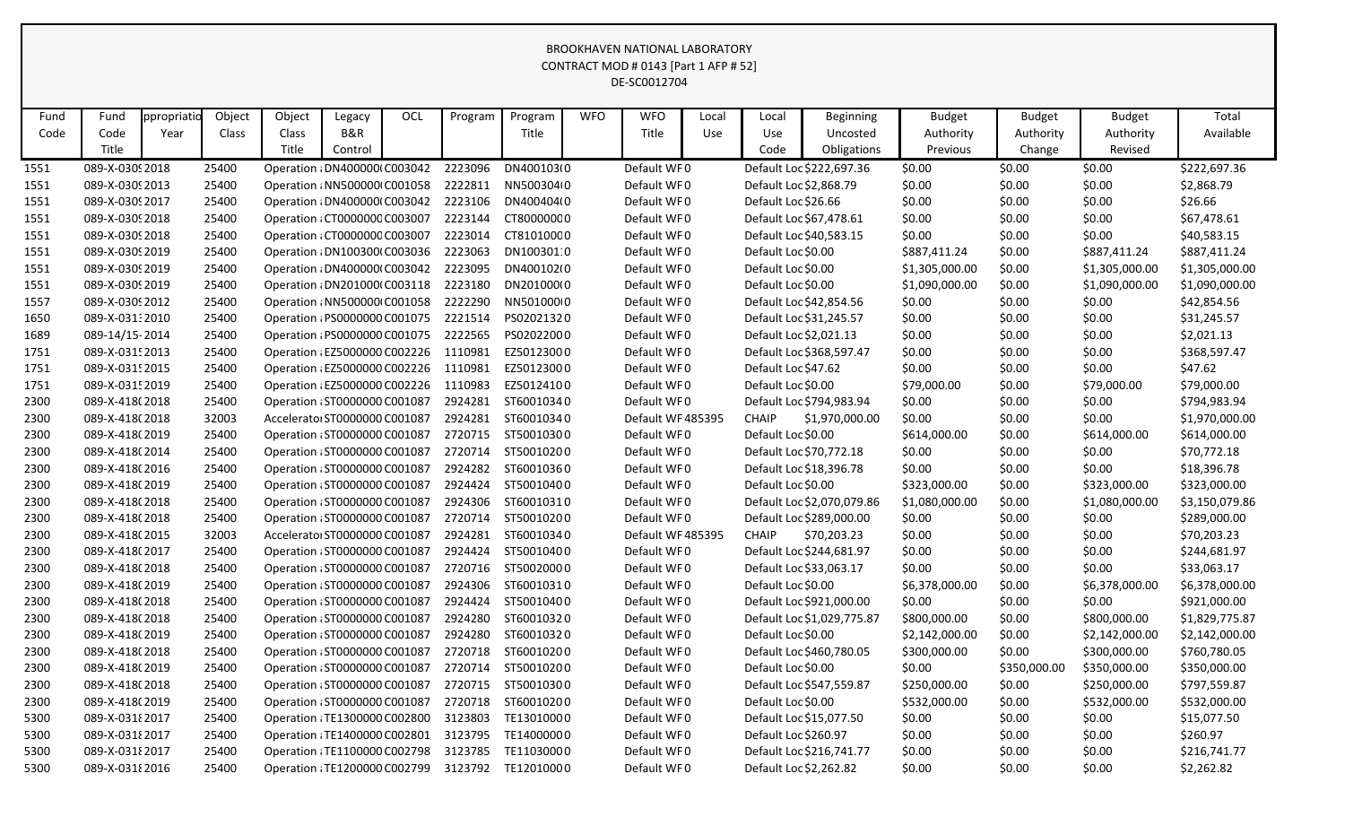BROOKHAVEN NATIONAL LABORATORY
CONTRACT MOD # 0143 [Part 1 AFP # 52]
DE-SC0012704

| Fund Code | Fund Code Title | ppropriatio Year | Object Class | Object Class Title | Legacy B&R Control | OCL | Program | Program Title | WFO | WFO Title | Local Use | Local Use Code | Beginning Uncosted Obligations | Budget Authority Previous | Budget Authority Change | Budget Authority Revised | Total Available |
|---|---|---|---|---|---|---|---|---|---|---|---|---|---|---|---|---|---|
| 1551 | 089-X-030 | 2018 | 25400 | Operation | DN400000 | C003042 | 2223096 | DN400103 | 0 | Default WF | 0 | Default Loc | $222,697.36 | $0.00 | $0.00 | $0.00 | $222,697.36 |
| 1551 | 089-X-030 | 2013 | 25400 | Operation | NN500000 | C001058 | 2222811 | NN500304 | 0 | Default WF | 0 | Default Loc | $2,868.79 | $0.00 | $0.00 | $0.00 | $2,868.79 |
| 1551 | 089-X-030 | 2017 | 25400 | Operation | DN400000 | C003042 | 2223106 | DN400404 | 0 | Default WF | 0 | Default Loc | $26.66 | $0.00 | $0.00 | $0.00 | $26.66 |
| 1551 | 089-X-030 | 2018 | 25400 | Operation | CT0000000 | C003007 | 2223144 | CT800000 | 0 | Default WF | 0 | Default Loc | $67,478.61 | $0.00 | $0.00 | $0.00 | $67,478.61 |
| 1551 | 089-X-030 | 2018 | 25400 | Operation | CT0000000 | C003007 | 2223014 | CT810100 | 0 | Default WF | 0 | Default Loc | $40,583.15 | $0.00 | $0.00 | $0.00 | $40,583.15 |
| 1551 | 089-X-030 | 2019 | 25400 | Operation | DN100300 | C003036 | 2223063 | DN100301 | 0 | Default WF | 0 | Default Loc | $0.00 | $887,411.24 | $0.00 | $887,411.24 | $887,411.24 |
| 1551 | 089-X-030 | 2019 | 25400 | Operation | DN400000 | C003042 | 2223095 | DN400102 | 0 | Default WF | 0 | Default Loc | $0.00 | $1,305,000.00 | $0.00 | $1,305,000.00 | $1,305,000.00 |
| 1551 | 089-X-030 | 2019 | 25400 | Operation | DN201000 | C003118 | 2223180 | DN201000 | 0 | Default WF | 0 | Default Loc | $0.00 | $1,090,000.00 | $0.00 | $1,090,000.00 | $1,090,000.00 |
| 1557 | 089-X-030 | 2012 | 25400 | Operation | NN500000 | C001058 | 2222290 | NN501000 | 0 | Default WF | 0 | Default Loc | $42,854.56 | $0.00 | $0.00 | $0.00 | $42,854.56 |
| 1650 | 089-X-031 | 2010 | 25400 | Operation | PS0000000 | C001075 | 2221514 | PS0202132 | 0 | Default WF | 0 | Default Loc | $31,245.57 | $0.00 | $0.00 | $0.00 | $31,245.57 |
| 1689 | 089-14/15- | 2014 | 25400 | Operation | PS0000000 | C001075 | 2222565 | PS0202200 | 0 | Default WF | 0 | Default Loc | $2,021.13 | $0.00 | $0.00 | $0.00 | $2,021.13 |
| 1751 | 089-X-031 | 2013 | 25400 | Operation | EZ5000000 | C002226 | 1110981 | EZ5012300 | 0 | Default WF | 0 | Default Loc | $368,597.47 | $0.00 | $0.00 | $0.00 | $368,597.47 |
| 1751 | 089-X-031 | 2015 | 25400 | Operation | EZ5000000 | C002226 | 1110981 | EZ5012300 | 0 | Default WF | 0 | Default Loc | $47.62 | $0.00 | $0.00 | $0.00 | $47.62 |
| 1751 | 089-X-031 | 2019 | 25400 | Operation | EZ5000000 | C002226 | 1110983 | EZ5012410 | 0 | Default WF | 0 | Default Loc | $0.00 | $79,000.00 | $0.00 | $79,000.00 | $79,000.00 |
| 2300 | 089-X-418 | 2018 | 25400 | Operation | ST0000000 | C001087 | 2924281 | ST6001034 | 0 | Default WF | 0 | Default Loc | $794,983.94 | $0.00 | $0.00 | $0.00 | $794,983.94 |
| 2300 | 089-X-418 | 2018 | 32003 | Accelerato | ST0000000 | C001087 | 2924281 | ST6001034 | 0 | Default WF | 485395 | CHAIP | $1,970,000.00 | $0.00 | $0.00 | $0.00 | $1,970,000.00 |
| 2300 | 089-X-418 | 2019 | 25400 | Operation | ST0000000 | C001087 | 2720715 | ST5001030 | 0 | Default WF | 0 | Default Loc | $0.00 | $614,000.00 | $0.00 | $614,000.00 | $614,000.00 |
| 2300 | 089-X-418 | 2014 | 25400 | Operation | ST0000000 | C001087 | 2720714 | ST5001020 | 0 | Default WF | 0 | Default Loc | $70,772.18 | $0.00 | $0.00 | $0.00 | $70,772.18 |
| 2300 | 089-X-418 | 2016 | 25400 | Operation | ST0000000 | C001087 | 2924282 | ST6001036 | 0 | Default WF | 0 | Default Loc | $18,396.78 | $0.00 | $0.00 | $0.00 | $18,396.78 |
| 2300 | 089-X-418 | 2019 | 25400 | Operation | ST0000000 | C001087 | 2924424 | ST5001040 | 0 | Default WF | 0 | Default Loc | $0.00 | $323,000.00 | $0.00 | $323,000.00 | $323,000.00 |
| 2300 | 089-X-418 | 2018 | 25400 | Operation | ST0000000 | C001087 | 2924306 | ST6001031 | 0 | Default WF | 0 | Default Loc | $2,070,079.86 | $1,080,000.00 | $0.00 | $1,080,000.00 | $3,150,079.86 |
| 2300 | 089-X-418 | 2018 | 25400 | Operation | ST0000000 | C001087 | 2720714 | ST5001020 | 0 | Default WF | 0 | Default Loc | $289,000.00 | $0.00 | $0.00 | $0.00 | $289,000.00 |
| 2300 | 089-X-418 | 2015 | 32003 | Accelerato | ST0000000 | C001087 | 2924281 | ST6001034 | 0 | Default WF | 485395 | CHAIP | $70,203.23 | $0.00 | $0.00 | $0.00 | $70,203.23 |
| 2300 | 089-X-418 | 2017 | 25400 | Operation | ST0000000 | C001087 | 2924424 | ST5001040 | 0 | Default WF | 0 | Default Loc | $244,681.97 | $0.00 | $0.00 | $0.00 | $244,681.97 |
| 2300 | 089-X-418 | 2018 | 25400 | Operation | ST0000000 | C001087 | 2720716 | ST5002000 | 0 | Default WF | 0 | Default Loc | $33,063.17 | $0.00 | $0.00 | $0.00 | $33,063.17 |
| 2300 | 089-X-418 | 2019 | 25400 | Operation | ST0000000 | C001087 | 2924306 | ST6001031 | 0 | Default WF | 0 | Default Loc | $0.00 | $6,378,000.00 | $0.00 | $6,378,000.00 | $6,378,000.00 |
| 2300 | 089-X-418 | 2018 | 25400 | Operation | ST0000000 | C001087 | 2924424 | ST5001040 | 0 | Default WF | 0 | Default Loc | $921,000.00 | $0.00 | $0.00 | $0.00 | $921,000.00 |
| 2300 | 089-X-418 | 2018 | 25400 | Operation | ST0000000 | C001087 | 2924280 | ST6001032 | 0 | Default WF | 0 | Default Loc | $1,029,775.87 | $800,000.00 | $0.00 | $800,000.00 | $1,829,775.87 |
| 2300 | 089-X-418 | 2019 | 25400 | Operation | ST0000000 | C001087 | 2924280 | ST6001032 | 0 | Default WF | 0 | Default Loc | $0.00 | $2,142,000.00 | $0.00 | $2,142,000.00 | $2,142,000.00 |
| 2300 | 089-X-418 | 2018 | 25400 | Operation | ST0000000 | C001087 | 2720718 | ST6001020 | 0 | Default WF | 0 | Default Loc | $460,780.05 | $300,000.00 | $0.00 | $300,000.00 | $760,780.05 |
| 2300 | 089-X-418 | 2019 | 25400 | Operation | ST0000000 | C001087 | 2720714 | ST5001020 | 0 | Default WF | 0 | Default Loc | $0.00 | $0.00 | $350,000.00 | $350,000.00 | $350,000.00 |
| 2300 | 089-X-418 | 2018 | 25400 | Operation | ST0000000 | C001087 | 2720715 | ST5001030 | 0 | Default WF | 0 | Default Loc | $547,559.87 | $250,000.00 | $0.00 | $250,000.00 | $797,559.87 |
| 2300 | 089-X-418 | 2019 | 25400 | Operation | ST0000000 | C001087 | 2720718 | ST6001020 | 0 | Default WF | 0 | Default Loc | $0.00 | $532,000.00 | $0.00 | $532,000.00 | $532,000.00 |
| 5300 | 089-X-031 | 2017 | 25400 | Operation | TE1300000 | C002800 | 3123803 | TE1301000 | 0 | Default WF | 0 | Default Loc | $15,077.50 | $0.00 | $0.00 | $0.00 | $15,077.50 |
| 5300 | 089-X-031 | 2017 | 25400 | Operation | TE1400000 | C002801 | 3123795 | TE1400000 | 0 | Default WF | 0 | Default Loc | $260.97 | $0.00 | $0.00 | $0.00 | $260.97 |
| 5300 | 089-X-031 | 2017 | 25400 | Operation | TE1100000 | C002798 | 3123785 | TE1103000 | 0 | Default WF | 0 | Default Loc | $216,741.77 | $0.00 | $0.00 | $0.00 | $216,741.77 |
| 5300 | 089-X-031 | 2016 | 25400 | Operation | TE1200000 | C002799 | 3123792 | TE1201000 | 0 | Default WF | 0 | Default Loc | $2,262.82 | $0.00 | $0.00 | $0.00 | $2,262.82 |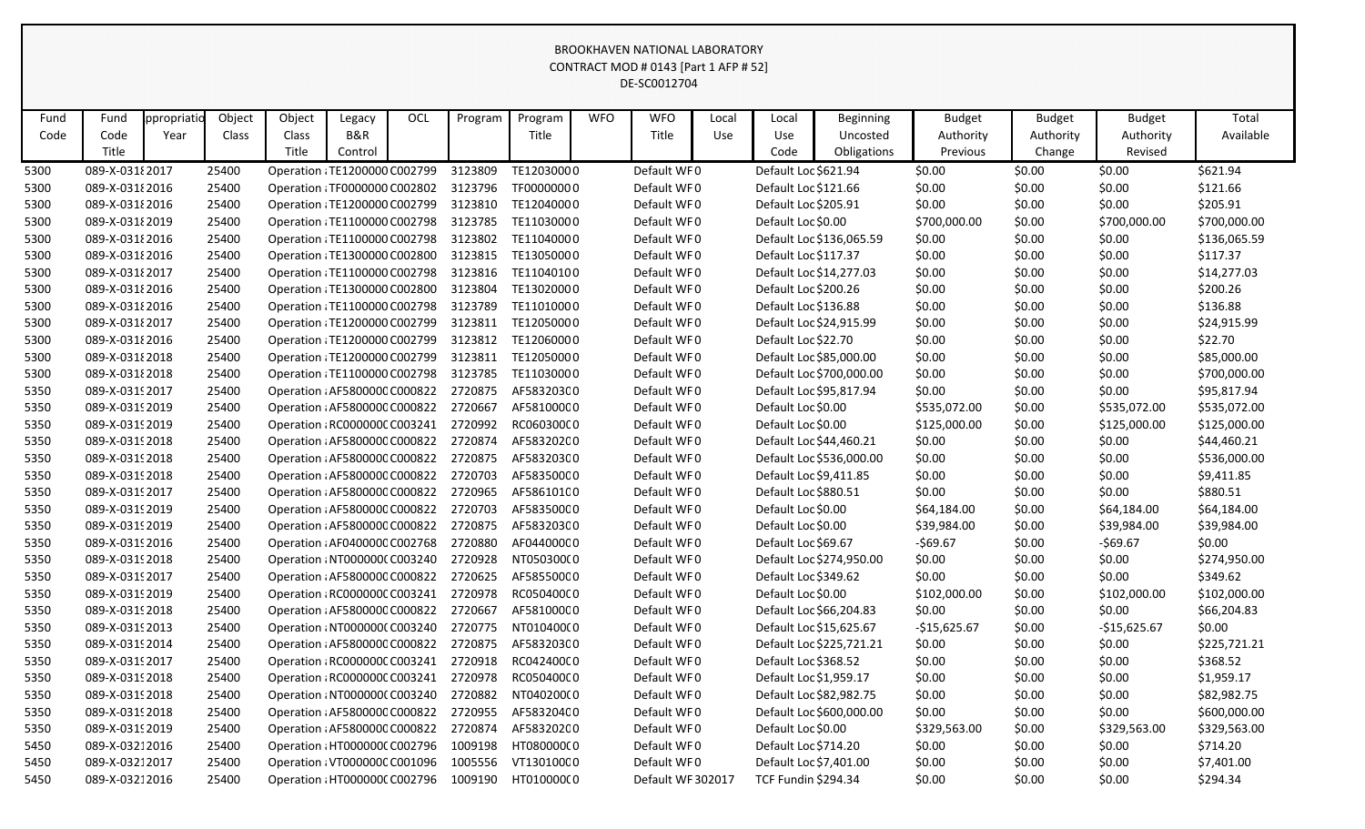BROOKHAVEN NATIONAL LABORATORY
CONTRACT MOD # 0143 [Part 1 AFP # 52]
DE-SC0012704

| Fund Code | Fund Code Title | ppropriatio Year | Object Class | Object Class Title | Legacy B&R Control | OCL | Program | Program Title | WFO | WFO Title | Local Use | Local Use Code | Beginning Uncosted Obligations | Budget Authority Previous | Budget Authority Change | Budget Authority Revised | Total Available |
|---|---|---|---|---|---|---|---|---|---|---|---|---|---|---|---|---|---|
| 5300 | 089-X-0318 | 2017 | 25400 | Operation | TE1200000 | C002799 | 3123809 | TE12030000 | 0 | Default WF | 0 | Default Loc | $621.94 | $0.00 | $0.00 | $0.00 | $621.94 |
| 5300 | 089-X-0318 | 2016 | 25400 | Operation | TF0000000 | C002802 | 3123796 | TF00000000 | 0 | Default WF | 0 | Default Loc | $121.66 | $0.00 | $0.00 | $0.00 | $121.66 |
| 5300 | 089-X-0318 | 2016 | 25400 | Operation | TE1200000 | C002799 | 3123810 | TE12040000 | 0 | Default WF | 0 | Default Loc | $205.91 | $0.00 | $0.00 | $0.00 | $205.91 |
| 5300 | 089-X-0318 | 2019 | 25400 | Operation | TE1100000 | C002798 | 3123785 | TE11030000 | 0 | Default WF | 0 | Default Loc | $0.00 | $700,000.00 | $0.00 | $700,000.00 | $700,000.00 |
| 5300 | 089-X-0318 | 2016 | 25400 | Operation | TE1100000 | C002798 | 3123802 | TE11040000 | 0 | Default WF | 0 | Default Loc | $136,065.59 | $0.00 | $0.00 | $0.00 | $136,065.59 |
| 5300 | 089-X-0318 | 2016 | 25400 | Operation | TE1300000 | C002800 | 3123815 | TE13050000 | 0 | Default WF | 0 | Default Loc | $117.37 | $0.00 | $0.00 | $0.00 | $117.37 |
| 5300 | 089-X-0318 | 2017 | 25400 | Operation | TE1100000 | C002798 | 3123816 | TE11040100 | 0 | Default WF | 0 | Default Loc | $14,277.03 | $0.00 | $0.00 | $0.00 | $14,277.03 |
| 5300 | 089-X-0318 | 2016 | 25400 | Operation | TE1300000 | C002800 | 3123804 | TE13020000 | 0 | Default WF | 0 | Default Loc | $200.26 | $0.00 | $0.00 | $0.00 | $200.26 |
| 5300 | 089-X-0318 | 2016 | 25400 | Operation | TE1100000 | C002798 | 3123789 | TE11010000 | 0 | Default WF | 0 | Default Loc | $136.88 | $0.00 | $0.00 | $0.00 | $136.88 |
| 5300 | 089-X-0318 | 2017 | 25400 | Operation | TE1200000 | C002799 | 3123811 | TE12050000 | 0 | Default WF | 0 | Default Loc | $24,915.99 | $0.00 | $0.00 | $0.00 | $24,915.99 |
| 5300 | 089-X-0318 | 2016 | 25400 | Operation | TE1200000 | C002799 | 3123812 | TE12060000 | 0 | Default WF | 0 | Default Loc | $22.70 | $0.00 | $0.00 | $0.00 | $22.70 |
| 5300 | 089-X-0318 | 2018 | 25400 | Operation | TE1200000 | C002799 | 3123811 | TE12050000 | 0 | Default WF | 0 | Default Loc | $85,000.00 | $0.00 | $0.00 | $0.00 | $85,000.00 |
| 5300 | 089-X-0318 | 2018 | 25400 | Operation | TE1100000 | C002798 | 3123785 | TE11030000 | 0 | Default WF | 0 | Default Loc | $700,000.00 | $0.00 | $0.00 | $0.00 | $700,000.00 |
| 5350 | 089-X-0319 | 2017 | 25400 | Operation | AF5800000 | C000822 | 2720875 | AF58320300 | 0 | Default WF | 0 | Default Loc | $95,817.94 | $0.00 | $0.00 | $0.00 | $95,817.94 |
| 5350 | 089-X-0319 | 2019 | 25400 | Operation | AF5800000 | C000822 | 2720667 | AF58100000 | 0 | Default WF | 0 | Default Loc | $0.00 | $535,072.00 | $0.00 | $535,072.00 | $535,072.00 |
| 5350 | 089-X-0319 | 2019 | 25400 | Operation | RC0000000 | C003241 | 2720992 | RC06030000 | 0 | Default WF | 0 | Default Loc | $0.00 | $125,000.00 | $0.00 | $125,000.00 | $125,000.00 |
| 5350 | 089-X-0319 | 2018 | 25400 | Operation | AF5800000 | C000822 | 2720874 | AF58320200 | 0 | Default WF | 0 | Default Loc | $44,460.21 | $0.00 | $0.00 | $0.00 | $44,460.21 |
| 5350 | 089-X-0319 | 2018 | 25400 | Operation | AF5800000 | C000822 | 2720875 | AF58320300 | 0 | Default WF | 0 | Default Loc | $536,000.00 | $0.00 | $0.00 | $0.00 | $536,000.00 |
| 5350 | 089-X-0319 | 2018 | 25400 | Operation | AF5800000 | C000822 | 2720703 | AF58350000 | 0 | Default WF | 0 | Default Loc | $9,411.85 | $0.00 | $0.00 | $0.00 | $9,411.85 |
| 5350 | 089-X-0319 | 2017 | 25400 | Operation | AF5800000 | C000822 | 2720965 | AF58610100 | 0 | Default WF | 0 | Default Loc | $880.51 | $0.00 | $0.00 | $0.00 | $880.51 |
| 5350 | 089-X-0319 | 2019 | 25400 | Operation | AF5800000 | C000822 | 2720703 | AF58350000 | 0 | Default WF | 0 | Default Loc | $0.00 | $64,184.00 | $0.00 | $64,184.00 | $64,184.00 |
| 5350 | 089-X-0319 | 2019 | 25400 | Operation | AF5800000 | C000822 | 2720875 | AF58320300 | 0 | Default WF | 0 | Default Loc | $0.00 | $39,984.00 | $0.00 | $39,984.00 | $39,984.00 |
| 5350 | 089-X-0319 | 2016 | 25400 | Operation | AF0400000 | C002768 | 2720880 | AF04400000 | 0 | Default WF | 0 | Default Loc | $69.67 | -$69.67 | $0.00 | -$69.67 | $0.00 |
| 5350 | 089-X-0319 | 2018 | 25400 | Operation | NT0000000 | C003240 | 2720928 | NT05030000 | 0 | Default WF | 0 | Default Loc | $274,950.00 | $0.00 | $0.00 | $0.00 | $274,950.00 |
| 5350 | 089-X-0319 | 2017 | 25400 | Operation | AF5800000 | C000822 | 2720625 | AF58550000 | 0 | Default WF | 0 | Default Loc | $349.62 | $0.00 | $0.00 | $0.00 | $349.62 |
| 5350 | 089-X-0319 | 2019 | 25400 | Operation | RC0000000 | C003241 | 2720978 | RC05040000 | 0 | Default WF | 0 | Default Loc | $0.00 | $102,000.00 | $0.00 | $102,000.00 | $102,000.00 |
| 5350 | 089-X-0319 | 2018 | 25400 | Operation | AF5800000 | C000822 | 2720667 | AF58100000 | 0 | Default WF | 0 | Default Loc | $66,204.83 | $0.00 | $0.00 | $0.00 | $66,204.83 |
| 5350 | 089-X-0319 | 2013 | 25400 | Operation | NT0000000 | C003240 | 2720775 | NT01040000 | 0 | Default WF | 0 | Default Loc | $15,625.67 | -$15,625.67 | $0.00 | -$15,625.67 | $0.00 |
| 5350 | 089-X-0319 | 2014 | 25400 | Operation | AF5800000 | C000822 | 2720875 | AF58320300 | 0 | Default WF | 0 | Default Loc | $225,721.21 | $0.00 | $0.00 | $0.00 | $225,721.21 |
| 5350 | 089-X-0319 | 2017 | 25400 | Operation | RC0000000 | C003241 | 2720918 | RC04240000 | 0 | Default WF | 0 | Default Loc | $368.52 | $0.00 | $0.00 | $0.00 | $368.52 |
| 5350 | 089-X-0319 | 2018 | 25400 | Operation | RC0000000 | C003241 | 2720978 | RC05040000 | 0 | Default WF | 0 | Default Loc | $1,959.17 | $0.00 | $0.00 | $0.00 | $1,959.17 |
| 5350 | 089-X-0319 | 2018 | 25400 | Operation | NT0000000 | C003240 | 2720882 | NT04020000 | 0 | Default WF | 0 | Default Loc | $82,982.75 | $0.00 | $0.00 | $0.00 | $82,982.75 |
| 5350 | 089-X-0319 | 2018 | 25400 | Operation | AF5800000 | C000822 | 2720955 | AF58320400 | 0 | Default WF | 0 | Default Loc | $600,000.00 | $0.00 | $0.00 | $0.00 | $600,000.00 |
| 5350 | 089-X-0319 | 2019 | 25400 | Operation | AF5800000 | C000822 | 2720874 | AF58320200 | 0 | Default WF | 0 | Default Loc | $0.00 | $329,563.00 | $0.00 | $329,563.00 | $329,563.00 |
| 5450 | 089-X-0321 | 2016 | 25400 | Operation | HT0000000 | C002796 | 1009198 | HT08000000 | 0 | Default WF | 0 | Default Loc | $714.20 | $0.00 | $0.00 | $0.00 | $714.20 |
| 5450 | 089-X-0321 | 2017 | 25400 | Operation | VT0000000 | C001096 | 1005556 | VT13010000 | 0 | Default WF | 0 | Default Loc | $7,401.00 | $0.00 | $0.00 | $0.00 | $7,401.00 |
| 5450 | 089-X-0321 | 2016 | 25400 | Operation | HT0000000 | C002796 | 1009190 | HT01000000 | 0 | Default WF | 302017 | TCF Fundin | $294.34 | $0.00 | $0.00 | $0.00 | $294.34 |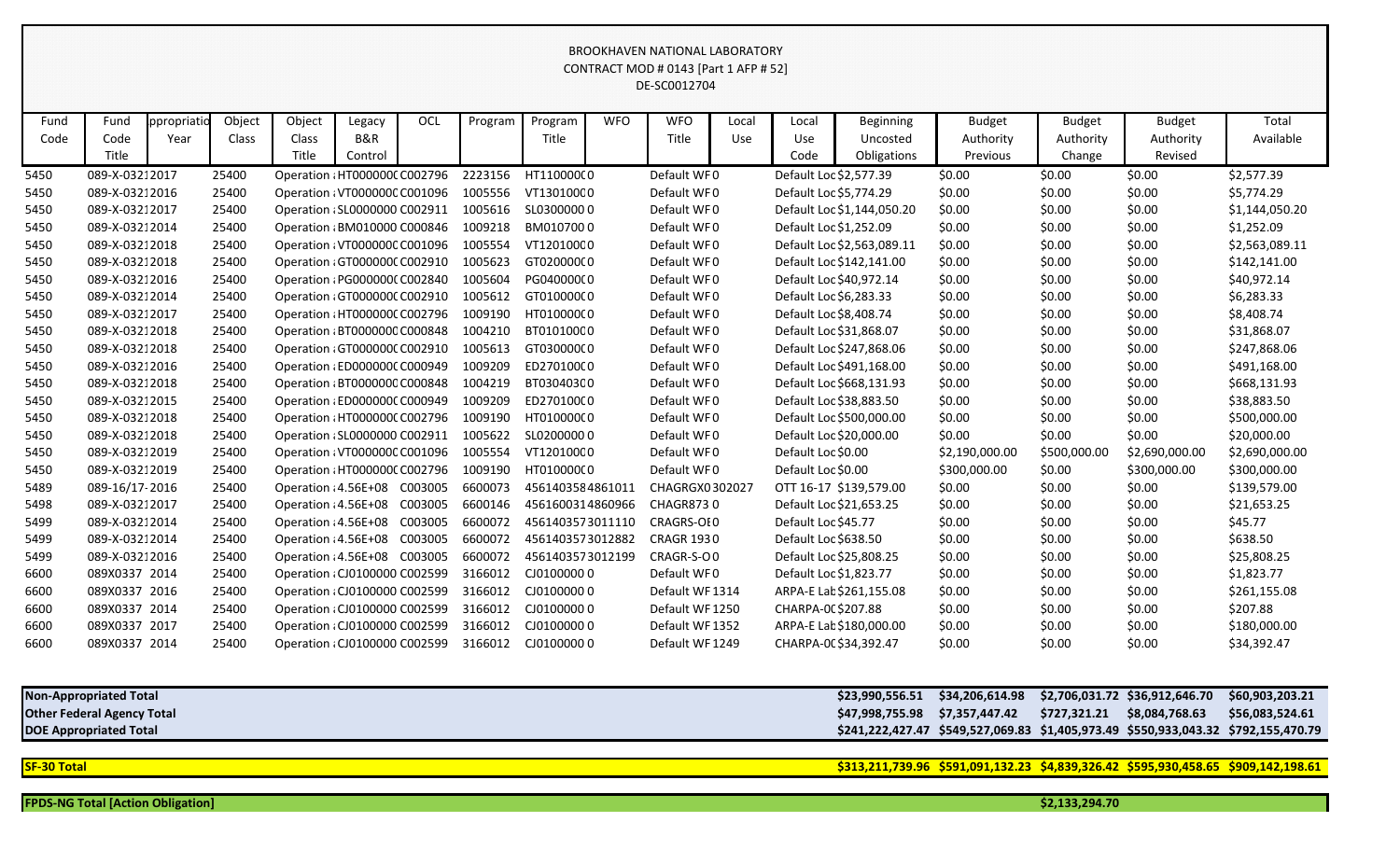BROOKHAVEN NATIONAL LABORATORY
CONTRACT MOD # 0143 [Part 1 AFP # 52]
DE-SC0012704

| Fund Code | Fund Code Title | ppropriatio Year | Object Class | Object Class Title | Legacy B&R Control | OCL | Program | Program Title | WFO | WFO Title | Local Use | Local Use Code | Beginning Uncosted Obligations | Budget Authority Previous | Budget Authority Change | Budget Authority Revised | Total Available |
|---|---|---|---|---|---|---|---|---|---|---|---|---|---|---|---|---|---|
| 5450 | 089-X-0321 | 2017 | 25400 | Operation | HT000000C | C002796 | 2223156 | HT1100000 | 0 | Default WF | 0 | Default Loc | $2,577.39 | $0.00 | $0.00 | $0.00 | $2,577.39 |
| 5450 | 089-X-0321 | 2016 | 25400 | Operation | VT000000C | C001096 | 1005556 | VT1301000 | 0 | Default WF | 0 | Default Loc | $5,774.29 | $0.00 | $0.00 | $0.00 | $5,774.29 |
| 5450 | 089-X-0321 | 2017 | 25400 | Operation | SL0000000 | C002911 | 1005616 | SL0300000 | 0 | Default WF | 0 | Default Loc | $1,144,050.20 | $0.00 | $0.00 | $0.00 | $1,144,050.20 |
| 5450 | 089-X-0321 | 2014 | 25400 | Operation | BM010000 | C000846 | 1009218 | BM010700 | 0 | Default WF | 0 | Default Loc | $1,252.09 | $0.00 | $0.00 | $0.00 | $1,252.09 |
| 5450 | 089-X-0321 | 2018 | 25400 | Operation | VT000000C | C001096 | 1005554 | VT1201000 | 0 | Default WF | 0 | Default Loc | $2,563,089.11 | $0.00 | $0.00 | $0.00 | $2,563,089.11 |
| 5450 | 089-X-0321 | 2018 | 25400 | Operation | GT000000C | C002910 | 1005623 | GT0200000 | 0 | Default WF | 0 | Default Loc | $142,141.00 | $0.00 | $0.00 | $0.00 | $142,141.00 |
| 5450 | 089-X-0321 | 2016 | 25400 | Operation | PG000000C | C002840 | 1005604 | PG0400000 | 0 | Default WF | 0 | Default Loc | $40,972.14 | $0.00 | $0.00 | $0.00 | $40,972.14 |
| 5450 | 089-X-0321 | 2014 | 25400 | Operation | GT000000C | C002910 | 1005612 | GT0100000 | 0 | Default WF | 0 | Default Loc | $6,283.33 | $0.00 | $0.00 | $0.00 | $6,283.33 |
| 5450 | 089-X-0321 | 2017 | 25400 | Operation | HT000000C | C002796 | 1009190 | HT0100000 | 0 | Default WF | 0 | Default Loc | $8,408.74 | $0.00 | $0.00 | $0.00 | $8,408.74 |
| 5450 | 089-X-0321 | 2018 | 25400 | Operation | BT000000C | C000848 | 1004210 | BT0101000 | 0 | Default WF | 0 | Default Loc | $31,868.07 | $0.00 | $0.00 | $0.00 | $31,868.07 |
| 5450 | 089-X-0321 | 2018 | 25400 | Operation | GT000000C | C002910 | 1005613 | GT0300000 | 0 | Default WF | 0 | Default Loc | $247,868.06 | $0.00 | $0.00 | $0.00 | $247,868.06 |
| 5450 | 089-X-0321 | 2016 | 25400 | Operation | ED000000C | C000949 | 1009209 | ED2701000 | 0 | Default WF | 0 | Default Loc | $491,168.00 | $0.00 | $0.00 | $0.00 | $491,168.00 |
| 5450 | 089-X-0321 | 2018 | 25400 | Operation | BT000000C | C000848 | 1004219 | BT0304030 | 0 | Default WF | 0 | Default Loc | $668,131.93 | $0.00 | $0.00 | $0.00 | $668,131.93 |
| 5450 | 089-X-0321 | 2015 | 25400 | Operation | ED000000C | C000949 | 1009209 | ED2701000 | 0 | Default WF | 0 | Default Loc | $38,883.50 | $0.00 | $0.00 | $0.00 | $38,883.50 |
| 5450 | 089-X-0321 | 2018 | 25400 | Operation | HT000000C | C002796 | 1009190 | HT0100000 | 0 | Default WF | 0 | Default Loc | $500,000.00 | $0.00 | $0.00 | $0.00 | $500,000.00 |
| 5450 | 089-X-0321 | 2018 | 25400 | Operation | SL0000000 | C002911 | 1005622 | SL0200000 | 0 | Default WF | 0 | Default Loc | $20,000.00 | $0.00 | $0.00 | $0.00 | $20,000.00 |
| 5450 | 089-X-0321 | 2019 | 25400 | Operation | VT000000C | C001096 | 1005554 | VT1201000 | 0 | Default WF | 0 | Default Loc | $0.00 | $2,190,000.00 | $500,000.00 | $2,690,000.00 | $2,690,000.00 |
| 5450 | 089-X-0321 | 2019 | 25400 | Operation | HT000000C | C002796 | 1009190 | HT0100000 | 0 | Default WF | 0 | Default Loc | $0.00 | $300,000.00 | $0.00 | $300,000.00 | $300,000.00 |
| 5489 | 089-16/17- | 2016 | 25400 | Operation | 4.56E+08 | C003005 | 6600073 | 4561403584 | 861011 | CHAGRGX0 | 302027 | OTT 16-17 | $139,579.00 | $0.00 | $0.00 | $0.00 | $139,579.00 |
| 5498 | 089-X-0321 | 2017 | 25400 | Operation | 4.56E+08 | C003005 | 6600146 | 4561600314 | 860966 | CHAGR873 | 0 | Default Loc | $21,653.25 | $0.00 | $0.00 | $0.00 | $21,653.25 |
| 5499 | 089-X-0321 | 2014 | 25400 | Operation | 4.56E+08 | C003005 | 6600072 | 4561403573 | 011110 | CRAGRS-OE | 0 | Default Loc | $45.77 | $0.00 | $0.00 | $0.00 | $45.77 |
| 5499 | 089-X-0321 | 2014 | 25400 | Operation | 4.56E+08 | C003005 | 6600072 | 4561403573 | 012882 | CRAGR 193 | 0 | Default Loc | $638.50 | $0.00 | $0.00 | $0.00 | $638.50 |
| 5499 | 089-X-0321 | 2016 | 25400 | Operation | 4.56E+08 | C003005 | 6600072 | 4561403573 | 012199 | CRAGR-S-O | 0 | Default Loc | $25,808.25 | $0.00 | $0.00 | $0.00 | $25,808.25 |
| 6600 | 089X0337 | 2014 | 25400 | Operation | CJ0100000 | C002599 | 3166012 | CJ0100000 | 0 | Default WF | 0 | Default Loc | $1,823.77 | $0.00 | $0.00 | $0.00 | $1,823.77 |
| 6600 | 089X0337 | 2016 | 25400 | Operation | CJ0100000 | C002599 | 3166012 | CJ0100000 | 0 | Default WF | 1314 | ARPA-E Lab | $261,155.08 | $0.00 | $0.00 | $0.00 | $261,155.08 |
| 6600 | 089X0337 | 2014 | 25400 | Operation | CJ0100000 | C002599 | 3166012 | CJ0100000 | 0 | Default WF | 1250 | CHARPA-0C | $207.88 | $0.00 | $0.00 | $0.00 | $207.88 |
| 6600 | 089X0337 | 2017 | 25400 | Operation | CJ0100000 | C002599 | 3166012 | CJ0100000 | 0 | Default WF | 1352 | ARPA-E Lab | $180,000.00 | $0.00 | $0.00 | $0.00 | $180,000.00 |
| 6600 | 089X0337 | 2014 | 25400 | Operation | CJ0100000 | C002599 | 3166012 | CJ0100000 | 0 | Default WF | 1249 | CHARPA-0C | $34,392.47 | $0.00 | $0.00 | $0.00 | $34,392.47 |

| | Beginning Uncosted Obligations | Budget Authority Previous | Budget Authority Change | Budget Authority Revised | Total Available |
|---|---|---|---|---|---|
| **Non-Appropriated Total** | $23,990,556.51 | $34,206,614.98 | $2,706,031.72 | $36,912,646.70 | $60,903,203.21 |
| **Other Federal Agency Total** | $47,998,755.98 | $7,357,447.42 | $727,321.21 | $8,084,768.63 | $56,083,524.61 |
| **DOE Appropriated Total** | $241,222,427.47 | $549,527,069.83 | $1,405,973.49 | $550,933,043.32 | $792,155,470.79 |
| **SF-30 Total** | $313,211,739.96 | $591,091,132.23 | $4,839,326.42 | $595,930,458.65 | $909,142,198.61 |
| **FPDS-NG Total [Action Obligation]** | | | $2,133,294.70 | | |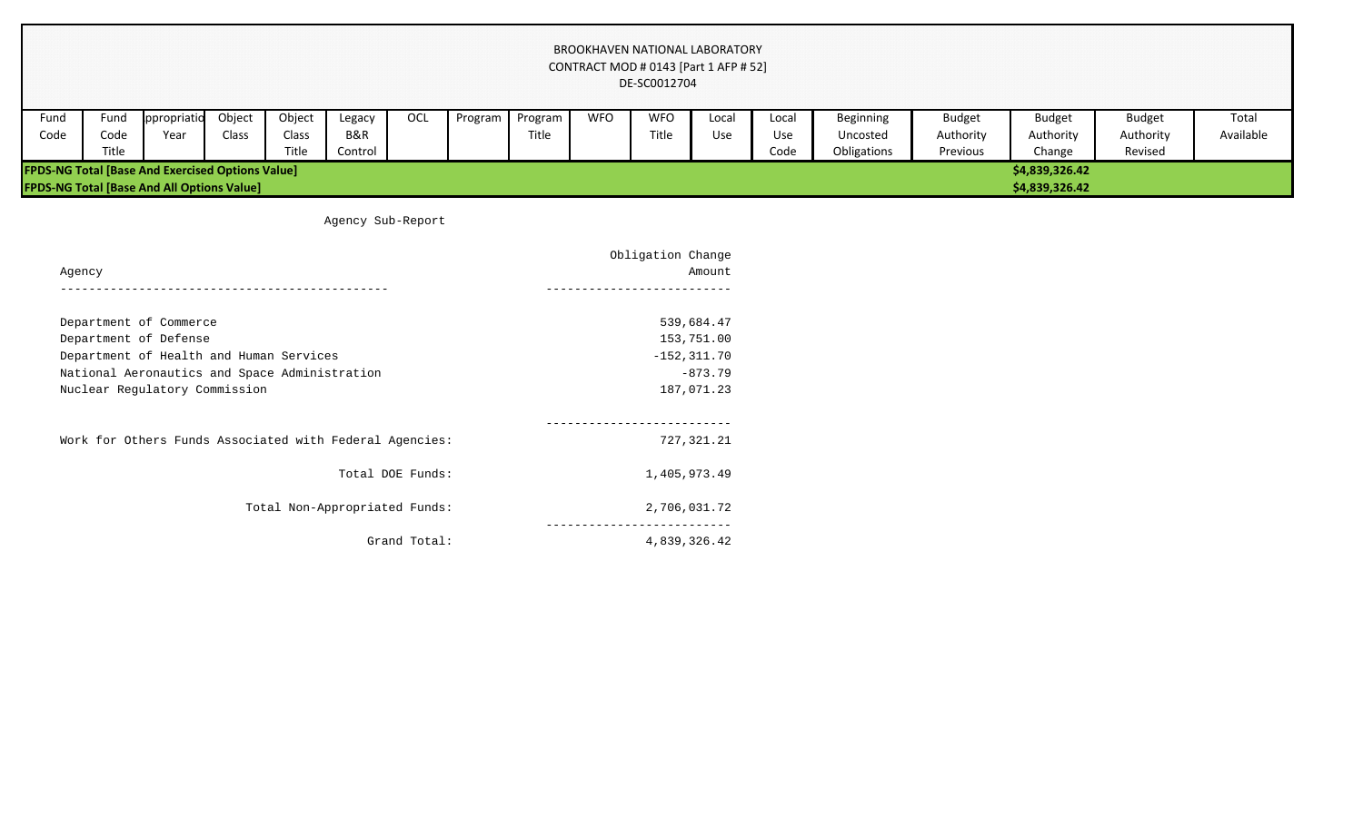BROOKHAVEN NATIONAL LABORATORY
CONTRACT MOD # 0143 [Part 1 AFP # 52]
DE-SC0012704

| Fund Code | Fund Code Title | ppropriatio Year | Object Class | Object Class Title | Legacy B&R Control | OCL | Program | Program Title | WFO | WFO Title | Local Use | Local Use Code | Beginning Uncosted Obligations | Budget Authority Previous | Budget Authority Change | Budget Authority Revised | Total Available |
|---|---|---|---|---|---|---|---|---|---|---|---|---|---|---|---|---|---|
| **FPDS-NG Total [Base And Exercised Options Value]** | | | | | | | | | | | | | | | **$4,839,326.42** | | |
| **FPDS-NG Total [Base And All Options Value]** | | | | | | | | | | | | | | | **$4,839,326.42** | | |

Agency Sub-Report

| Agency | Obligation Change Amount |
|---|---|
| Department of Commerce | 539,684.47 |
| Department of Defense | 153,751.00 |
| Department of Health and Human Services | -152,311.70 |
| National Aeronautics and Space Administration | -873.79 |
| Nuclear Regulatory Commission | 187,071.23 |
| Work for Others Funds Associated with Federal Agencies: | 727,321.21 |
| Total DOE Funds: | 1,405,973.49 |
| Total Non-Appropriated Funds: | 2,706,031.72 |
| Grand Total: | 4,839,326.42 |